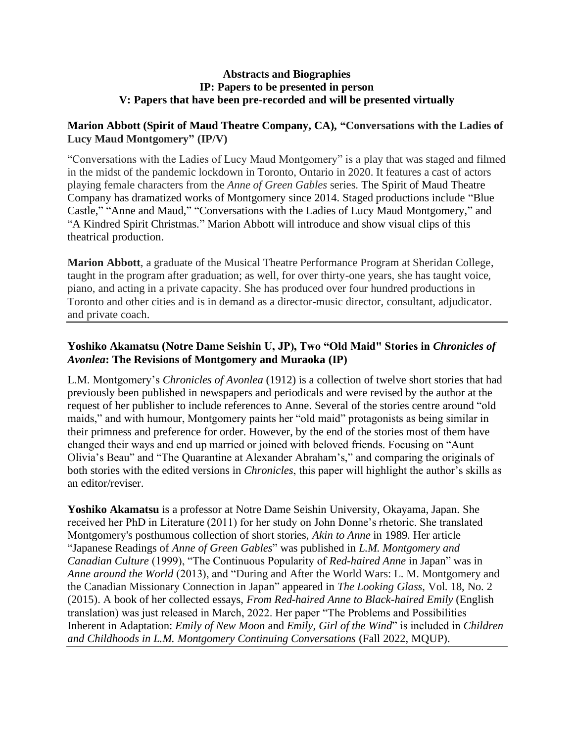**Abstracts and Biographies**
**IP: Papers to be presented in person**
**V: Papers that have been pre-recorded and will be presented virtually**

### Marion Abbott (Spirit of Maud Theatre Company, CA), "Conversations with the Ladies of Lucy Maud Montgomery" (IP/V)

"Conversations with the Ladies of Lucy Maud Montgomery" is a play that was staged and filmed in the midst of the pandemic lockdown in Toronto, Ontario in 2020. It features a cast of actors playing female characters from the *Anne of Green Gables* series. The Spirit of Maud Theatre Company has dramatized works of Montgomery since 2014. Staged productions include "Blue Castle," "Anne and Maud," "Conversations with the Ladies of Lucy Maud Montgomery," and "A Kindred Spirit Christmas." Marion Abbott will introduce and show visual clips of this theatrical production.

**Marion Abbott**, a graduate of the Musical Theatre Performance Program at Sheridan College, taught in the program after graduation; as well, for over thirty-one years, she has taught voice, piano, and acting in a private capacity. She has produced over four hundred productions in Toronto and other cities and is in demand as a director-music director, consultant, adjudicator. and private coach.

---

### Yoshiko Akamatsu (Notre Dame Seishin U, JP), Two "Old Maid" Stories in *Chronicles of Avonlea*: The Revisions of Montgomery and Muraoka (IP)

L.M. Montgomery's *Chronicles of Avonlea* (1912) is a collection of twelve short stories that had previously been published in newspapers and periodicals and were revised by the author at the request of her publisher to include references to Anne. Several of the stories centre around "old maids," and with humour, Montgomery paints her "old maid" protagonists as being similar in their primness and preference for order. However, by the end of the stories most of them have changed their ways and end up married or joined with beloved friends. Focusing on "Aunt Olivia's Beau" and "The Quarantine at Alexander Abraham's," and comparing the originals of both stories with the edited versions in *Chronicles*, this paper will highlight the author's skills as an editor/reviser.

**Yoshiko Akamatsu** is a professor at Notre Dame Seishin University, Okayama, Japan. She received her PhD in Literature (2011) for her study on John Donne's rhetoric. She translated Montgomery's posthumous collection of short stories, *Akin to Anne* in 1989. Her article "Japanese Readings of *Anne of Green Gables*" was published in *L.M. Montgomery and Canadian Culture* (1999), "The Continuous Popularity of *Red-haired Anne* in Japan" was in *Anne around the World* (2013), and "During and After the World Wars: L. M. Montgomery and the Canadian Missionary Connection in Japan" appeared in *The Looking Glass*, Vol. 18, No. 2 (2015). A book of her collected essays, *From Red-haired Anne to Black-haired Emily* (English translation) was just released in March, 2022. Her paper "The Problems and Possibilities Inherent in Adaptation: *Emily of New Moon* and *Emily, Girl of the Wind*" is included in *Children and Childhoods in L.M. Montgomery Continuing Conversations* (Fall 2022, MQUP).

---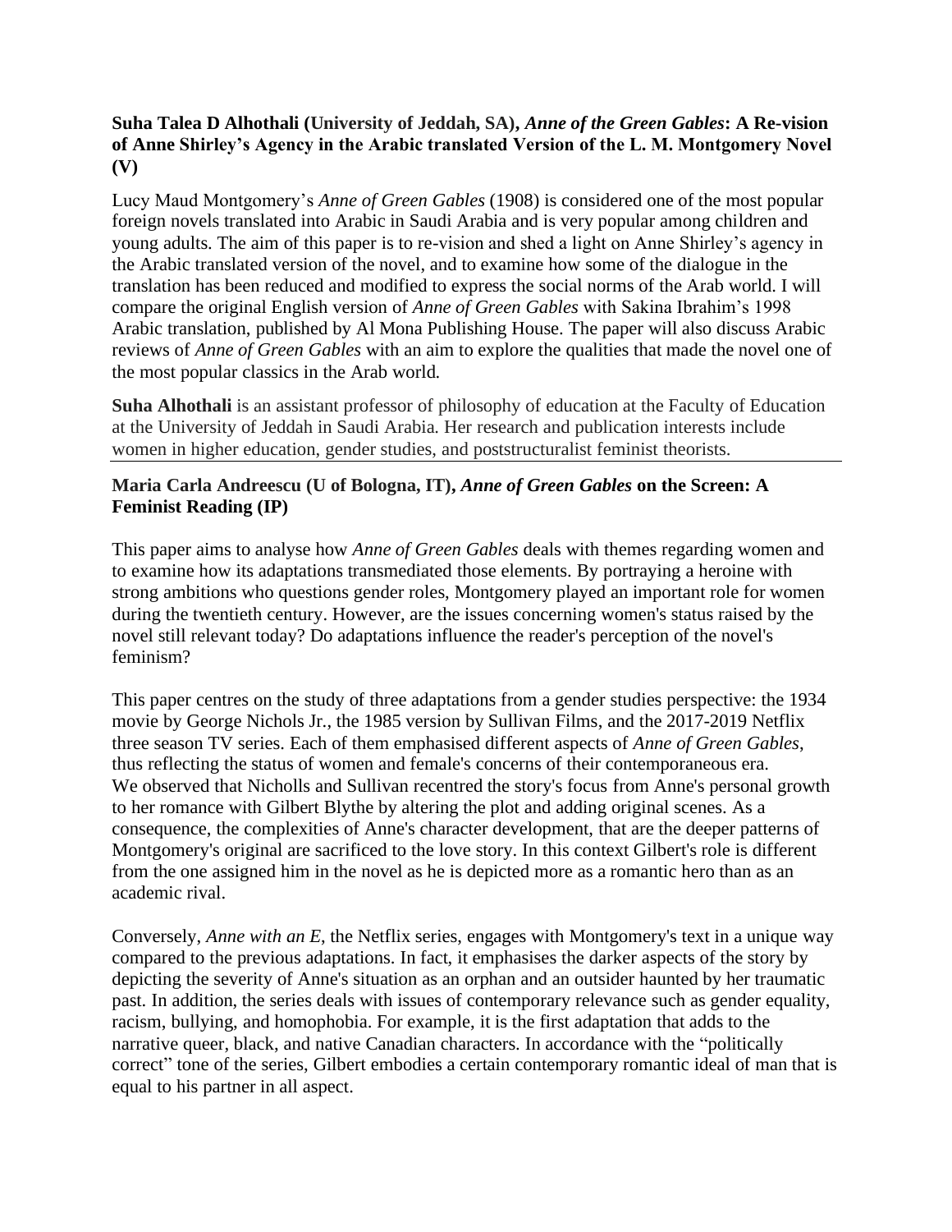### Suha Talea D Alhothali (University of Jeddah, SA), *Anne of the Green Gables*: A Re-vision of Anne Shirley's Agency in the Arabic translated Version of the L. M. Montgomery Novel (V)

Lucy Maud Montgomery's *Anne of Green Gables* (1908) is considered one of the most popular foreign novels translated into Arabic in Saudi Arabia and is very popular among children and young adults. The aim of this paper is to re-vision and shed a light on Anne Shirley's agency in the Arabic translated version of the novel, and to examine how some of the dialogue in the translation has been reduced and modified to express the social norms of the Arab world. I will compare the original English version of *Anne of Green Gables* with Sakina Ibrahim's 1998 Arabic translation, published by Al Mona Publishing House. The paper will also discuss Arabic reviews of *Anne of Green Gables* with an aim to explore the qualities that made the novel one of the most popular classics in the Arab world.

**Suha Alhothali** is an assistant professor of philosophy of education at the Faculty of Education at the University of Jeddah in Saudi Arabia. Her research and publication interests include women in higher education, gender studies, and poststructuralist feminist theorists.

---

### Maria Carla Andreescu (U of Bologna, IT), *Anne of Green Gables* on the Screen: A Feminist Reading (IP)

This paper aims to analyse how *Anne of Green Gables* deals with themes regarding women and to examine how its adaptations transmediated those elements. By portraying a heroine with strong ambitions who questions gender roles, Montgomery played an important role for women during the twentieth century. However, are the issues concerning women's status raised by the novel still relevant today? Do adaptations influence the reader's perception of the novel's feminism?

This paper centres on the study of three adaptations from a gender studies perspective: the 1934 movie by George Nichols Jr., the 1985 version by Sullivan Films, and the 2017-2019 Netflix three season TV series. Each of them emphasised different aspects of *Anne of Green Gables*, thus reflecting the status of women and female's concerns of their contemporaneous era. We observed that Nicholls and Sullivan recentred the story's focus from Anne's personal growth to her romance with Gilbert Blythe by altering the plot and adding original scenes. As a consequence, the complexities of Anne's character development, that are the deeper patterns of Montgomery's original are sacrificed to the love story. In this context Gilbert's role is different from the one assigned him in the novel as he is depicted more as a romantic hero than as an academic rival.

Conversely, *Anne with an E*, the Netflix series, engages with Montgomery's text in a unique way compared to the previous adaptations. In fact, it emphasises the darker aspects of the story by depicting the severity of Anne's situation as an orphan and an outsider haunted by her traumatic past. In addition, the series deals with issues of contemporary relevance such as gender equality, racism, bullying, and homophobia. For example, it is the first adaptation that adds to the narrative queer, black, and native Canadian characters. In accordance with the "politically correct" tone of the series, Gilbert embodies a certain contemporary romantic ideal of man that is equal to his partner in all aspect.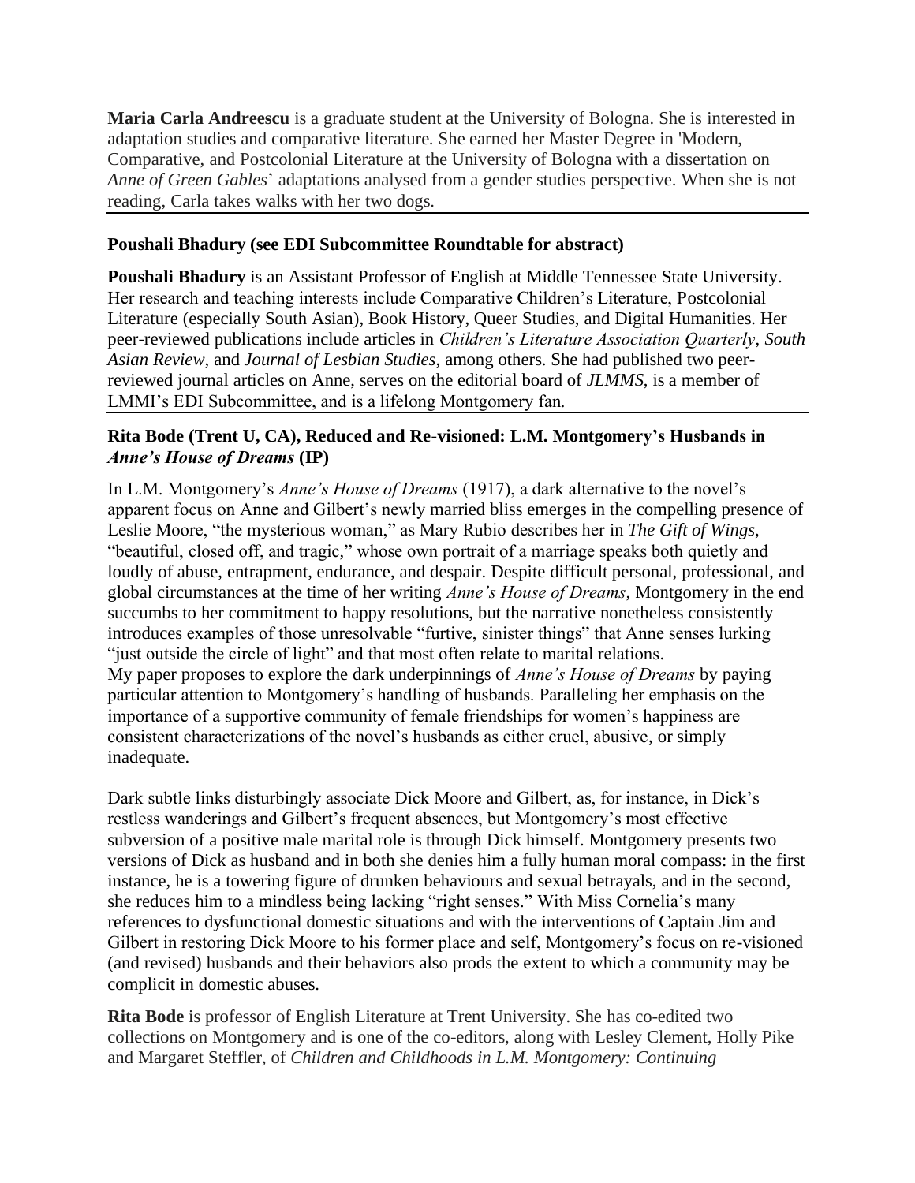**Maria Carla Andreescu** is a graduate student at the University of Bologna. She is interested in adaptation studies and comparative literature. She earned her Master Degree in 'Modern, Comparative, and Postcolonial Literature at the University of Bologna with a dissertation on *Anne of Green Gables*' adaptations analysed from a gender studies perspective. When she is not reading, Carla takes walks with her two dogs.

---

**Poushali Bhadury (see EDI Subcommittee Roundtable for abstract)**

**Poushali Bhadury** is an Assistant Professor of English at Middle Tennessee State University. Her research and teaching interests include Comparative Children's Literature, Postcolonial Literature (especially South Asian), Book History, Queer Studies, and Digital Humanities. Her peer-reviewed publications include articles in *Children's Literature Association Quarterly*, *South Asian Review*, and *Journal of Lesbian Studies*, among others. She had published two peer-reviewed journal articles on Anne, serves on the editorial board of *JLMMS*, is a member of LMMI's EDI Subcommittee, and is a lifelong Montgomery fan.

---

**Rita Bode (Trent U, CA), Reduced and Re-visioned: L.M. Montgomery's Husbands in *Anne's House of Dreams* (IP)**

In L.M. Montgomery's *Anne's House of Dreams* (1917), a dark alternative to the novel's apparent focus on Anne and Gilbert's newly married bliss emerges in the compelling presence of Leslie Moore, "the mysterious woman," as Mary Rubio describes her in *The Gift of Wings*, "beautiful, closed off, and tragic," whose own portrait of a marriage speaks both quietly and loudly of abuse, entrapment, endurance, and despair. Despite difficult personal, professional, and global circumstances at the time of her writing *Anne's House of Dreams*, Montgomery in the end succumbs to her commitment to happy resolutions, but the narrative nonetheless consistently introduces examples of those unresolvable "furtive, sinister things" that Anne senses lurking "just outside the circle of light" and that most often relate to marital relations.
My paper proposes to explore the dark underpinnings of *Anne's House of Dreams* by paying particular attention to Montgomery's handling of husbands. Paralleling her emphasis on the importance of a supportive community of female friendships for women's happiness are consistent characterizations of the novel's husbands as either cruel, abusive, or simply inadequate.

Dark subtle links disturbingly associate Dick Moore and Gilbert, as, for instance, in Dick's restless wanderings and Gilbert's frequent absences, but Montgomery's most effective subversion of a positive male marital role is through Dick himself. Montgomery presents two versions of Dick as husband and in both she denies him a fully human moral compass: in the first instance, he is a towering figure of drunken behaviours and sexual betrayals, and in the second, she reduces him to a mindless being lacking "right senses." With Miss Cornelia's many references to dysfunctional domestic situations and with the interventions of Captain Jim and Gilbert in restoring Dick Moore to his former place and self, Montgomery's focus on re-visioned (and revised) husbands and their behaviors also prods the extent to which a community may be complicit in domestic abuses.

**Rita Bode** is professor of English Literature at Trent University. She has co-edited two collections on Montgomery and is one of the co-editors, along with Lesley Clement, Holly Pike and Margaret Steffler, of *Children and Childhoods in L.M. Montgomery: Continuing*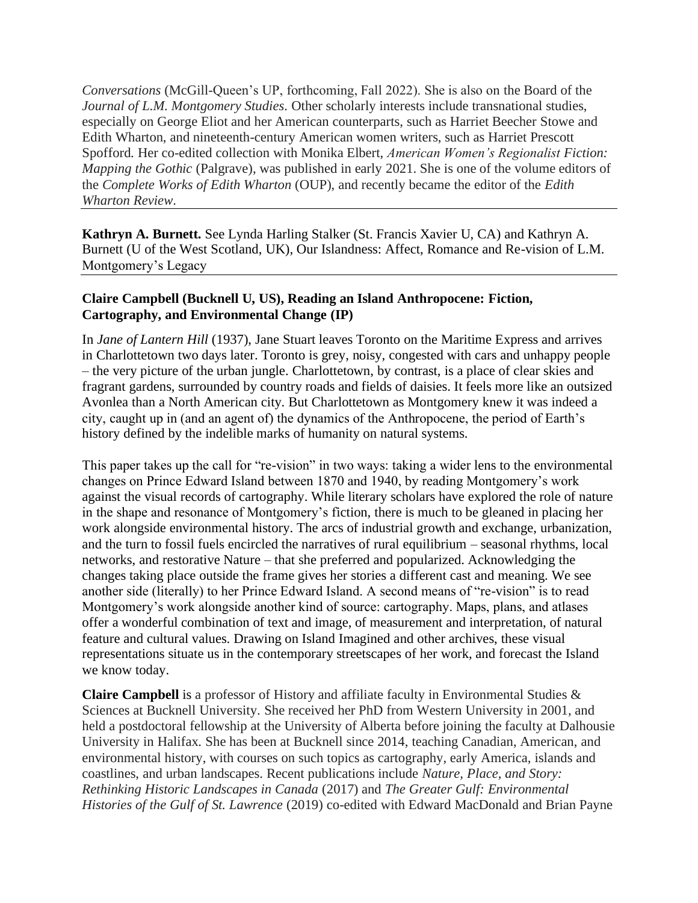*Conversations* (McGill-Queen's UP, forthcoming, Fall 2022). She is also on the Board of the *Journal of L.M. Montgomery Studies*. Other scholarly interests include transnational studies, especially on George Eliot and her American counterparts, such as Harriet Beecher Stowe and Edith Wharton, and nineteenth-century American women writers, such as Harriet Prescott Spofford. Her co-edited collection with Monika Elbert, *American Women's Regionalist Fiction: Mapping the Gothic* (Palgrave), was published in early 2021. She is one of the volume editors of the *Complete Works of Edith Wharton* (OUP), and recently became the editor of the *Edith Wharton Review*.

---

**Kathryn A. Burnett.** See Lynda Harling Stalker (St. Francis Xavier U, CA) and Kathryn A. Burnett (U of the West Scotland, UK), Our Islandness: Affect, Romance and Re-vision of L.M. Montgomery's Legacy

---

**Claire Campbell (Bucknell U, US), Reading an Island Anthropocene: Fiction, Cartography, and Environmental Change (IP)**

In *Jane of Lantern Hill* (1937), Jane Stuart leaves Toronto on the Maritime Express and arrives in Charlottetown two days later. Toronto is grey, noisy, congested with cars and unhappy people – the very picture of the urban jungle. Charlottetown, by contrast, is a place of clear skies and fragrant gardens, surrounded by country roads and fields of daisies. It feels more like an outsized Avonlea than a North American city. But Charlottetown as Montgomery knew it was indeed a city, caught up in (and an agent of) the dynamics of the Anthropocene, the period of Earth's history defined by the indelible marks of humanity on natural systems.

This paper takes up the call for "re-vision" in two ways: taking a wider lens to the environmental changes on Prince Edward Island between 1870 and 1940, by reading Montgomery's work against the visual records of cartography. While literary scholars have explored the role of nature in the shape and resonance of Montgomery's fiction, there is much to be gleaned in placing her work alongside environmental history. The arcs of industrial growth and exchange, urbanization, and the turn to fossil fuels encircled the narratives of rural equilibrium – seasonal rhythms, local networks, and restorative Nature – that she preferred and popularized. Acknowledging the changes taking place outside the frame gives her stories a different cast and meaning. We see another side (literally) to her Prince Edward Island. A second means of "re-vision" is to read Montgomery's work alongside another kind of source: cartography. Maps, plans, and atlases offer a wonderful combination of text and image, of measurement and interpretation, of natural feature and cultural values. Drawing on Island Imagined and other archives, these visual representations situate us in the contemporary streetscapes of her work, and forecast the Island we know today.

**Claire Campbell** is a professor of History and affiliate faculty in Environmental Studies & Sciences at Bucknell University. She received her PhD from Western University in 2001, and held a postdoctoral fellowship at the University of Alberta before joining the faculty at Dalhousie University in Halifax. She has been at Bucknell since 2014, teaching Canadian, American, and environmental history, with courses on such topics as cartography, early America, islands and coastlines, and urban landscapes. Recent publications include *Nature, Place, and Story: Rethinking Historic Landscapes in Canada* (2017) and *The Greater Gulf: Environmental Histories of the Gulf of St. Lawrence* (2019) co-edited with Edward MacDonald and Brian Payne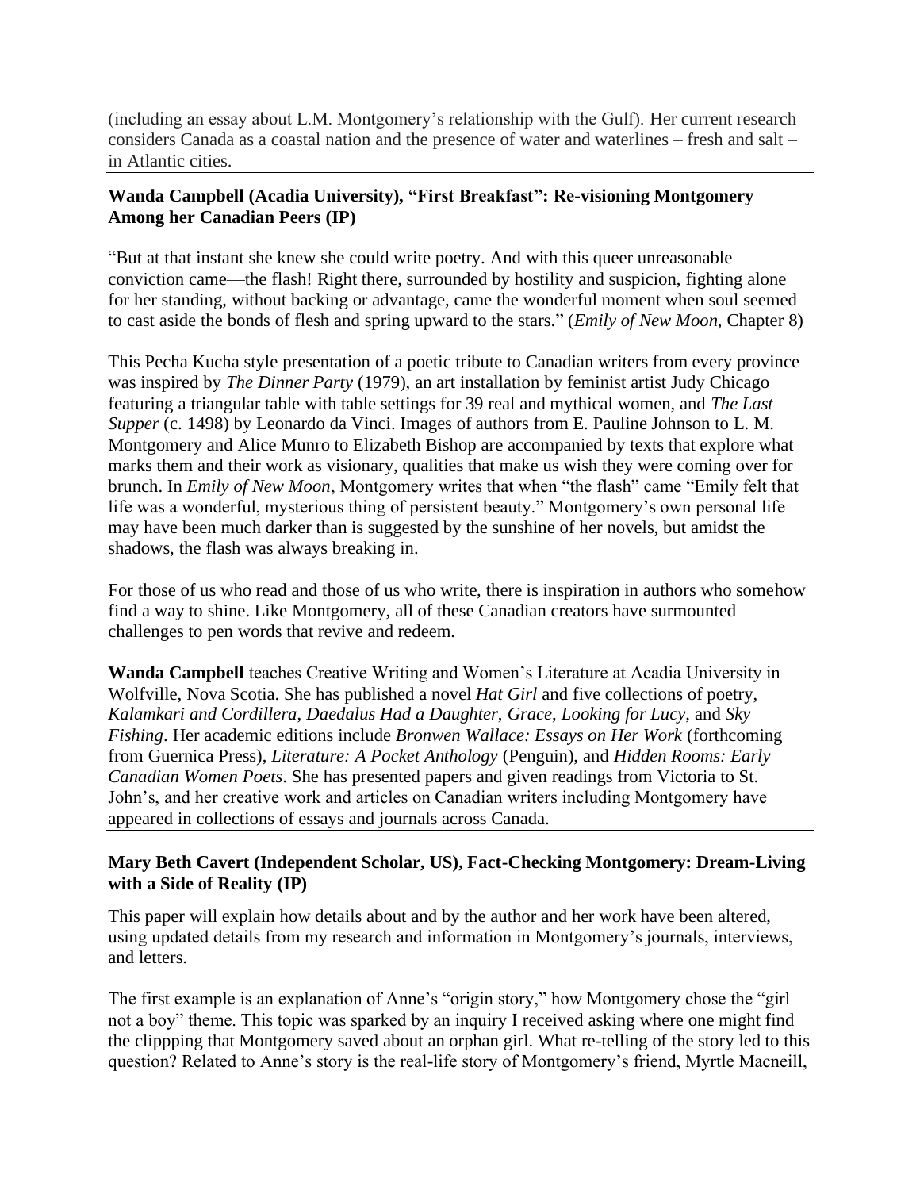(including an essay about L.M. Montgomery's relationship with the Gulf). Her current research considers Canada as a coastal nation and the presence of water and waterlines – fresh and salt – in Atlantic cities.

---

**Wanda Campbell (Acadia University), "First Breakfast": Re-visioning Montgomery Among her Canadian Peers (IP)**

"But at that instant she knew she could write poetry. And with this queer unreasonable conviction came—the flash! Right there, surrounded by hostility and suspicion, fighting alone for her standing, without backing or advantage, came the wonderful moment when soul seemed to cast aside the bonds of flesh and spring upward to the stars." (*Emily of New Moon*, Chapter 8)

This Pecha Kucha style presentation of a poetic tribute to Canadian writers from every province was inspired by *The Dinner Party* (1979), an art installation by feminist artist Judy Chicago featuring a triangular table with table settings for 39 real and mythical women, and *The Last Supper* (c. 1498) by Leonardo da Vinci. Images of authors from E. Pauline Johnson to L. M. Montgomery and Alice Munro to Elizabeth Bishop are accompanied by texts that explore what marks them and their work as visionary, qualities that make us wish they were coming over for brunch. In *Emily of New Moon*, Montgomery writes that when "the flash" came "Emily felt that life was a wonderful, mysterious thing of persistent beauty." Montgomery's own personal life may have been much darker than is suggested by the sunshine of her novels, but amidst the shadows, the flash was always breaking in.

For those of us who read and those of us who write, there is inspiration in authors who somehow find a way to shine. Like Montgomery, all of these Canadian creators have surmounted challenges to pen words that revive and redeem.

**Wanda Campbell** teaches Creative Writing and Women's Literature at Acadia University in Wolfville, Nova Scotia. She has published a novel *Hat Girl* and five collections of poetry, *Kalamkari and Cordillera*, *Daedalus Had a Daughter*, *Grace*, *Looking for Lucy*, and *Sky Fishing*. Her academic editions include *Bronwen Wallace: Essays on Her Work* (forthcoming from Guernica Press), *Literature: A Pocket Anthology* (Penguin), and *Hidden Rooms: Early Canadian Women Poets*. She has presented papers and given readings from Victoria to St. John's, and her creative work and articles on Canadian writers including Montgomery have appeared in collections of essays and journals across Canada.

---

**Mary Beth Cavert (Independent Scholar, US), Fact-Checking Montgomery: Dream-Living with a Side of Reality (IP)**

This paper will explain how details about and by the author and her work have been altered, using updated details from my research and information in Montgomery's journals, interviews, and letters.

The first example is an explanation of Anne's "origin story," how Montgomery chose the "girl not a boy" theme. This topic was sparked by an inquiry I received asking where one might find the clippping that Montgomery saved about an orphan girl. What re-telling of the story led to this question? Related to Anne's story is the real-life story of Montgomery's friend, Myrtle Macneill,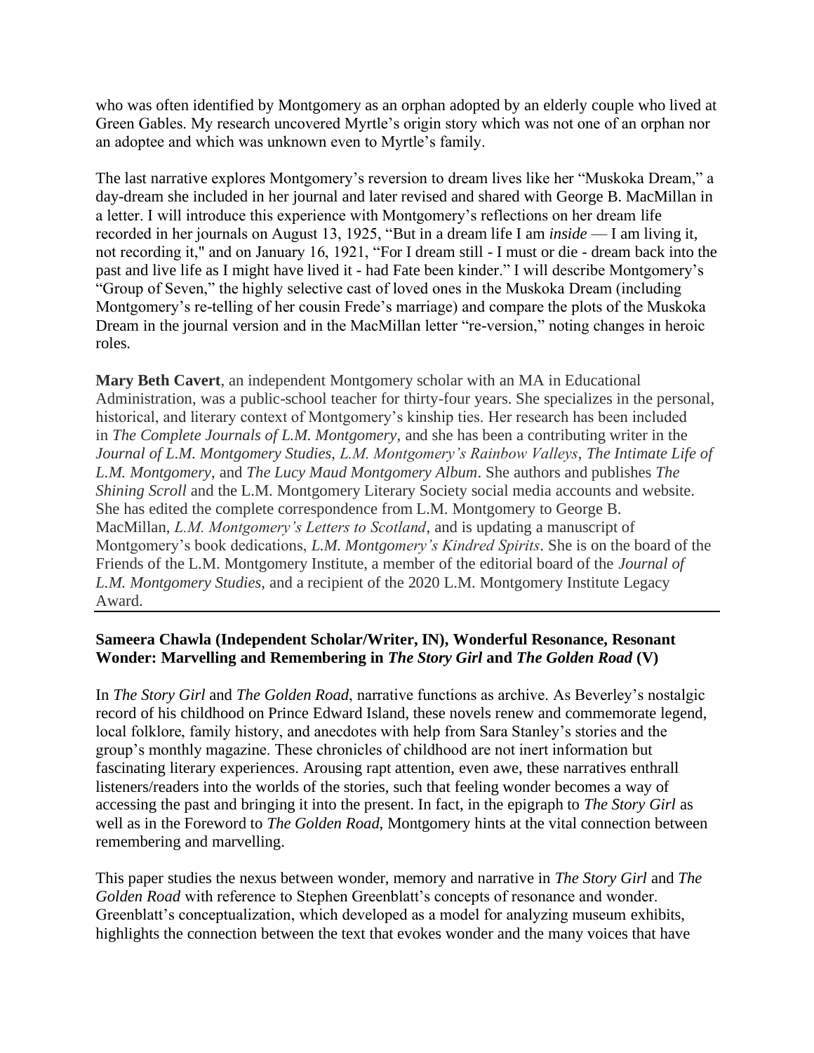who was often identified by Montgomery as an orphan adopted by an elderly couple who lived at Green Gables. My research uncovered Myrtle's origin story which was not one of an orphan nor an adoptee and which was unknown even to Myrtle's family.

The last narrative explores Montgomery's reversion to dream lives like her "Muskoka Dream," a day-dream she included in her journal and later revised and shared with George B. MacMillan in a letter. I will introduce this experience with Montgomery's reflections on her dream life recorded in her journals on August 13, 1925, "But in a dream life I am *inside* — I am living it, not recording it," and on January 16, 1921, "For I dream still - I must or die - dream back into the past and live life as I might have lived it - had Fate been kinder." I will describe Montgomery's "Group of Seven," the highly selective cast of loved ones in the Muskoka Dream (including Montgomery's re-telling of her cousin Frede's marriage) and compare the plots of the Muskoka Dream in the journal version and in the MacMillan letter "re-version," noting changes in heroic roles.

**Mary Beth Cavert**, an independent Montgomery scholar with an MA in Educational Administration, was a public-school teacher for thirty-four years. She specializes in the personal, historical, and literary context of Montgomery's kinship ties. Her research has been included in *The Complete Journals of L.M. Montgomery*, and she has been a contributing writer in the *Journal of L.M. Montgomery Studies*, *L.M. Montgomery's Rainbow Valleys*, *The Intimate Life of L.M. Montgomery*, and *The Lucy Maud Montgomery Album*. She authors and publishes *The Shining Scroll* and the L.M. Montgomery Literary Society social media accounts and website. She has edited the complete correspondence from L.M. Montgomery to George B. MacMillan, *L.M. Montgomery's Letters to Scotland*, and is updating a manuscript of Montgomery's book dedications, *L.M. Montgomery's Kindred Spirits*. She is on the board of the Friends of the L.M. Montgomery Institute, a member of the editorial board of the *Journal of L.M. Montgomery Studies*, and a recipient of the 2020 L.M. Montgomery Institute Legacy Award.

---

**Sameera Chawla (Independent Scholar/Writer, IN), Wonderful Resonance, Resonant Wonder: Marvelling and Remembering in *The Story Girl* and *The Golden Road* (V)**

In *The Story Girl* and *The Golden Road*, narrative functions as archive. As Beverley's nostalgic record of his childhood on Prince Edward Island, these novels renew and commemorate legend, local folklore, family history, and anecdotes with help from Sara Stanley's stories and the group's monthly magazine. These chronicles of childhood are not inert information but fascinating literary experiences. Arousing rapt attention, even awe, these narratives enthrall listeners/readers into the worlds of the stories, such that feeling wonder becomes a way of accessing the past and bringing it into the present. In fact, in the epigraph to *The Story Girl* as well as in the Foreword to *The Golden Road*, Montgomery hints at the vital connection between remembering and marvelling.

This paper studies the nexus between wonder, memory and narrative in *The Story Girl* and *The Golden Road* with reference to Stephen Greenblatt's concepts of resonance and wonder. Greenblatt's conceptualization, which developed as a model for analyzing museum exhibits, highlights the connection between the text that evokes wonder and the many voices that have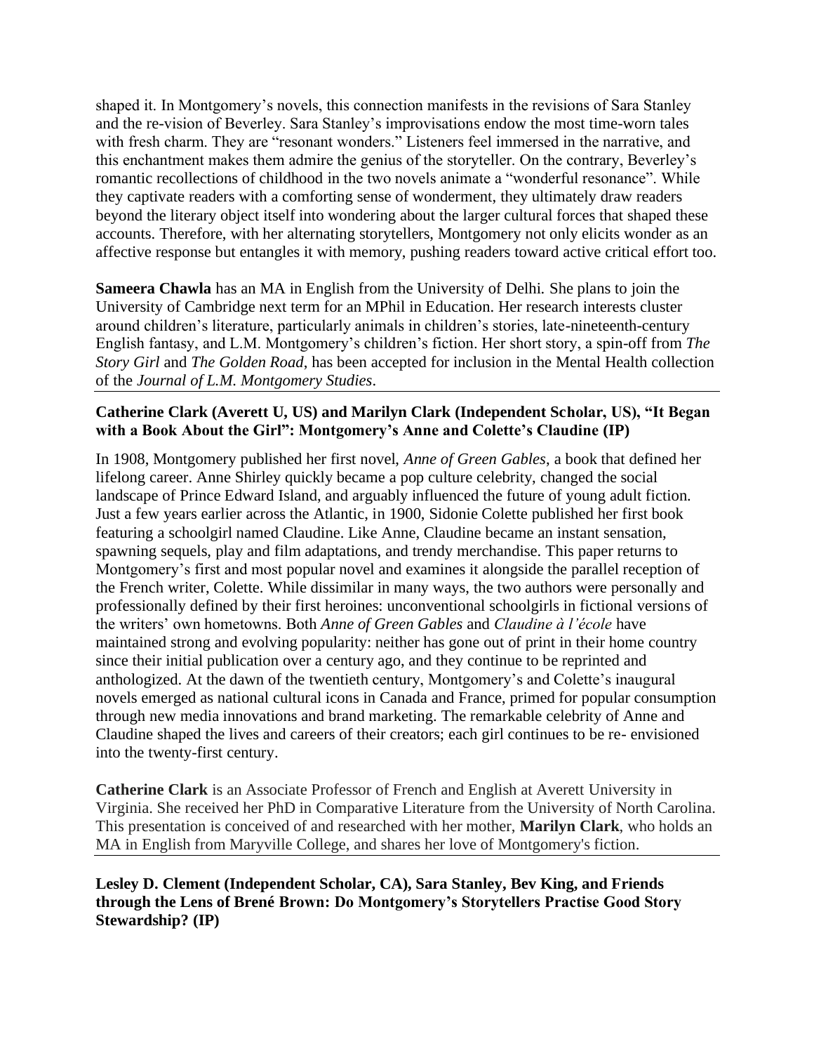shaped it. In Montgomery's novels, this connection manifests in the revisions of Sara Stanley and the re-vision of Beverley. Sara Stanley's improvisations endow the most time-worn tales with fresh charm. They are "resonant wonders." Listeners feel immersed in the narrative, and this enchantment makes them admire the genius of the storyteller. On the contrary, Beverley's romantic recollections of childhood in the two novels animate a "wonderful resonance". While they captivate readers with a comforting sense of wonderment, they ultimately draw readers beyond the literary object itself into wondering about the larger cultural forces that shaped these accounts. Therefore, with her alternating storytellers, Montgomery not only elicits wonder as an affective response but entangles it with memory, pushing readers toward active critical effort too.

**Sameera Chawla** has an MA in English from the University of Delhi. She plans to join the University of Cambridge next term for an MPhil in Education. Her research interests cluster around children's literature, particularly animals in children's stories, late-nineteenth-century English fantasy, and L.M. Montgomery's children's fiction. Her short story, a spin-off from *The Story Girl* and *The Golden Road*, has been accepted for inclusion in the Mental Health collection of the *Journal of L.M. Montgomery Studies*.

---

**Catherine Clark (Averett U, US) and Marilyn Clark (Independent Scholar, US), "It Began with a Book About the Girl": Montgomery's Anne and Colette's Claudine (IP)**

In 1908, Montgomery published her first novel, *Anne of Green Gables*, a book that defined her lifelong career. Anne Shirley quickly became a pop culture celebrity, changed the social landscape of Prince Edward Island, and arguably influenced the future of young adult fiction. Just a few years earlier across the Atlantic, in 1900, Sidonie Colette published her first book featuring a schoolgirl named Claudine. Like Anne, Claudine became an instant sensation, spawning sequels, play and film adaptations, and trendy merchandise. This paper returns to Montgomery's first and most popular novel and examines it alongside the parallel reception of the French writer, Colette. While dissimilar in many ways, the two authors were personally and professionally defined by their first heroines: unconventional schoolgirls in fictional versions of the writers' own hometowns. Both *Anne of Green Gables* and *Claudine à l'école* have maintained strong and evolving popularity: neither has gone out of print in their home country since their initial publication over a century ago, and they continue to be reprinted and anthologized. At the dawn of the twentieth century, Montgomery's and Colette's inaugural novels emerged as national cultural icons in Canada and France, primed for popular consumption through new media innovations and brand marketing. The remarkable celebrity of Anne and Claudine shaped the lives and careers of their creators; each girl continues to be re- envisioned into the twenty-first century.

**Catherine Clark** is an Associate Professor of French and English at Averett University in Virginia. She received her PhD in Comparative Literature from the University of North Carolina. This presentation is conceived of and researched with her mother, **Marilyn Clark**, who holds an MA in English from Maryville College, and shares her love of Montgomery's fiction.

---

**Lesley D. Clement (Independent Scholar, CA), Sara Stanley, Bev King, and Friends through the Lens of Brené Brown: Do Montgomery's Storytellers Practise Good Story Stewardship? (IP)**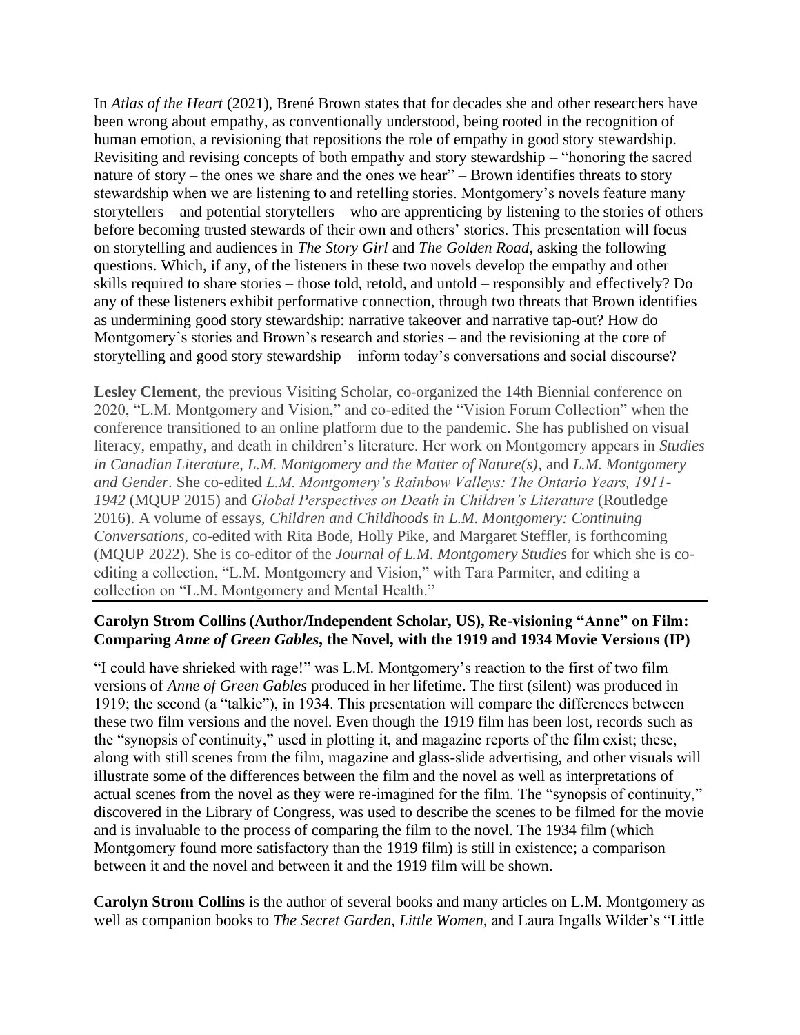In *Atlas of the Heart* (2021), Brené Brown states that for decades she and other researchers have been wrong about empathy, as conventionally understood, being rooted in the recognition of human emotion, a revisioning that repositions the role of empathy in good story stewardship. Revisiting and revising concepts of both empathy and story stewardship – "honoring the sacred nature of story – the ones we share and the ones we hear" – Brown identifies threats to story stewardship when we are listening to and retelling stories. Montgomery's novels feature many storytellers – and potential storytellers – who are apprenticing by listening to the stories of others before becoming trusted stewards of their own and others' stories. This presentation will focus on storytelling and audiences in *The Story Girl* and *The Golden Road*, asking the following questions. Which, if any, of the listeners in these two novels develop the empathy and other skills required to share stories – those told, retold, and untold – responsibly and effectively? Do any of these listeners exhibit performative connection, through two threats that Brown identifies as undermining good story stewardship: narrative takeover and narrative tap-out? How do Montgomery's stories and Brown's research and stories – and the revisioning at the core of storytelling and good story stewardship – inform today's conversations and social discourse?

**Lesley Clement**, the previous Visiting Scholar, co-organized the 14th Biennial conference on 2020, "L.M. Montgomery and Vision," and co-edited the "Vision Forum Collection" when the conference transitioned to an online platform due to the pandemic. She has published on visual literacy, empathy, and death in children's literature. Her work on Montgomery appears in *Studies in Canadian Literature*, *L.M. Montgomery and the Matter of Nature(s)*, and *L.M. Montgomery and Gender*. She co-edited *L.M. Montgomery's Rainbow Valleys: The Ontario Years, 1911-1942* (MQUP 2015) and *Global Perspectives on Death in Children's Literature* (Routledge 2016). A volume of essays, *Children and Childhoods in L.M. Montgomery: Continuing Conversations*, co-edited with Rita Bode, Holly Pike, and Margaret Steffler, is forthcoming (MQUP 2022). She is co-editor of the *Journal of L.M. Montgomery Studies* for which she is co-editing a collection, "L.M. Montgomery and Vision," with Tara Parmiter, and editing a collection on "L.M. Montgomery and Mental Health."

**Carolyn Strom Collins (Author/Independent Scholar, US), Re-visioning "Anne" on Film: Comparing *Anne of Green Gables*, the Novel, with the 1919 and 1934 Movie Versions (IP)**

"I could have shrieked with rage!" was L.M. Montgomery's reaction to the first of two film versions of *Anne of Green Gables* produced in her lifetime. The first (silent) was produced in 1919; the second (a "talkie"), in 1934. This presentation will compare the differences between these two film versions and the novel. Even though the 1919 film has been lost, records such as the "synopsis of continuity," used in plotting it, and magazine reports of the film exist; these, along with still scenes from the film, magazine and glass-slide advertising, and other visuals will illustrate some of the differences between the film and the novel as well as interpretations of actual scenes from the novel as they were re-imagined for the film. The "synopsis of continuity," discovered in the Library of Congress, was used to describe the scenes to be filmed for the movie and is invaluable to the process of comparing the film to the novel. The 1934 film (which Montgomery found more satisfactory than the 1919 film) is still in existence; a comparison between it and the novel and between it and the 1919 film will be shown.

**Carolyn Strom Collins** is the author of several books and many articles on L.M. Montgomery as well as companion books to *The Secret Garden*, *Little Women*, and Laura Ingalls Wilder's "Little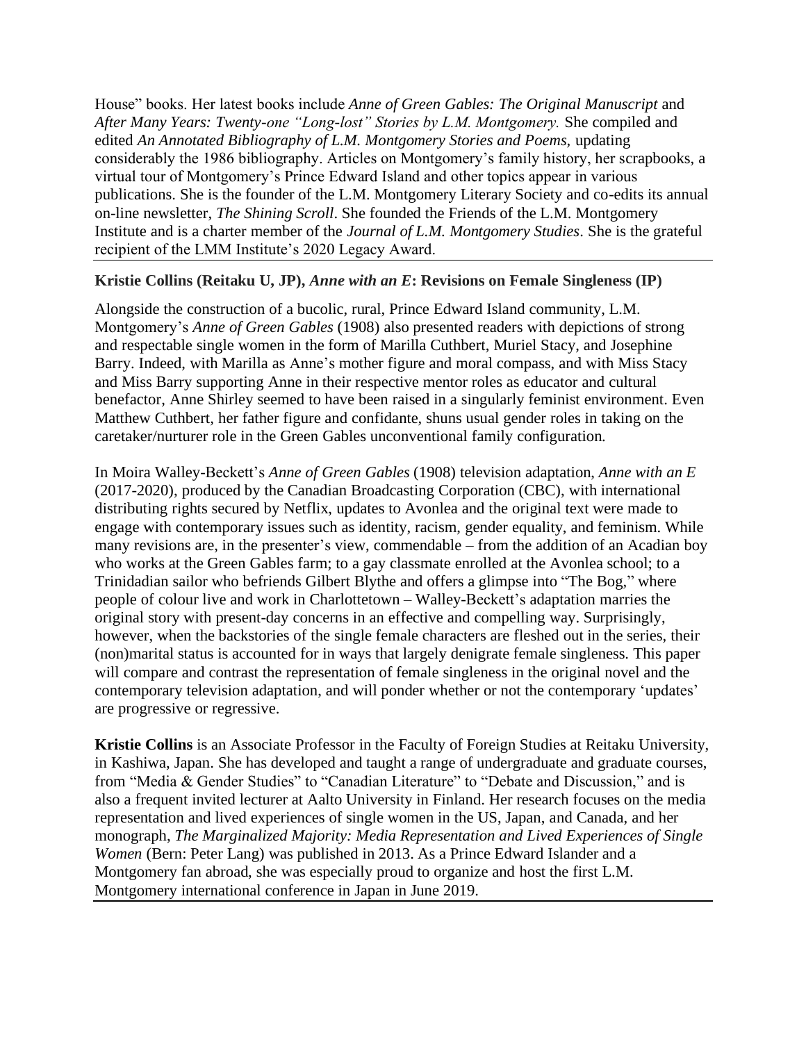House" books. Her latest books include *Anne of Green Gables: The Original Manuscript* and *After Many Years: Twenty-one "Long-lost" Stories by L.M. Montgomery.* She compiled and edited *An Annotated Bibliography of L.M. Montgomery Stories and Poems,* updating considerably the 1986 bibliography. Articles on Montgomery's family history, her scrapbooks, a virtual tour of Montgomery's Prince Edward Island and other topics appear in various publications. She is the founder of the L.M. Montgomery Literary Society and co-edits its annual on-line newsletter, *The Shining Scroll*. She founded the Friends of the L.M. Montgomery Institute and is a charter member of the *Journal of L.M. Montgomery Studies*. She is the grateful recipient of the LMM Institute's 2020 Legacy Award.

---

**Kristie Collins (Reitaku U, JP), *Anne with an E*: Revisions on Female Singleness (IP)**

Alongside the construction of a bucolic, rural, Prince Edward Island community, L.M. Montgomery's *Anne of Green Gables* (1908) also presented readers with depictions of strong and respectable single women in the form of Marilla Cuthbert, Muriel Stacy, and Josephine Barry. Indeed, with Marilla as Anne's mother figure and moral compass, and with Miss Stacy and Miss Barry supporting Anne in their respective mentor roles as educator and cultural benefactor, Anne Shirley seemed to have been raised in a singularly feminist environment. Even Matthew Cuthbert, her father figure and confidante, shuns usual gender roles in taking on the caretaker/nurturer role in the Green Gables unconventional family configuration.

In Moira Walley-Beckett's *Anne of Green Gables* (1908) television adaptation, *Anne with an E* (2017-2020), produced by the Canadian Broadcasting Corporation (CBC), with international distributing rights secured by Netflix, updates to Avonlea and the original text were made to engage with contemporary issues such as identity, racism, gender equality, and feminism. While many revisions are, in the presenter's view, commendable – from the addition of an Acadian boy who works at the Green Gables farm; to a gay classmate enrolled at the Avonlea school; to a Trinidadian sailor who befriends Gilbert Blythe and offers a glimpse into "The Bog," where people of colour live and work in Charlottetown – Walley-Beckett's adaptation marries the original story with present-day concerns in an effective and compelling way. Surprisingly, however, when the backstories of the single female characters are fleshed out in the series, their (non)marital status is accounted for in ways that largely denigrate female singleness. This paper will compare and contrast the representation of female singleness in the original novel and the contemporary television adaptation, and will ponder whether or not the contemporary 'updates' are progressive or regressive.

**Kristie Collins** is an Associate Professor in the Faculty of Foreign Studies at Reitaku University, in Kashiwa, Japan. She has developed and taught a range of undergraduate and graduate courses, from "Media & Gender Studies" to "Canadian Literature" to "Debate and Discussion," and is also a frequent invited lecturer at Aalto University in Finland. Her research focuses on the media representation and lived experiences of single women in the US, Japan, and Canada, and her monograph, *The Marginalized Majority: Media Representation and Lived Experiences of Single Women* (Bern: Peter Lang) was published in 2013. As a Prince Edward Islander and a Montgomery fan abroad, she was especially proud to organize and host the first L.M. Montgomery international conference in Japan in June 2019.

---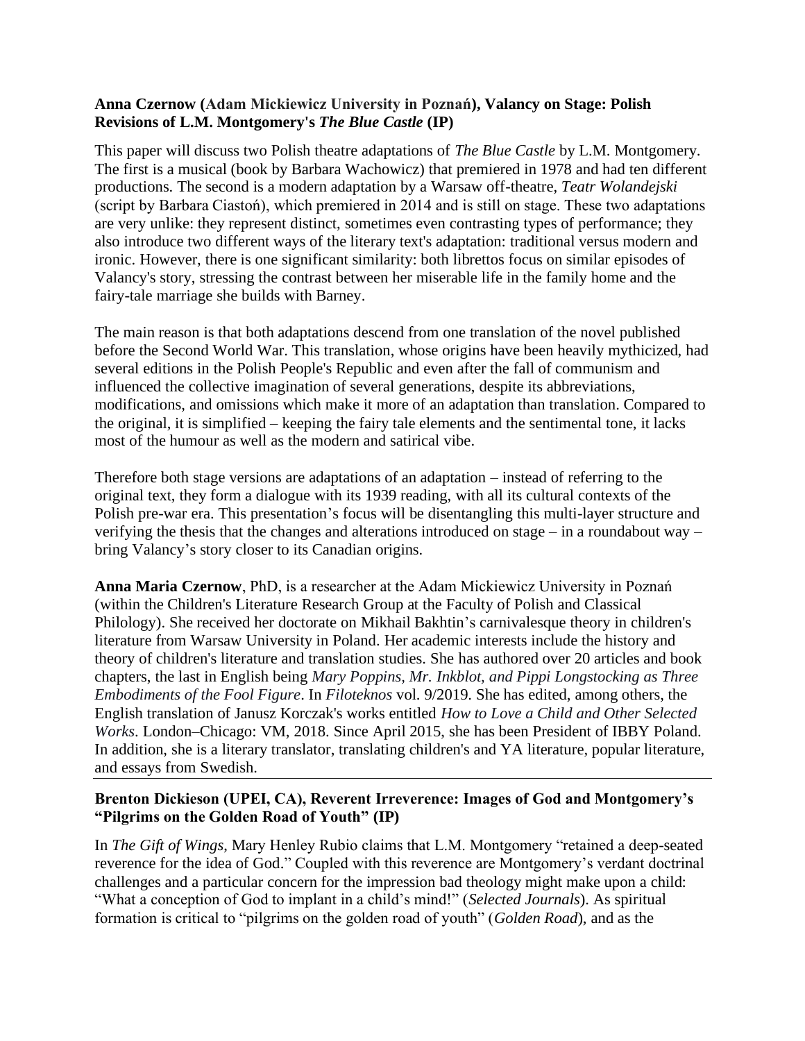**Anna Czernow (Adam Mickiewicz University in Poznań), Valancy on Stage: Polish Revisions of L.M. Montgomery's *The Blue Castle* (IP)**

This paper will discuss two Polish theatre adaptations of *The Blue Castle* by L.M. Montgomery. The first is a musical (book by Barbara Wachowicz) that premiered in 1978 and had ten different productions. The second is a modern adaptation by a Warsaw off-theatre, *Teatr Wolandejski* (script by Barbara Ciastoń), which premiered in 2014 and is still on stage. These two adaptations are very unlike: they represent distinct, sometimes even contrasting types of performance; they also introduce two different ways of the literary text's adaptation: traditional versus modern and ironic. However, there is one significant similarity: both librettos focus on similar episodes of Valancy's story, stressing the contrast between her miserable life in the family home and the fairy-tale marriage she builds with Barney.

The main reason is that both adaptations descend from one translation of the novel published before the Second World War. This translation, whose origins have been heavily mythicized, had several editions in the Polish People's Republic and even after the fall of communism and influenced the collective imagination of several generations, despite its abbreviations, modifications, and omissions which make it more of an adaptation than translation. Compared to the original, it is simplified – keeping the fairy tale elements and the sentimental tone, it lacks most of the humour as well as the modern and satirical vibe.

Therefore both stage versions are adaptations of an adaptation – instead of referring to the original text, they form a dialogue with its 1939 reading, with all its cultural contexts of the Polish pre-war era. This presentation's focus will be disentangling this multi-layer structure and verifying the thesis that the changes and alterations introduced on stage – in a roundabout way – bring Valancy's story closer to its Canadian origins.

**Anna Maria Czernow**, PhD, is a researcher at the Adam Mickiewicz University in Poznań (within the Children's Literature Research Group at the Faculty of Polish and Classical Philology). She received her doctorate on Mikhail Bakhtin's carnivalesque theory in children's literature from Warsaw University in Poland. Her academic interests include the history and theory of children's literature and translation studies. She has authored over 20 articles and book chapters, the last in English being *Mary Poppins, Mr. Inkblot, and Pippi Longstocking as Three Embodiments of the Fool Figure*. In *Filoteknos* vol. 9/2019. She has edited, among others, the English translation of Janusz Korczak's works entitled *How to Love a Child and Other Selected Works*. London–Chicago: VM, 2018. Since April 2015, she has been President of IBBY Poland. In addition, she is a literary translator, translating children's and YA literature, popular literature, and essays from Swedish.

---

**Brenton Dickieson (UPEI, CA), Reverent Irreverence: Images of God and Montgomery's "Pilgrims on the Golden Road of Youth" (IP)**

In *The Gift of Wings*, Mary Henley Rubio claims that L.M. Montgomery "retained a deep-seated reverence for the idea of God." Coupled with this reverence are Montgomery's verdant doctrinal challenges and a particular concern for the impression bad theology might make upon a child: "What a conception of God to implant in a child's mind!" (*Selected Journals*). As spiritual formation is critical to "pilgrims on the golden road of youth" (*Golden Road*), and as the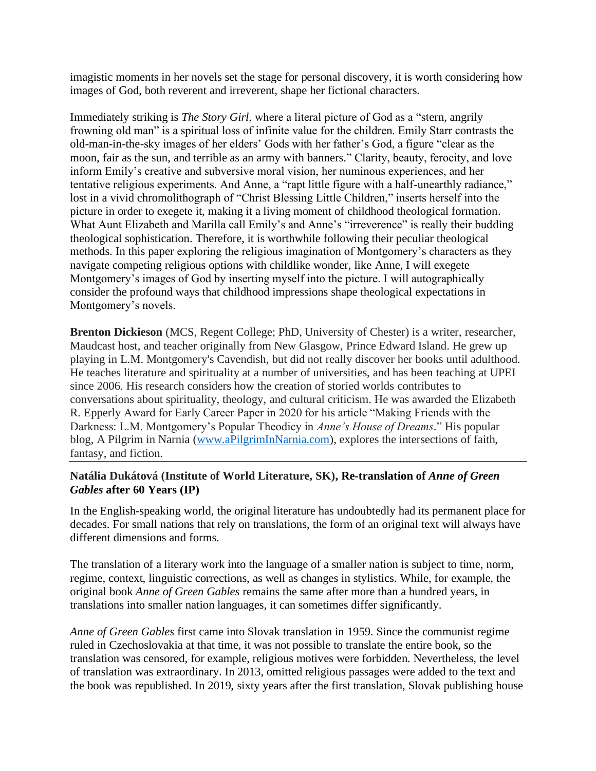imagistic moments in her novels set the stage for personal discovery, it is worth considering how images of God, both reverent and irreverent, shape her fictional characters.

Immediately striking is *The Story Girl*, where a literal picture of God as a "stern, angrily frowning old man" is a spiritual loss of infinite value for the children. Emily Starr contrasts the old-man-in-the-sky images of her elders' Gods with her father's God, a figure "clear as the moon, fair as the sun, and terrible as an army with banners." Clarity, beauty, ferocity, and love inform Emily's creative and subversive moral vision, her numinous experiences, and her tentative religious experiments. And Anne, a "rapt little figure with a half-unearthly radiance," lost in a vivid chromolithograph of "Christ Blessing Little Children," inserts herself into the picture in order to exegete it, making it a living moment of childhood theological formation. What Aunt Elizabeth and Marilla call Emily's and Anne's "irreverence" is really their budding theological sophistication. Therefore, it is worthwhile following their peculiar theological methods. In this paper exploring the religious imagination of Montgomery's characters as they navigate competing religious options with childlike wonder, like Anne, I will exegete Montgomery's images of God by inserting myself into the picture. I will autographically consider the profound ways that childhood impressions shape theological expectations in Montgomery's novels.

**Brenton Dickieson** (MCS, Regent College; PhD, University of Chester) is a writer, researcher, Maudcast host, and teacher originally from New Glasgow, Prince Edward Island. He grew up playing in L.M. Montgomery's Cavendish, but did not really discover her books until adulthood. He teaches literature and spirituality at a number of universities, and has been teaching at UPEI since 2006. His research considers how the creation of storied worlds contributes to conversations about spirituality, theology, and cultural criticism. He was awarded the Elizabeth R. Epperly Award for Early Career Paper in 2020 for his article "Making Friends with the Darkness: L.M. Montgomery's Popular Theodicy in *Anne's House of Dreams*." His popular blog, A Pilgrim in Narnia (www.aPilgrimInNarnia.com), explores the intersections of faith, fantasy, and fiction.

---

**Natália Dukátová (Institute of World Literature, SK), Re-translation of *Anne of Green Gables* after 60 Years (IP)**

In the English-speaking world, the original literature has undoubtedly had its permanent place for decades. For small nations that rely on translations, the form of an original text will always have different dimensions and forms.

The translation of a literary work into the language of a smaller nation is subject to time, norm, regime, context, linguistic corrections, as well as changes in stylistics. While, for example, the original book *Anne of Green Gables* remains the same after more than a hundred years, in translations into smaller nation languages, it can sometimes differ significantly.

*Anne of Green Gables* first came into Slovak translation in 1959. Since the communist regime ruled in Czechoslovakia at that time, it was not possible to translate the entire book, so the translation was censored, for example, religious motives were forbidden. Nevertheless, the level of translation was extraordinary. In 2013, omitted religious passages were added to the text and the book was republished. In 2019, sixty years after the first translation, Slovak publishing house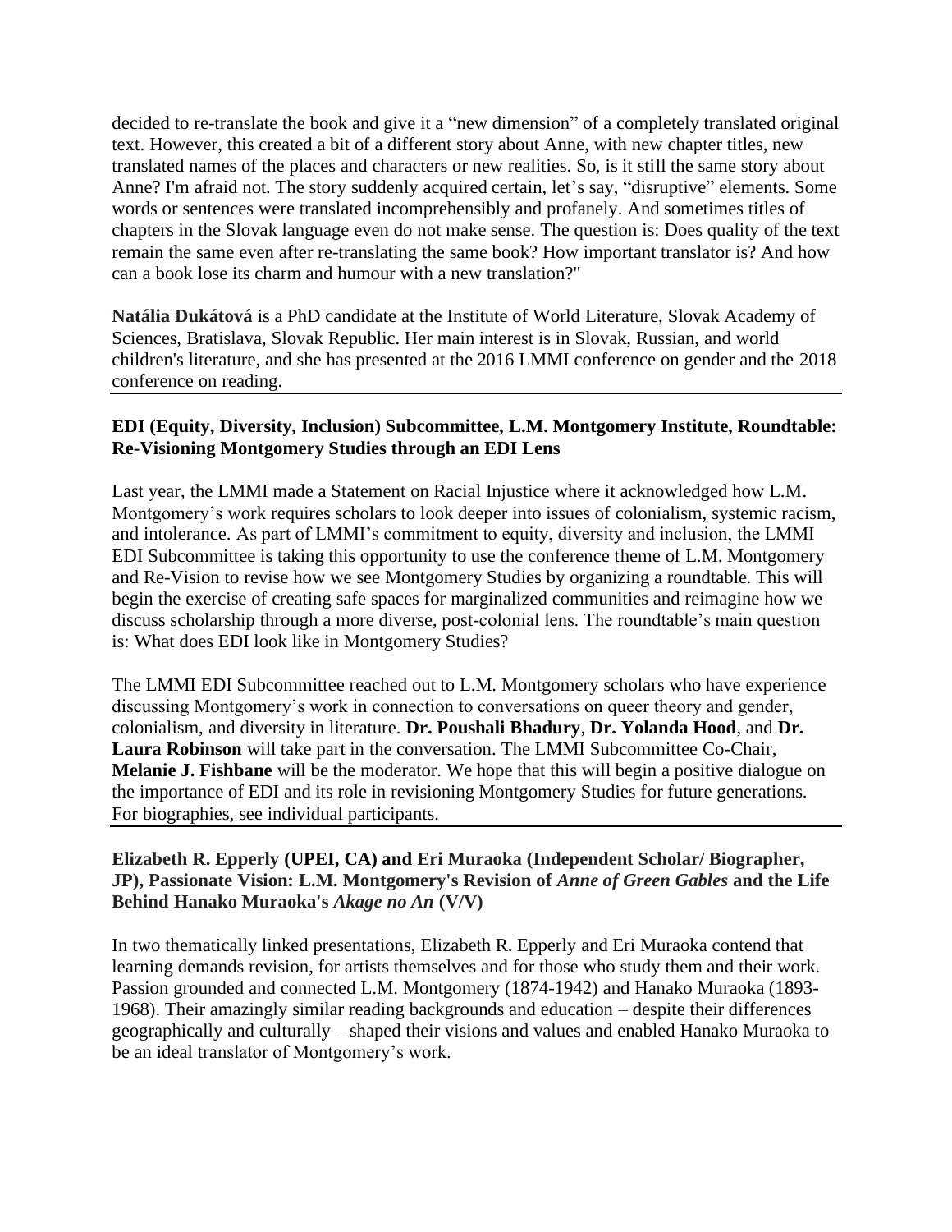decided to re-translate the book and give it a "new dimension" of a completely translated original text. However, this created a bit of a different story about Anne, with new chapter titles, new translated names of the places and characters or new realities. So, is it still the same story about Anne? I'm afraid not. The story suddenly acquired certain, let's say, "disruptive" elements. Some words or sentences were translated incomprehensibly and profanely. And sometimes titles of chapters in the Slovak language even do not make sense. The question is: Does quality of the text remain the same even after re-translating the same book? How important translator is? And how can a book lose its charm and humour with a new translation?"

**Natália Dukátová** is a PhD candidate at the Institute of World Literature, Slovak Academy of Sciences, Bratislava, Slovak Republic. Her main interest is in Slovak, Russian, and world children's literature, and she has presented at the 2016 LMMI conference on gender and the 2018 conference on reading.

---

**EDI (Equity, Diversity, Inclusion) Subcommittee, L.M. Montgomery Institute, Roundtable: Re-Visioning Montgomery Studies through an EDI Lens**

Last year, the LMMI made a Statement on Racial Injustice where it acknowledged how L.M. Montgomery's work requires scholars to look deeper into issues of colonialism, systemic racism, and intolerance. As part of LMMI's commitment to equity, diversity and inclusion, the LMMI EDI Subcommittee is taking this opportunity to use the conference theme of L.M. Montgomery and Re-Vision to revise how we see Montgomery Studies by organizing a roundtable. This will begin the exercise of creating safe spaces for marginalized communities and reimagine how we discuss scholarship through a more diverse, post-colonial lens. The roundtable's main question is: What does EDI look like in Montgomery Studies?

The LMMI EDI Subcommittee reached out to L.M. Montgomery scholars who have experience discussing Montgomery's work in connection to conversations on queer theory and gender, colonialism, and diversity in literature. **Dr. Poushali Bhadury**, **Dr. Yolanda Hood**, and **Dr. Laura Robinson** will take part in the conversation. The LMMI Subcommittee Co-Chair, **Melanie J. Fishbane** will be the moderator. We hope that this will begin a positive dialogue on the importance of EDI and its role in revisioning Montgomery Studies for future generations. For biographies, see individual participants.

---

**Elizabeth R. Epperly (UPEI, CA) and Eri Muraoka (Independent Scholar/ Biographer, JP), Passionate Vision: L.M. Montgomery's Revision of *Anne of Green Gables* and the Life Behind Hanako Muraoka's *Akage no An* (V/V)**

In two thematically linked presentations, Elizabeth R. Epperly and Eri Muraoka contend that learning demands revision, for artists themselves and for those who study them and their work. Passion grounded and connected L.M. Montgomery (1874-1942) and Hanako Muraoka (1893-1968). Their amazingly similar reading backgrounds and education – despite their differences geographically and culturally – shaped their visions and values and enabled Hanako Muraoka to be an ideal translator of Montgomery's work.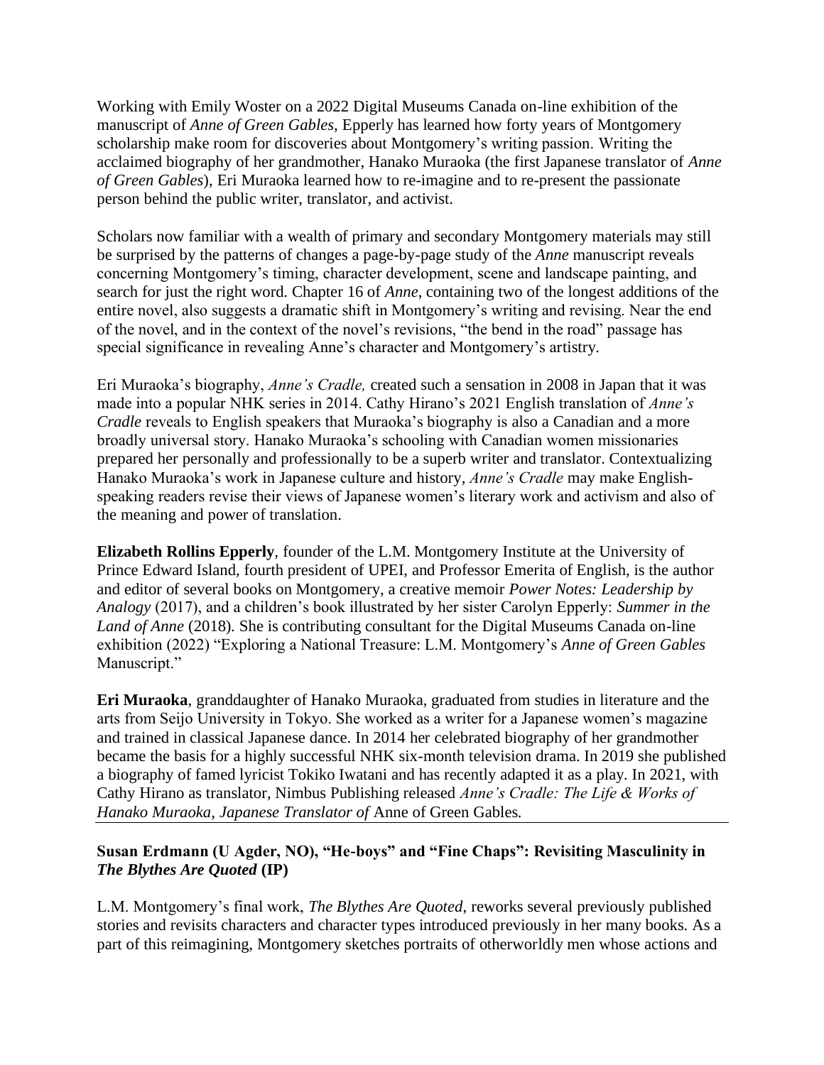Working with Emily Woster on a 2022 Digital Museums Canada on-line exhibition of the manuscript of *Anne of Green Gables*, Epperly has learned how forty years of Montgomery scholarship make room for discoveries about Montgomery's writing passion. Writing the acclaimed biography of her grandmother, Hanako Muraoka (the first Japanese translator of *Anne of Green Gables*), Eri Muraoka learned how to re-imagine and to re-present the passionate person behind the public writer, translator, and activist.

Scholars now familiar with a wealth of primary and secondary Montgomery materials may still be surprised by the patterns of changes a page-by-page study of the *Anne* manuscript reveals concerning Montgomery's timing, character development, scene and landscape painting, and search for just the right word. Chapter 16 of *Anne*, containing two of the longest additions of the entire novel, also suggests a dramatic shift in Montgomery's writing and revising. Near the end of the novel, and in the context of the novel's revisions, "the bend in the road" passage has special significance in revealing Anne's character and Montgomery's artistry.

Eri Muraoka's biography, *Anne's Cradle,* created such a sensation in 2008 in Japan that it was made into a popular NHK series in 2014. Cathy Hirano's 2021 English translation of *Anne's Cradle* reveals to English speakers that Muraoka's biography is also a Canadian and a more broadly universal story. Hanako Muraoka's schooling with Canadian women missionaries prepared her personally and professionally to be a superb writer and translator. Contextualizing Hanako Muraoka's work in Japanese culture and history, *Anne's Cradle* may make English-speaking readers revise their views of Japanese women's literary work and activism and also of the meaning and power of translation.

**Elizabeth Rollins Epperly**, founder of the L.M. Montgomery Institute at the University of Prince Edward Island, fourth president of UPEI, and Professor Emerita of English, is the author and editor of several books on Montgomery, a creative memoir *Power Notes: Leadership by Analogy* (2017), and a children's book illustrated by her sister Carolyn Epperly: *Summer in the Land of Anne* (2018). She is contributing consultant for the Digital Museums Canada on-line exhibition (2022) "Exploring a National Treasure: L.M. Montgomery's *Anne of Green Gables* Manuscript."

**Eri Muraoka**, granddaughter of Hanako Muraoka, graduated from studies in literature and the arts from Seijo University in Tokyo. She worked as a writer for a Japanese women's magazine and trained in classical Japanese dance. In 2014 her celebrated biography of her grandmother became the basis for a highly successful NHK six-month television drama. In 2019 she published a biography of famed lyricist Tokiko Iwatani and has recently adapted it as a play. In 2021, with Cathy Hirano as translator, Nimbus Publishing released *Anne's Cradle: The Life & Works of Hanako Muraoka, Japanese Translator of* Anne of Green Gables*.*

### Susan Erdmann (U Agder, NO), "He-boys" and "Fine Chaps": Revisiting Masculinity in *The Blythes Are Quoted* (IP)

L.M. Montgomery's final work, *The Blythes Are Quoted*, reworks several previously published stories and revisits characters and character types introduced previously in her many books. As a part of this reimagining, Montgomery sketches portraits of otherworldly men whose actions and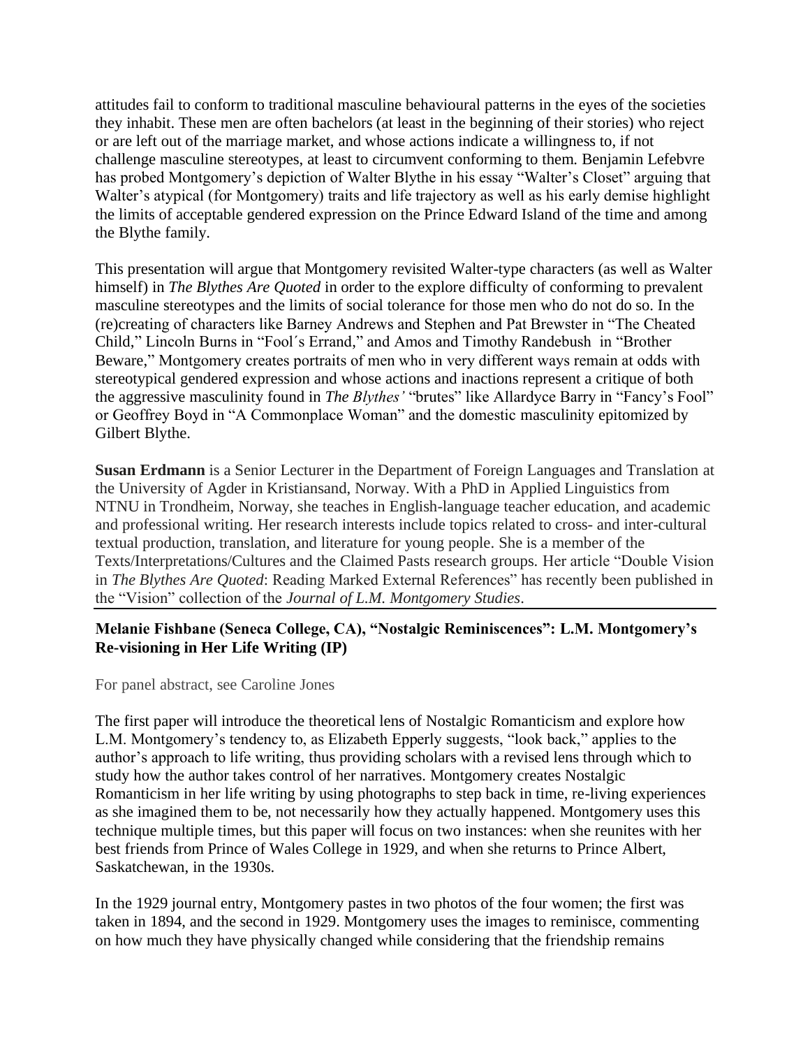attitudes fail to conform to traditional masculine behavioural patterns in the eyes of the societies they inhabit. These men are often bachelors (at least in the beginning of their stories) who reject or are left out of the marriage market, and whose actions indicate a willingness to, if not challenge masculine stereotypes, at least to circumvent conforming to them. Benjamin Lefebvre has probed Montgomery's depiction of Walter Blythe in his essay "Walter's Closet" arguing that Walter's atypical (for Montgomery) traits and life trajectory as well as his early demise highlight the limits of acceptable gendered expression on the Prince Edward Island of the time and among the Blythe family.

This presentation will argue that Montgomery revisited Walter-type characters (as well as Walter himself) in *The Blythes Are Quoted* in order to the explore difficulty of conforming to prevalent masculine stereotypes and the limits of social tolerance for those men who do not do so. In the (re)creating of characters like Barney Andrews and Stephen and Pat Brewster in "The Cheated Child," Lincoln Burns in "Fool´s Errand," and Amos and Timothy Randebush in "Brother Beware," Montgomery creates portraits of men who in very different ways remain at odds with stereotypical gendered expression and whose actions and inactions represent a critique of both the aggressive masculinity found in *The Blythes'* "brutes" like Allardyce Barry in "Fancy's Fool" or Geoffrey Boyd in "A Commonplace Woman" and the domestic masculinity epitomized by Gilbert Blythe.

**Susan Erdmann** is a Senior Lecturer in the Department of Foreign Languages and Translation at the University of Agder in Kristiansand, Norway. With a PhD in Applied Linguistics from NTNU in Trondheim, Norway, she teaches in English-language teacher education, and academic and professional writing. Her research interests include topics related to cross- and inter-cultural textual production, translation, and literature for young people. She is a member of the Texts/Interpretations/Cultures and the Claimed Pasts research groups. Her article "Double Vision in *The Blythes Are Quoted*: Reading Marked External References" has recently been published in the "Vision" collection of the *Journal of L.M. Montgomery Studies*.

---

**Melanie Fishbane (Seneca College, CA), "Nostalgic Reminiscences": L.M. Montgomery's Re-visioning in Her Life Writing (IP)**

For panel abstract, see Caroline Jones

The first paper will introduce the theoretical lens of Nostalgic Romanticism and explore how L.M. Montgomery's tendency to, as Elizabeth Epperly suggests, "look back," applies to the author's approach to life writing, thus providing scholars with a revised lens through which to study how the author takes control of her narratives. Montgomery creates Nostalgic Romanticism in her life writing by using photographs to step back in time, re-living experiences as she imagined them to be, not necessarily how they actually happened. Montgomery uses this technique multiple times, but this paper will focus on two instances: when she reunites with her best friends from Prince of Wales College in 1929, and when she returns to Prince Albert, Saskatchewan, in the 1930s.

In the 1929 journal entry, Montgomery pastes in two photos of the four women; the first was taken in 1894, and the second in 1929. Montgomery uses the images to reminisce, commenting on how much they have physically changed while considering that the friendship remains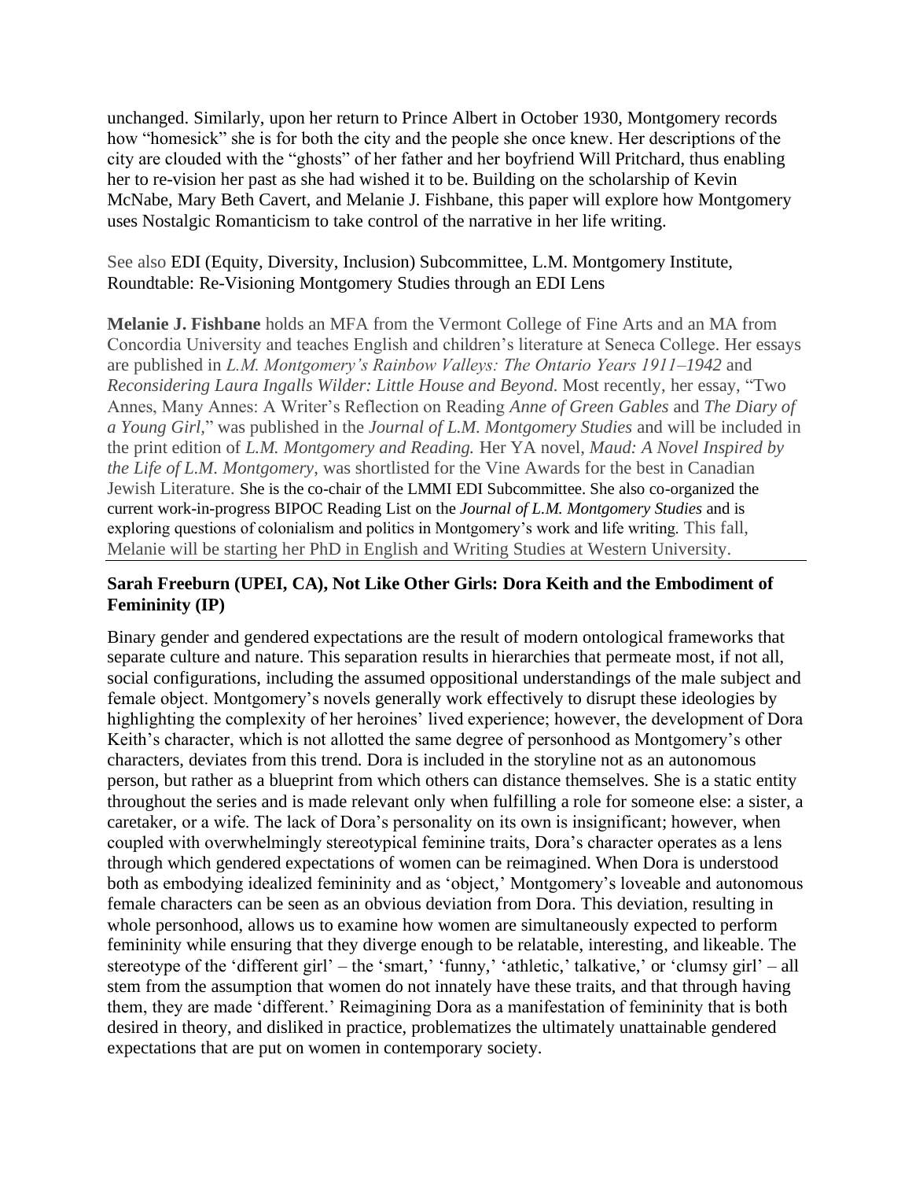unchanged. Similarly, upon her return to Prince Albert in October 1930, Montgomery records how "homesick" she is for both the city and the people she once knew. Her descriptions of the city are clouded with the "ghosts" of her father and her boyfriend Will Pritchard, thus enabling her to re-vision her past as she had wished it to be. Building on the scholarship of Kevin McNabe, Mary Beth Cavert, and Melanie J. Fishbane, this paper will explore how Montgomery uses Nostalgic Romanticism to take control of the narrative in her life writing.

See also EDI (Equity, Diversity, Inclusion) Subcommittee, L.M. Montgomery Institute, Roundtable: Re-Visioning Montgomery Studies through an EDI Lens

**Melanie J. Fishbane** holds an MFA from the Vermont College of Fine Arts and an MA from Concordia University and teaches English and children's literature at Seneca College. Her essays are published in *L.M. Montgomery's Rainbow Valleys: The Ontario Years 1911–1942* and *Reconsidering Laura Ingalls Wilder: Little House and Beyond.* Most recently, her essay, "Two Annes, Many Annes: A Writer's Reflection on Reading *Anne of Green Gables* and *The Diary of a Young Girl,*" was published in the *Journal of L.M. Montgomery Studies* and will be included in the print edition of *L.M. Montgomery and Reading.* Her YA novel, *Maud: A Novel Inspired by the Life of L.M. Montgomery*, was shortlisted for the Vine Awards for the best in Canadian Jewish Literature. She is the co-chair of the LMMI EDI Subcommittee. She also co-organized the current work-in-progress BIPOC Reading List on the *Journal of L.M. Montgomery Studies* and is exploring questions of colonialism and politics in Montgomery's work and life writing. This fall, Melanie will be starting her PhD in English and Writing Studies at Western University.

---

**Sarah Freeburn (UPEI, CA), Not Like Other Girls: Dora Keith and the Embodiment of Femininity (IP)**

Binary gender and gendered expectations are the result of modern ontological frameworks that separate culture and nature. This separation results in hierarchies that permeate most, if not all, social configurations, including the assumed oppositional understandings of the male subject and female object. Montgomery's novels generally work effectively to disrupt these ideologies by highlighting the complexity of her heroines' lived experience; however, the development of Dora Keith's character, which is not allotted the same degree of personhood as Montgomery's other characters, deviates from this trend. Dora is included in the storyline not as an autonomous person, but rather as a blueprint from which others can distance themselves. She is a static entity throughout the series and is made relevant only when fulfilling a role for someone else: a sister, a caretaker, or a wife. The lack of Dora's personality on its own is insignificant; however, when coupled with overwhelmingly stereotypical feminine traits, Dora's character operates as a lens through which gendered expectations of women can be reimagined. When Dora is understood both as embodying idealized femininity and as 'object,' Montgomery's loveable and autonomous female characters can be seen as an obvious deviation from Dora. This deviation, resulting in whole personhood, allows us to examine how women are simultaneously expected to perform femininity while ensuring that they diverge enough to be relatable, interesting, and likeable. The stereotype of the 'different girl' – the 'smart,' 'funny,' 'athletic,' talkative,' or 'clumsy girl' – all stem from the assumption that women do not innately have these traits, and that through having them, they are made 'different.' Reimagining Dora as a manifestation of femininity that is both desired in theory, and disliked in practice, problematizes the ultimately unattainable gendered expectations that are put on women in contemporary society.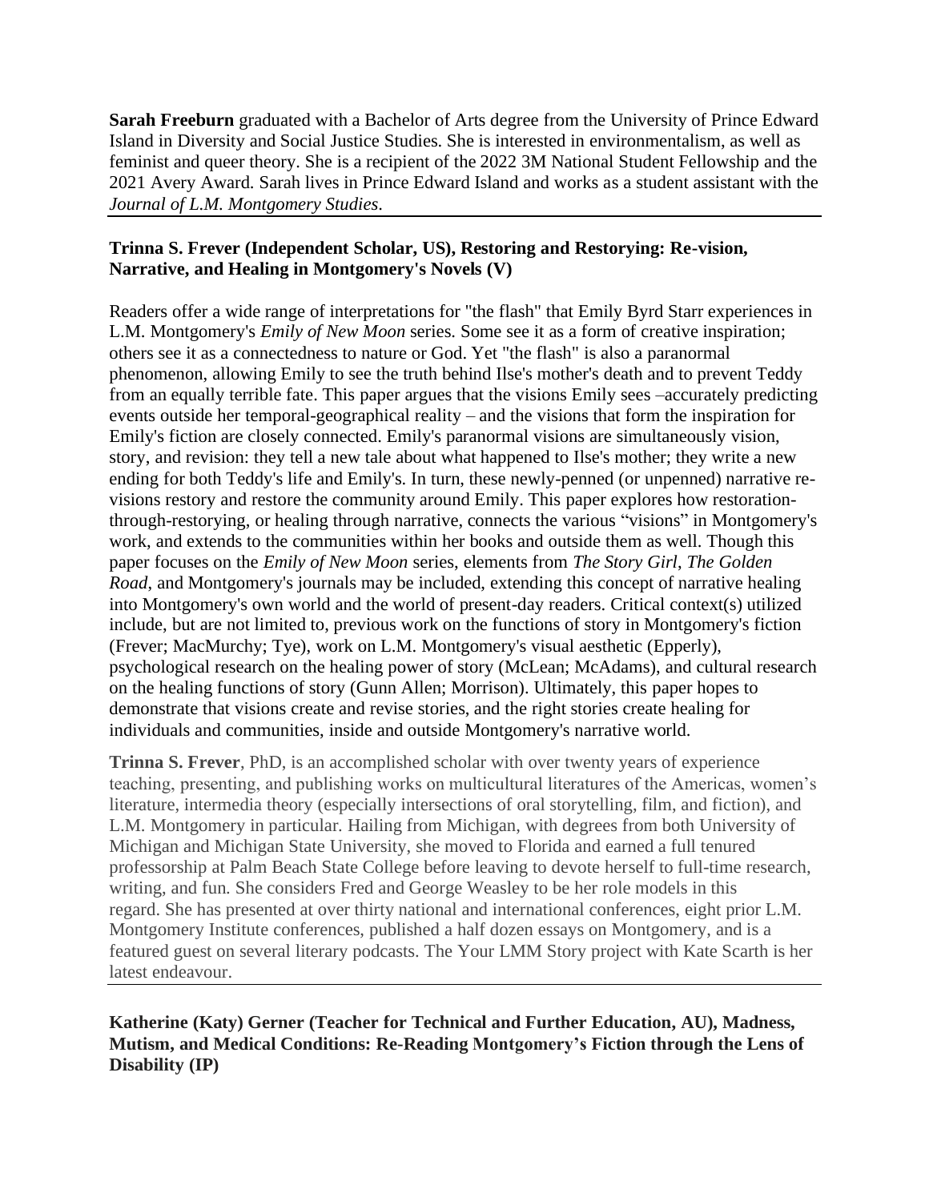**Sarah Freeburn** graduated with a Bachelor of Arts degree from the University of Prince Edward Island in Diversity and Social Justice Studies. She is interested in environmentalism, as well as feminist and queer theory. She is a recipient of the 2022 3M National Student Fellowship and the 2021 Avery Award. Sarah lives in Prince Edward Island and works as a student assistant with the *Journal of L.M. Montgomery Studies*.

---

**Trinna S. Frever (Independent Scholar, US), Restoring and Restorying: Re-vision, Narrative, and Healing in Montgomery's Novels (V)**

Readers offer a wide range of interpretations for "the flash" that Emily Byrd Starr experiences in L.M. Montgomery's *Emily of New Moon* series. Some see it as a form of creative inspiration; others see it as a connectedness to nature or God. Yet "the flash" is also a paranormal phenomenon, allowing Emily to see the truth behind Ilse's mother's death and to prevent Teddy from an equally terrible fate. This paper argues that the visions Emily sees –accurately predicting events outside her temporal-geographical reality – and the visions that form the inspiration for Emily's fiction are closely connected. Emily's paranormal visions are simultaneously vision, story, and revision: they tell a new tale about what happened to Ilse's mother; they write a new ending for both Teddy's life and Emily's. In turn, these newly-penned (or unpenned) narrative re-visions restory and restore the community around Emily. This paper explores how restoration-through-restorying, or healing through narrative, connects the various "visions" in Montgomery's work, and extends to the communities within her books and outside them as well. Though this paper focuses on the *Emily of New Moon* series, elements from *The Story Girl*, *The Golden Road*, and Montgomery's journals may be included, extending this concept of narrative healing into Montgomery's own world and the world of present-day readers. Critical context(s) utilized include, but are not limited to, previous work on the functions of story in Montgomery's fiction (Frever; MacMurchy; Tye), work on L.M. Montgomery's visual aesthetic (Epperly), psychological research on the healing power of story (McLean; McAdams), and cultural research on the healing functions of story (Gunn Allen; Morrison). Ultimately, this paper hopes to demonstrate that visions create and revise stories, and the right stories create healing for individuals and communities, inside and outside Montgomery's narrative world.

**Trinna S. Frever**, PhD, is an accomplished scholar with over twenty years of experience teaching, presenting, and publishing works on multicultural literatures of the Americas, women's literature, intermedia theory (especially intersections of oral storytelling, film, and fiction), and L.M. Montgomery in particular. Hailing from Michigan, with degrees from both University of Michigan and Michigan State University, she moved to Florida and earned a full tenured professorship at Palm Beach State College before leaving to devote herself to full-time research, writing, and fun. She considers Fred and George Weasley to be her role models in this regard. She has presented at over thirty national and international conferences, eight prior L.M. Montgomery Institute conferences, published a half dozen essays on Montgomery, and is a featured guest on several literary podcasts. The Your LMM Story project with Kate Scarth is her latest endeavour.

---

**Katherine (Katy) Gerner (Teacher for Technical and Further Education, AU), Madness, Mutism, and Medical Conditions: Re-Reading Montgomery's Fiction through the Lens of Disability (IP)**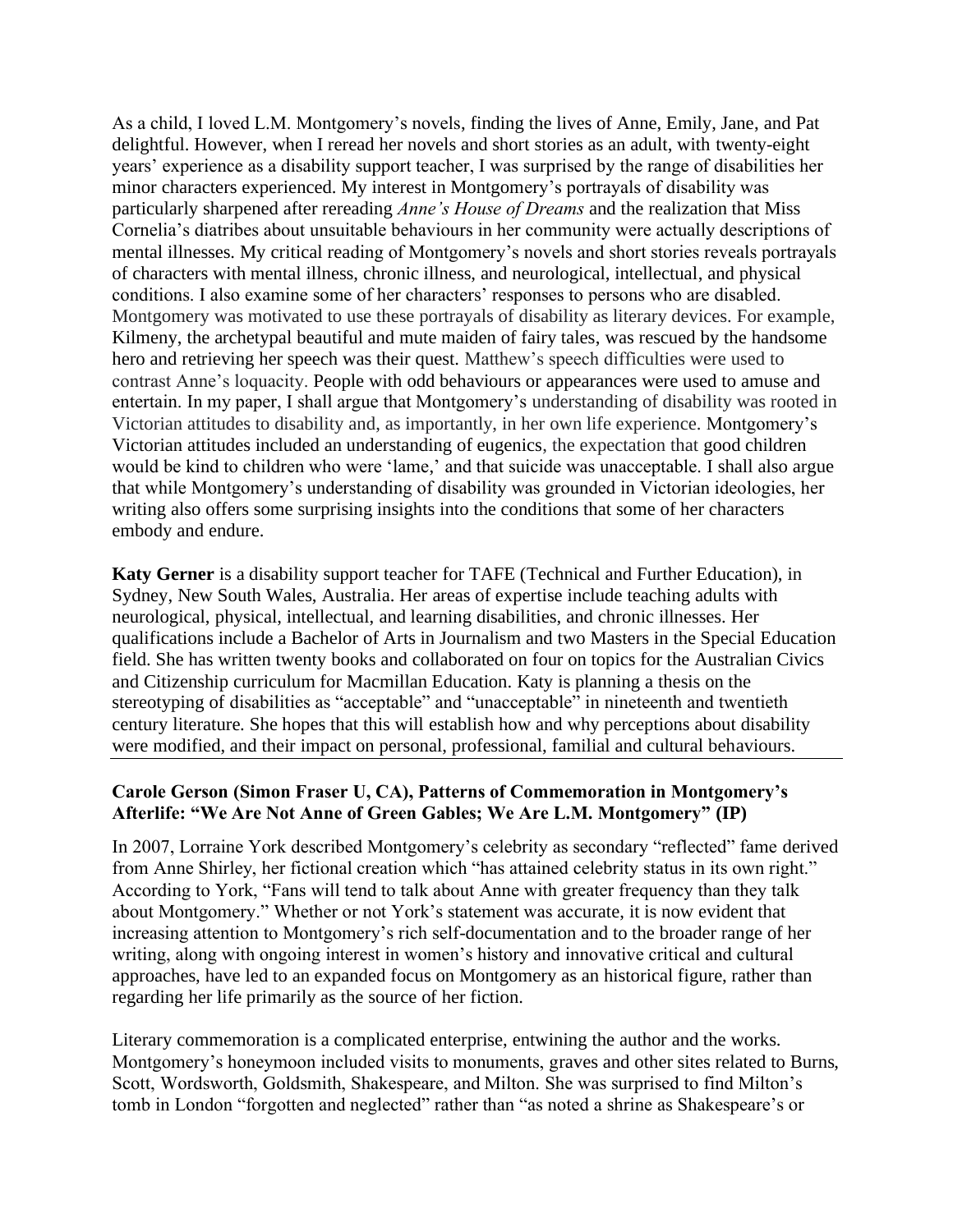As a child, I loved L.M. Montgomery's novels, finding the lives of Anne, Emily, Jane, and Pat delightful. However, when I reread her novels and short stories as an adult, with twenty-eight years' experience as a disability support teacher, I was surprised by the range of disabilities her minor characters experienced. My interest in Montgomery's portrayals of disability was particularly sharpened after rereading *Anne's House of Dreams* and the realization that Miss Cornelia's diatribes about unsuitable behaviours in her community were actually descriptions of mental illnesses. My critical reading of Montgomery's novels and short stories reveals portrayals of characters with mental illness, chronic illness, and neurological, intellectual, and physical conditions. I also examine some of her characters' responses to persons who are disabled. Montgomery was motivated to use these portrayals of disability as literary devices. For example, Kilmeny, the archetypal beautiful and mute maiden of fairy tales, was rescued by the handsome hero and retrieving her speech was their quest. Matthew's speech difficulties were used to contrast Anne's loquacity. People with odd behaviours or appearances were used to amuse and entertain. In my paper, I shall argue that Montgomery's understanding of disability was rooted in Victorian attitudes to disability and, as importantly, in her own life experience. Montgomery's Victorian attitudes included an understanding of eugenics, the expectation that good children would be kind to children who were 'lame,' and that suicide was unacceptable. I shall also argue that while Montgomery's understanding of disability was grounded in Victorian ideologies, her writing also offers some surprising insights into the conditions that some of her characters embody and endure.

**Katy Gerner** is a disability support teacher for TAFE (Technical and Further Education), in Sydney, New South Wales, Australia. Her areas of expertise include teaching adults with neurological, physical, intellectual, and learning disabilities, and chronic illnesses. Her qualifications include a Bachelor of Arts in Journalism and two Masters in the Special Education field. She has written twenty books and collaborated on four on topics for the Australian Civics and Citizenship curriculum for Macmillan Education. Katy is planning a thesis on the stereotyping of disabilities as "acceptable" and "unacceptable" in nineteenth and twentieth century literature. She hopes that this will establish how and why perceptions about disability were modified, and their impact on personal, professional, familial and cultural behaviours.

---

**Carole Gerson (Simon Fraser U, CA), Patterns of Commemoration in Montgomery's Afterlife: "We Are Not Anne of Green Gables; We Are L.M. Montgomery" (IP)**

In 2007, Lorraine York described Montgomery's celebrity as secondary "reflected" fame derived from Anne Shirley, her fictional creation which "has attained celebrity status in its own right." According to York, "Fans will tend to talk about Anne with greater frequency than they talk about Montgomery." Whether or not York's statement was accurate, it is now evident that increasing attention to Montgomery's rich self-documentation and to the broader range of her writing, along with ongoing interest in women's history and innovative critical and cultural approaches, have led to an expanded focus on Montgomery as an historical figure, rather than regarding her life primarily as the source of her fiction.

Literary commemoration is a complicated enterprise, entwining the author and the works. Montgomery's honeymoon included visits to monuments, graves and other sites related to Burns, Scott, Wordsworth, Goldsmith, Shakespeare, and Milton. She was surprised to find Milton's tomb in London "forgotten and neglected" rather than "as noted a shrine as Shakespeare's or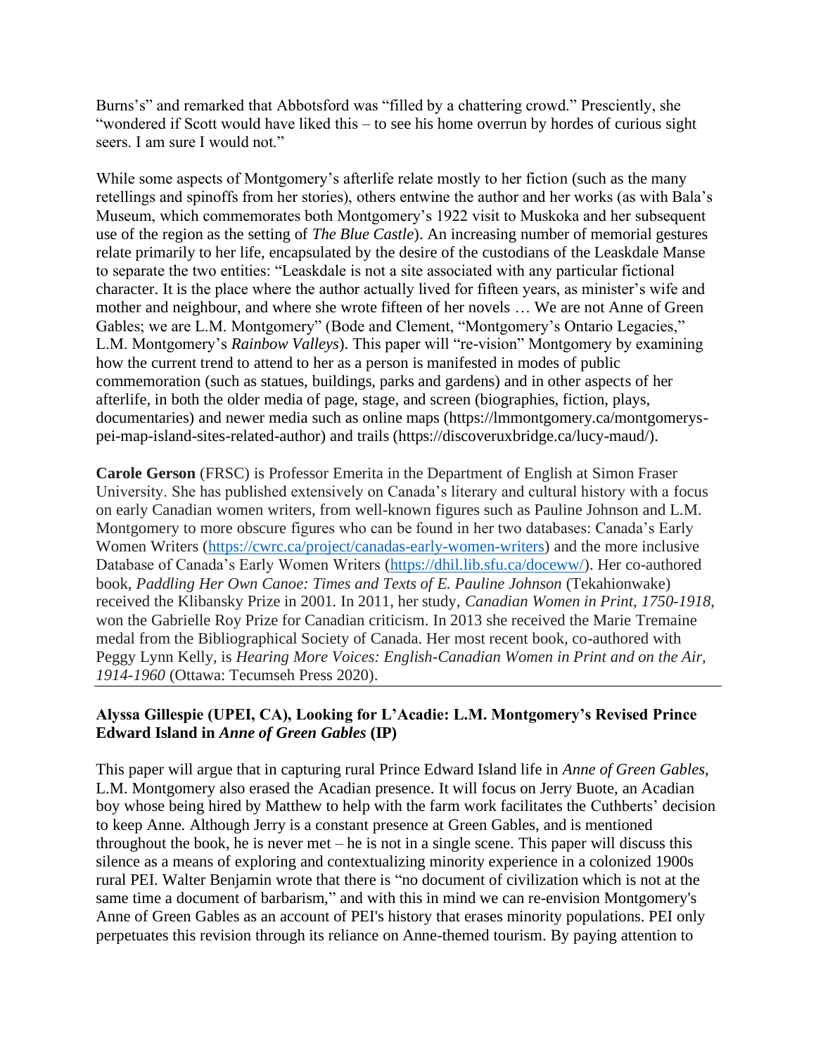Burns's" and remarked that Abbotsford was "filled by a chattering crowd." Presciently, she "wondered if Scott would have liked this – to see his home overrun by hordes of curious sight seers. I am sure I would not."

While some aspects of Montgomery's afterlife relate mostly to her fiction (such as the many retellings and spinoffs from her stories), others entwine the author and her works (as with Bala's Museum, which commemorates both Montgomery's 1922 visit to Muskoka and her subsequent use of the region as the setting of *The Blue Castle*). An increasing number of memorial gestures relate primarily to her life, encapsulated by the desire of the custodians of the Leaskdale Manse to separate the two entities: "Leaskdale is not a site associated with any particular fictional character. It is the place where the author actually lived for fifteen years, as minister's wife and mother and neighbour, and where she wrote fifteen of her novels … We are not Anne of Green Gables; we are L.M. Montgomery" (Bode and Clement, "Montgomery's Ontario Legacies," L.M. Montgomery's *Rainbow Valleys*). This paper will "re-vision" Montgomery by examining how the current trend to attend to her as a person is manifested in modes of public commemoration (such as statues, buildings, parks and gardens) and in other aspects of her afterlife, in both the older media of page, stage, and screen (biographies, fiction, plays, documentaries) and newer media such as online maps (https://lmmontgomery.ca/montgomerys-pei-map-island-sites-related-author) and trails (https://discoveruxbridge.ca/lucy-maud/).

**Carole Gerson** (FRSC) is Professor Emerita in the Department of English at Simon Fraser University. She has published extensively on Canada's literary and cultural history with a focus on early Canadian women writers, from well-known figures such as Pauline Johnson and L.M. Montgomery to more obscure figures who can be found in her two databases: Canada's Early Women Writers (https://cwrc.ca/project/canadas-early-women-writers) and the more inclusive Database of Canada's Early Women Writers (https://dhil.lib.sfu.ca/doceww/). Her co-authored book, *Paddling Her Own Canoe: Times and Texts of E. Pauline Johnson* (Tekahionwake) received the Klibansky Prize in 2001. In 2011, her study, *Canadian Women in Print, 1750-1918*, won the Gabrielle Roy Prize for Canadian criticism. In 2013 she received the Marie Tremaine medal from the Bibliographical Society of Canada. Her most recent book, co-authored with Peggy Lynn Kelly, is *Hearing More Voices: English-Canadian Women in Print and on the Air, 1914-1960* (Ottawa: Tecumseh Press 2020).

---

**Alyssa Gillespie (UPEI, CA), Looking for L'Acadie: L.M. Montgomery's Revised Prince Edward Island in *Anne of Green Gables* (IP)**

This paper will argue that in capturing rural Prince Edward Island life in *Anne of Green Gables*, L.M. Montgomery also erased the Acadian presence. It will focus on Jerry Buote, an Acadian boy whose being hired by Matthew to help with the farm work facilitates the Cuthberts' decision to keep Anne. Although Jerry is a constant presence at Green Gables, and is mentioned throughout the book, he is never met – he is not in a single scene. This paper will discuss this silence as a means of exploring and contextualizing minority experience in a colonized 1900s rural PEI. Walter Benjamin wrote that there is "no document of civilization which is not at the same time a document of barbarism," and with this in mind we can re-envision Montgomery's Anne of Green Gables as an account of PEI's history that erases minority populations. PEI only perpetuates this revision through its reliance on Anne-themed tourism. By paying attention to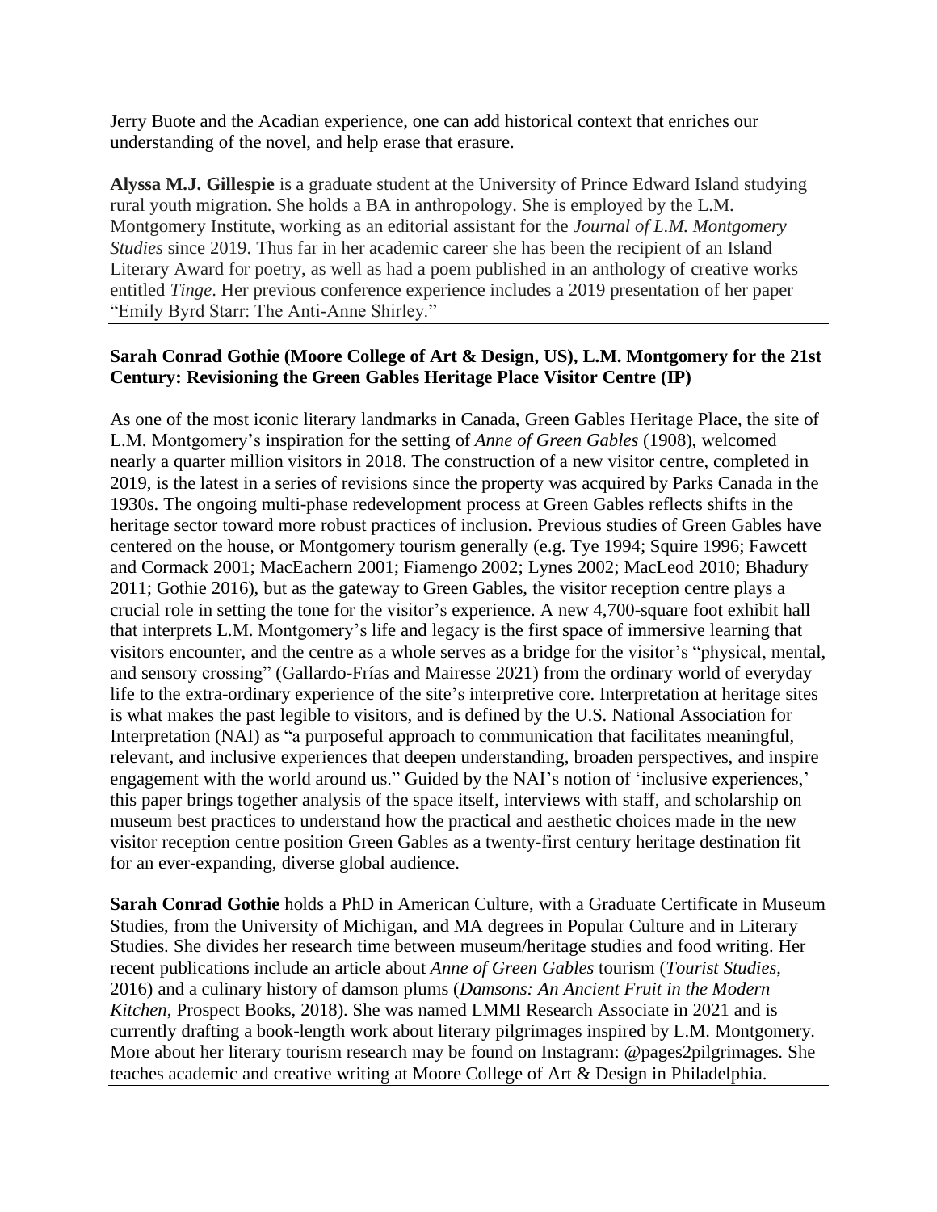Jerry Buote and the Acadian experience, one can add historical context that enriches our understanding of the novel, and help erase that erasure.

**Alyssa M.J. Gillespie** is a graduate student at the University of Prince Edward Island studying rural youth migration. She holds a BA in anthropology. She is employed by the L.M. Montgomery Institute, working as an editorial assistant for the *Journal of L.M. Montgomery Studies* since 2019. Thus far in her academic career she has been the recipient of an Island Literary Award for poetry, as well as had a poem published in an anthology of creative works entitled *Tinge*. Her previous conference experience includes a 2019 presentation of her paper "Emily Byrd Starr: The Anti-Anne Shirley."

---

**Sarah Conrad Gothie (Moore College of Art & Design, US), L.M. Montgomery for the 21st Century: Revisioning the Green Gables Heritage Place Visitor Centre (IP)**

As one of the most iconic literary landmarks in Canada, Green Gables Heritage Place, the site of L.M. Montgomery's inspiration for the setting of *Anne of Green Gables* (1908), welcomed nearly a quarter million visitors in 2018. The construction of a new visitor centre, completed in 2019, is the latest in a series of revisions since the property was acquired by Parks Canada in the 1930s. The ongoing multi-phase redevelopment process at Green Gables reflects shifts in the heritage sector toward more robust practices of inclusion. Previous studies of Green Gables have centered on the house, or Montgomery tourism generally (e.g. Tye 1994; Squire 1996; Fawcett and Cormack 2001; MacEachern 2001; Fiamengo 2002; Lynes 2002; MacLeod 2010; Bhadury 2011; Gothie 2016), but as the gateway to Green Gables, the visitor reception centre plays a crucial role in setting the tone for the visitor's experience. A new 4,700-square foot exhibit hall that interprets L.M. Montgomery's life and legacy is the first space of immersive learning that visitors encounter, and the centre as a whole serves as a bridge for the visitor's "physical, mental, and sensory crossing" (Gallardo-Frías and Mairesse 2021) from the ordinary world of everyday life to the extra-ordinary experience of the site's interpretive core. Interpretation at heritage sites is what makes the past legible to visitors, and is defined by the U.S. National Association for Interpretation (NAI) as "a purposeful approach to communication that facilitates meaningful, relevant, and inclusive experiences that deepen understanding, broaden perspectives, and inspire engagement with the world around us." Guided by the NAI's notion of 'inclusive experiences,' this paper brings together analysis of the space itself, interviews with staff, and scholarship on museum best practices to understand how the practical and aesthetic choices made in the new visitor reception centre position Green Gables as a twenty-first century heritage destination fit for an ever-expanding, diverse global audience.

**Sarah Conrad Gothie** holds a PhD in American Culture, with a Graduate Certificate in Museum Studies, from the University of Michigan, and MA degrees in Popular Culture and in Literary Studies. She divides her research time between museum/heritage studies and food writing. Her recent publications include an article about *Anne of Green Gables* tourism (*Tourist Studies*, 2016) and a culinary history of damson plums (*Damsons: An Ancient Fruit in the Modern Kitchen*, Prospect Books, 2018). She was named LMMI Research Associate in 2021 and is currently drafting a book-length work about literary pilgrimages inspired by L.M. Montgomery. More about her literary tourism research may be found on Instagram: @pages2pilgrimages. She teaches academic and creative writing at Moore College of Art & Design in Philadelphia.

---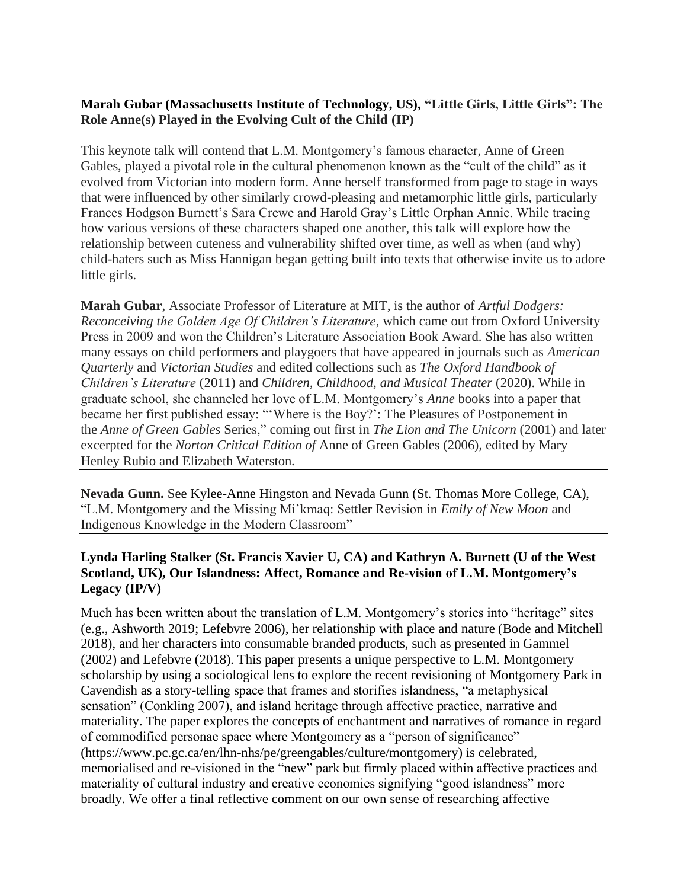**Marah Gubar (Massachusetts Institute of Technology, US), "Little Girls, Little Girls": The Role Anne(s) Played in the Evolving Cult of the Child (IP)**

This keynote talk will contend that L.M. Montgomery's famous character, Anne of Green Gables, played a pivotal role in the cultural phenomenon known as the "cult of the child" as it evolved from Victorian into modern form. Anne herself transformed from page to stage in ways that were influenced by other similarly crowd-pleasing and metamorphic little girls, particularly Frances Hodgson Burnett's Sara Crewe and Harold Gray's Little Orphan Annie. While tracing how various versions of these characters shaped one another, this talk will explore how the relationship between cuteness and vulnerability shifted over time, as well as when (and why) child-haters such as Miss Hannigan began getting built into texts that otherwise invite us to adore little girls.

**Marah Gubar**, Associate Professor of Literature at MIT, is the author of *Artful Dodgers: Reconceiving the Golden Age Of Children's Literature*, which came out from Oxford University Press in 2009 and won the Children's Literature Association Book Award. She has also written many essays on child performers and playgoers that have appeared in journals such as *American Quarterly* and *Victorian Studies* and edited collections such as *The Oxford Handbook of Children's Literature* (2011) and *Children, Childhood, and Musical Theater* (2020). While in graduate school, she channeled her love of L.M. Montgomery's *Anne* books into a paper that became her first published essay: "'Where is the Boy?': The Pleasures of Postponement in the *Anne of Green Gables* Series," coming out first in *The Lion and The Unicorn* (2001) and later excerpted for the *Norton Critical Edition of* Anne of Green Gables (2006), edited by Mary Henley Rubio and Elizabeth Waterston.

---

**Nevada Gunn.** See Kylee-Anne Hingston and Nevada Gunn (St. Thomas More College, CA), "L.M. Montgomery and the Missing Mi'kmaq: Settler Revision in *Emily of New Moon* and Indigenous Knowledge in the Modern Classroom"

---

**Lynda Harling Stalker (St. Francis Xavier U, CA) and Kathryn A. Burnett (U of the West Scotland, UK), Our Islandness: Affect, Romance and Re-vision of L.M. Montgomery's Legacy (IP/V)**

Much has been written about the translation of L.M. Montgomery's stories into "heritage" sites (e.g., Ashworth 2019; Lefebvre 2006), her relationship with place and nature (Bode and Mitchell 2018), and her characters into consumable branded products, such as presented in Gammel (2002) and Lefebvre (2018). This paper presents a unique perspective to L.M. Montgomery scholarship by using a sociological lens to explore the recent revisioning of Montgomery Park in Cavendish as a story-telling space that frames and storifies islandness, "a metaphysical sensation" (Conkling 2007), and island heritage through affective practice, narrative and materiality. The paper explores the concepts of enchantment and narratives of romance in regard of commodified personae space where Montgomery as a "person of significance" (https://www.pc.gc.ca/en/lhn-nhs/pe/greengables/culture/montgomery) is celebrated, memorialised and re-visioned in the "new" park but firmly placed within affective practices and materiality of cultural industry and creative economies signifying "good islandness" more broadly. We offer a final reflective comment on our own sense of researching affective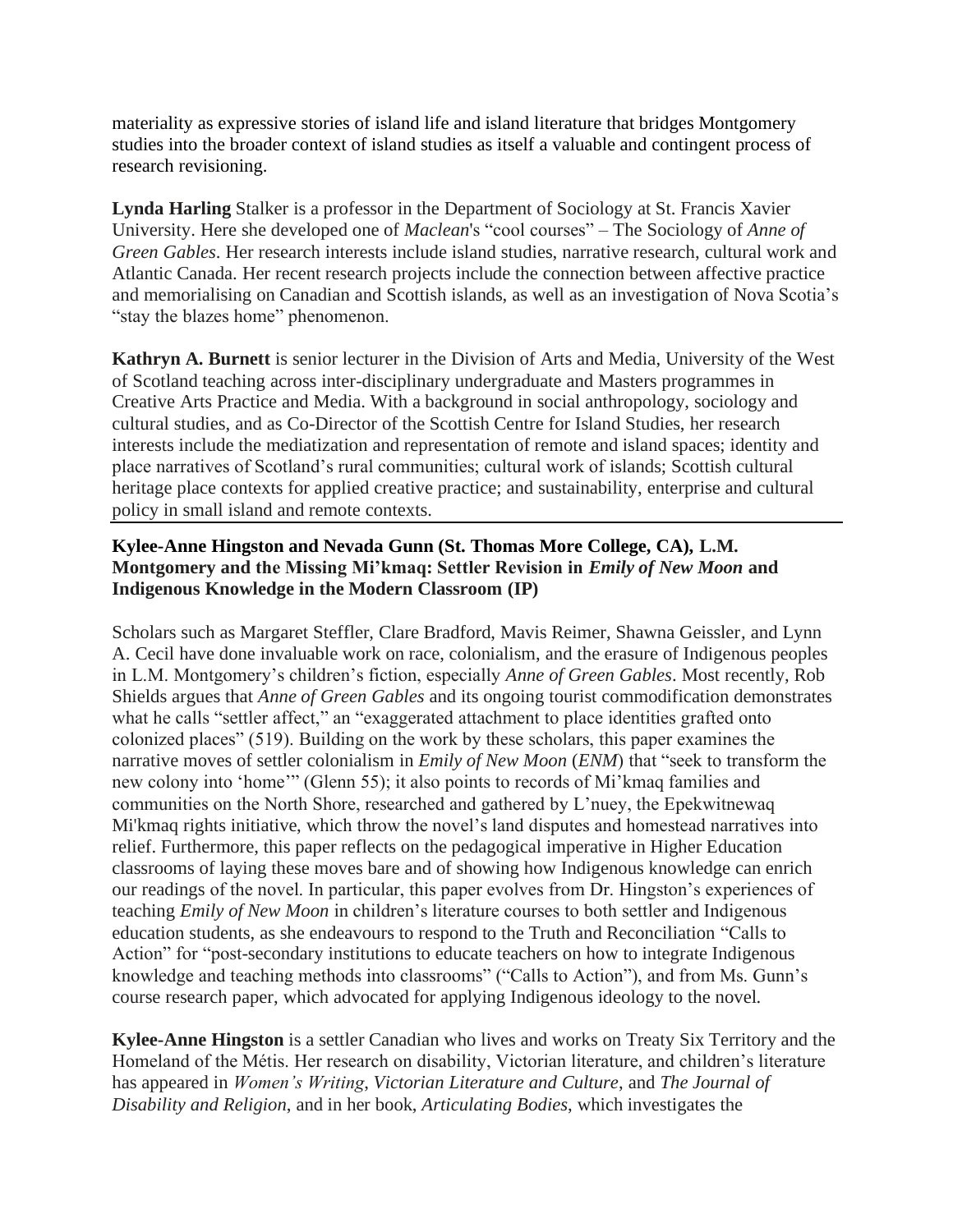materiality as expressive stories of island life and island literature that bridges Montgomery studies into the broader context of island studies as itself a valuable and contingent process of research revisioning.

**Lynda Harling** Stalker is a professor in the Department of Sociology at St. Francis Xavier University. Here she developed one of *Maclean*'s "cool courses" – The Sociology of *Anne of Green Gables*. Her research interests include island studies, narrative research, cultural work and Atlantic Canada. Her recent research projects include the connection between affective practice and memorialising on Canadian and Scottish islands, as well as an investigation of Nova Scotia's "stay the blazes home" phenomenon.

**Kathryn A. Burnett** is senior lecturer in the Division of Arts and Media, University of the West of Scotland teaching across inter-disciplinary undergraduate and Masters programmes in Creative Arts Practice and Media. With a background in social anthropology, sociology and cultural studies, and as Co-Director of the Scottish Centre for Island Studies, her research interests include the mediatization and representation of remote and island spaces; identity and place narratives of Scotland's rural communities; cultural work of islands; Scottish cultural heritage place contexts for applied creative practice; and sustainability, enterprise and cultural policy in small island and remote contexts.

---

**Kylee-Anne Hingston and Nevada Gunn (St. Thomas More College, CA), L.M. Montgomery and the Missing Mi'kmaq: Settler Revision in *Emily of New Moon* and Indigenous Knowledge in the Modern Classroom (IP)**

Scholars such as Margaret Steffler, Clare Bradford, Mavis Reimer, Shawna Geissler, and Lynn A. Cecil have done invaluable work on race, colonialism, and the erasure of Indigenous peoples in L.M. Montgomery's children's fiction, especially *Anne of Green Gables*. Most recently, Rob Shields argues that *Anne of Green Gables* and its ongoing tourist commodification demonstrates what he calls "settler affect," an "exaggerated attachment to place identities grafted onto colonized places" (519). Building on the work by these scholars, this paper examines the narrative moves of settler colonialism in *Emily of New Moon* (*ENM*) that "seek to transform the new colony into 'home'" (Glenn 55); it also points to records of Mi'kmaq families and communities on the North Shore, researched and gathered by L'nuey, the Epekwitnewaq Mi'kmaq rights initiative, which throw the novel's land disputes and homestead narratives into relief. Furthermore, this paper reflects on the pedagogical imperative in Higher Education classrooms of laying these moves bare and of showing how Indigenous knowledge can enrich our readings of the novel. In particular, this paper evolves from Dr. Hingston's experiences of teaching *Emily of New Moon* in children's literature courses to both settler and Indigenous education students, as she endeavours to respond to the Truth and Reconciliation "Calls to Action" for "post-secondary institutions to educate teachers on how to integrate Indigenous knowledge and teaching methods into classrooms" ("Calls to Action"), and from Ms. Gunn's course research paper, which advocated for applying Indigenous ideology to the novel.

**Kylee-Anne Hingston** is a settler Canadian who lives and works on Treaty Six Territory and the Homeland of the Métis. Her research on disability, Victorian literature, and children's literature has appeared in *Women's Writing*, *Victorian Literature and Culture*, and *The Journal of Disability and Religion*, and in her book, *Articulating Bodies*, which investigates the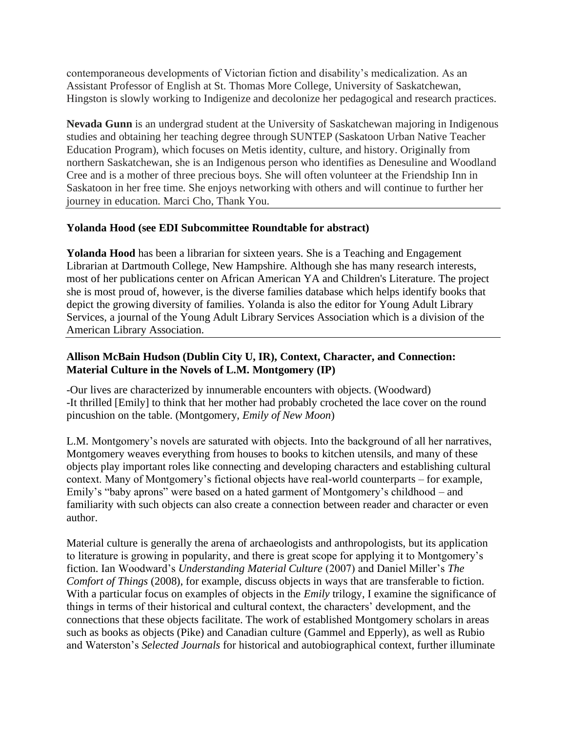contemporaneous developments of Victorian fiction and disability's medicalization. As an Assistant Professor of English at St. Thomas More College, University of Saskatchewan, Hingston is slowly working to Indigenize and decolonize her pedagogical and research practices.

**Nevada Gunn** is an undergrad student at the University of Saskatchewan majoring in Indigenous studies and obtaining her teaching degree through SUNTEP (Saskatoon Urban Native Teacher Education Program), which focuses on Metis identity, culture, and history. Originally from northern Saskatchewan, she is an Indigenous person who identifies as Denesuline and Woodland Cree and is a mother of three precious boys. She will often volunteer at the Friendship Inn in Saskatoon in her free time. She enjoys networking with others and will continue to further her journey in education. Marci Cho, Thank You.

---

**Yolanda Hood (see EDI Subcommittee Roundtable for abstract)**

**Yolanda Hood** has been a librarian for sixteen years. She is a Teaching and Engagement Librarian at Dartmouth College, New Hampshire. Although she has many research interests, most of her publications center on African American YA and Children's Literature. The project she is most proud of, however, is the diverse families database which helps identify books that depict the growing diversity of families. Yolanda is also the editor for Young Adult Library Services, a journal of the Young Adult Library Services Association which is a division of the American Library Association.

---

**Allison McBain Hudson (Dublin City U, IR), Context, Character, and Connection: Material Culture in the Novels of L.M. Montgomery (IP)**

-Our lives are characterized by innumerable encounters with objects. (Woodward)
-It thrilled [Emily] to think that her mother had probably crocheted the lace cover on the round pincushion on the table. (Montgomery, *Emily of New Moon*)

L.M. Montgomery's novels are saturated with objects. Into the background of all her narratives, Montgomery weaves everything from houses to books to kitchen utensils, and many of these objects play important roles like connecting and developing characters and establishing cultural context. Many of Montgomery's fictional objects have real-world counterparts – for example, Emily's "baby aprons" were based on a hated garment of Montgomery's childhood – and familiarity with such objects can also create a connection between reader and character or even author.

Material culture is generally the arena of archaeologists and anthropologists, but its application to literature is growing in popularity, and there is great scope for applying it to Montgomery's fiction. Ian Woodward's *Understanding Material Culture* (2007) and Daniel Miller's *The Comfort of Things* (2008), for example, discuss objects in ways that are transferable to fiction. With a particular focus on examples of objects in the *Emily* trilogy, I examine the significance of things in terms of their historical and cultural context, the characters' development, and the connections that these objects facilitate. The work of established Montgomery scholars in areas such as books as objects (Pike) and Canadian culture (Gammel and Epperly), as well as Rubio and Waterston's *Selected Journals* for historical and autobiographical context, further illuminate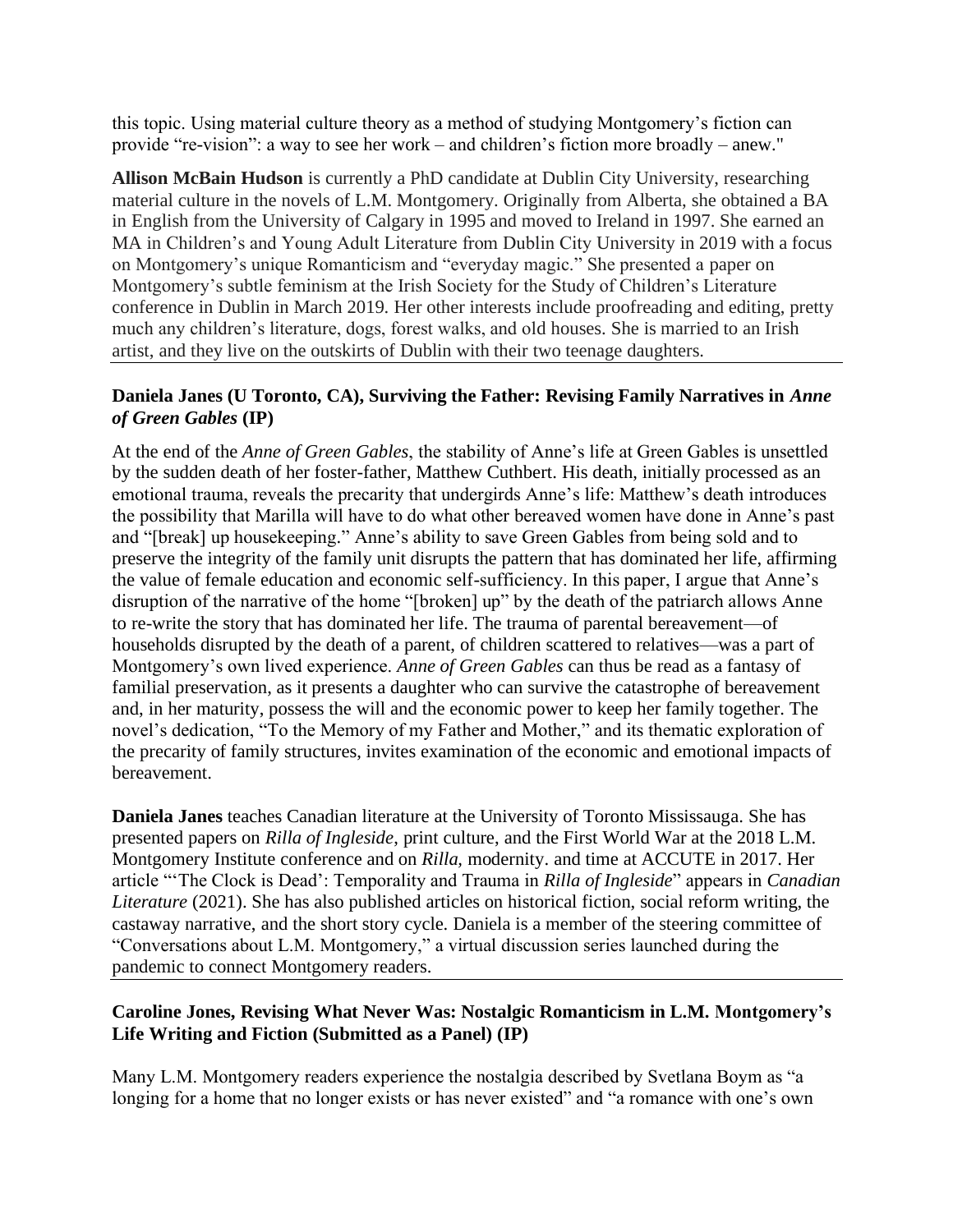this topic. Using material culture theory as a method of studying Montgomery's fiction can provide "re-vision": a way to see her work – and children's fiction more broadly – anew."

**Allison McBain Hudson** is currently a PhD candidate at Dublin City University, researching material culture in the novels of L.M. Montgomery. Originally from Alberta, she obtained a BA in English from the University of Calgary in 1995 and moved to Ireland in 1997. She earned an MA in Children's and Young Adult Literature from Dublin City University in 2019 with a focus on Montgomery's unique Romanticism and "everyday magic." She presented a paper on Montgomery's subtle feminism at the Irish Society for the Study of Children's Literature conference in Dublin in March 2019. Her other interests include proofreading and editing, pretty much any children's literature, dogs, forest walks, and old houses. She is married to an Irish artist, and they live on the outskirts of Dublin with their two teenage daughters.

---

**Daniela Janes (U Toronto, CA), Surviving the Father: Revising Family Narratives in *Anne of Green Gables* (IP)**

At the end of the *Anne of Green Gables*, the stability of Anne's life at Green Gables is unsettled by the sudden death of her foster-father, Matthew Cuthbert. His death, initially processed as an emotional trauma, reveals the precarity that undergirds Anne's life: Matthew's death introduces the possibility that Marilla will have to do what other bereaved women have done in Anne's past and "[break] up housekeeping." Anne's ability to save Green Gables from being sold and to preserve the integrity of the family unit disrupts the pattern that has dominated her life, affirming the value of female education and economic self-sufficiency. In this paper, I argue that Anne's disruption of the narrative of the home "[broken] up" by the death of the patriarch allows Anne to re-write the story that has dominated her life. The trauma of parental bereavement—of households disrupted by the death of a parent, of children scattered to relatives—was a part of Montgomery's own lived experience. *Anne of Green Gables* can thus be read as a fantasy of familial preservation, as it presents a daughter who can survive the catastrophe of bereavement and, in her maturity, possess the will and the economic power to keep her family together. The novel's dedication, "To the Memory of my Father and Mother," and its thematic exploration of the precarity of family structures, invites examination of the economic and emotional impacts of bereavement.

**Daniela Janes** teaches Canadian literature at the University of Toronto Mississauga. She has presented papers on *Rilla of Ingleside*, print culture, and the First World War at the 2018 L.M. Montgomery Institute conference and on *Rilla,* modernity. and time at ACCUTE in 2017. Her article "'The Clock is Dead': Temporality and Trauma in *Rilla of Ingleside*" appears in *Canadian Literature* (2021). She has also published articles on historical fiction, social reform writing, the castaway narrative, and the short story cycle. Daniela is a member of the steering committee of "Conversations about L.M. Montgomery," a virtual discussion series launched during the pandemic to connect Montgomery readers.

---

**Caroline Jones, Revising What Never Was: Nostalgic Romanticism in L.M. Montgomery's Life Writing and Fiction (Submitted as a Panel) (IP)**

Many L.M. Montgomery readers experience the nostalgia described by Svetlana Boym as "a longing for a home that no longer exists or has never existed" and "a romance with one's own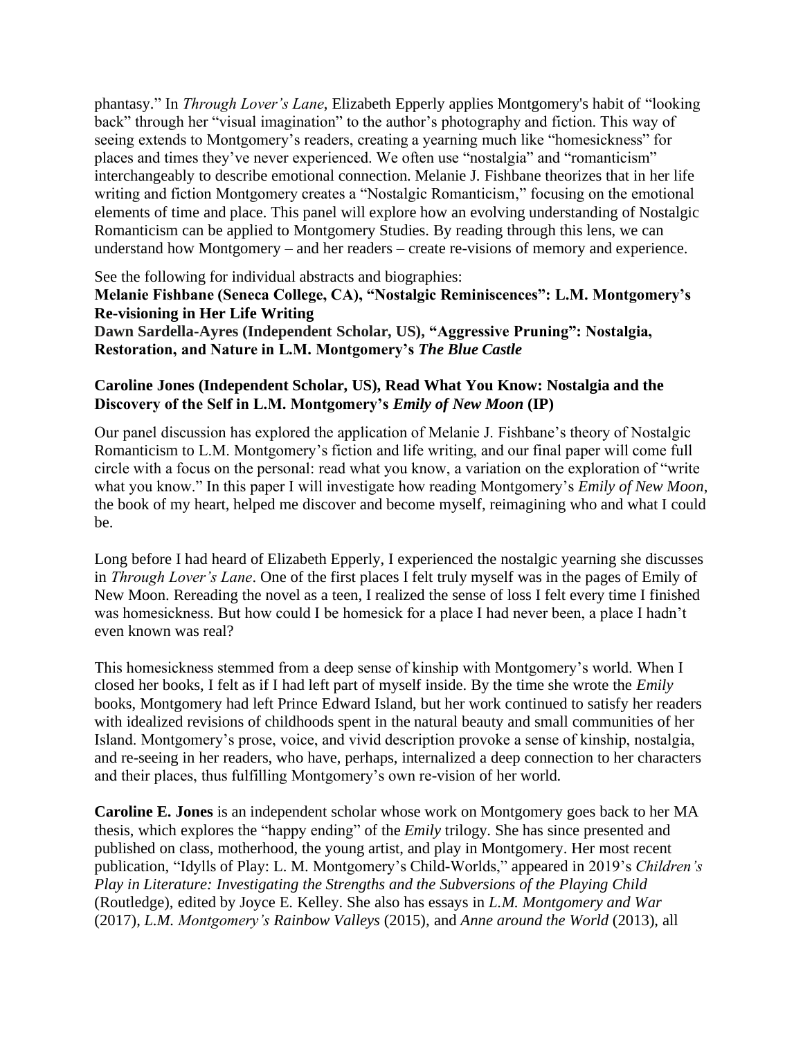phantasy." In *Through Lover's Lane*, Elizabeth Epperly applies Montgomery's habit of "looking back" through her "visual imagination" to the author's photography and fiction. This way of seeing extends to Montgomery's readers, creating a yearning much like "homesickness" for places and times they've never experienced. We often use "nostalgia" and "romanticism" interchangeably to describe emotional connection. Melanie J. Fishbane theorizes that in her life writing and fiction Montgomery creates a "Nostalgic Romanticism," focusing on the emotional elements of time and place. This panel will explore how an evolving understanding of Nostalgic Romanticism can be applied to Montgomery Studies. By reading through this lens, we can understand how Montgomery – and her readers – create re-visions of memory and experience.

See the following for individual abstracts and biographies:

**Melanie Fishbane (Seneca College, CA), "Nostalgic Reminiscences": L.M. Montgomery's Re-visioning in Her Life Writing**

**Dawn Sardella-Ayres (Independent Scholar, US), "Aggressive Pruning": Nostalgia, Restoration, and Nature in L.M. Montgomery's *The Blue Castle***

**Caroline Jones (Independent Scholar, US), Read What You Know: Nostalgia and the Discovery of the Self in L.M. Montgomery's *Emily of New Moon* (IP)**

Our panel discussion has explored the application of Melanie J. Fishbane's theory of Nostalgic Romanticism to L.M. Montgomery's fiction and life writing, and our final paper will come full circle with a focus on the personal: read what you know, a variation on the exploration of "write what you know." In this paper I will investigate how reading Montgomery's *Emily of New Moon*, the book of my heart, helped me discover and become myself, reimagining who and what I could be.

Long before I had heard of Elizabeth Epperly, I experienced the nostalgic yearning she discusses in *Through Lover's Lane*. One of the first places I felt truly myself was in the pages of Emily of New Moon. Rereading the novel as a teen, I realized the sense of loss I felt every time I finished was homesickness. But how could I be homesick for a place I had never been, a place I hadn't even known was real?

This homesickness stemmed from a deep sense of kinship with Montgomery's world. When I closed her books, I felt as if I had left part of myself inside. By the time she wrote the *Emily* books, Montgomery had left Prince Edward Island, but her work continued to satisfy her readers with idealized revisions of childhoods spent in the natural beauty and small communities of her Island. Montgomery's prose, voice, and vivid description provoke a sense of kinship, nostalgia, and re-seeing in her readers, who have, perhaps, internalized a deep connection to her characters and their places, thus fulfilling Montgomery's own re-vision of her world.

**Caroline E. Jones** is an independent scholar whose work on Montgomery goes back to her MA thesis, which explores the "happy ending" of the *Emily* trilogy. She has since presented and published on class, motherhood, the young artist, and play in Montgomery. Her most recent publication, "Idylls of Play: L. M. Montgomery's Child-Worlds," appeared in 2019's *Children's Play in Literature: Investigating the Strengths and the Subversions of the Playing Child* (Routledge), edited by Joyce E. Kelley. She also has essays in *L.M. Montgomery and War* (2017), *L.M. Montgomery's Rainbow Valleys* (2015), and *Anne around the World* (2013), all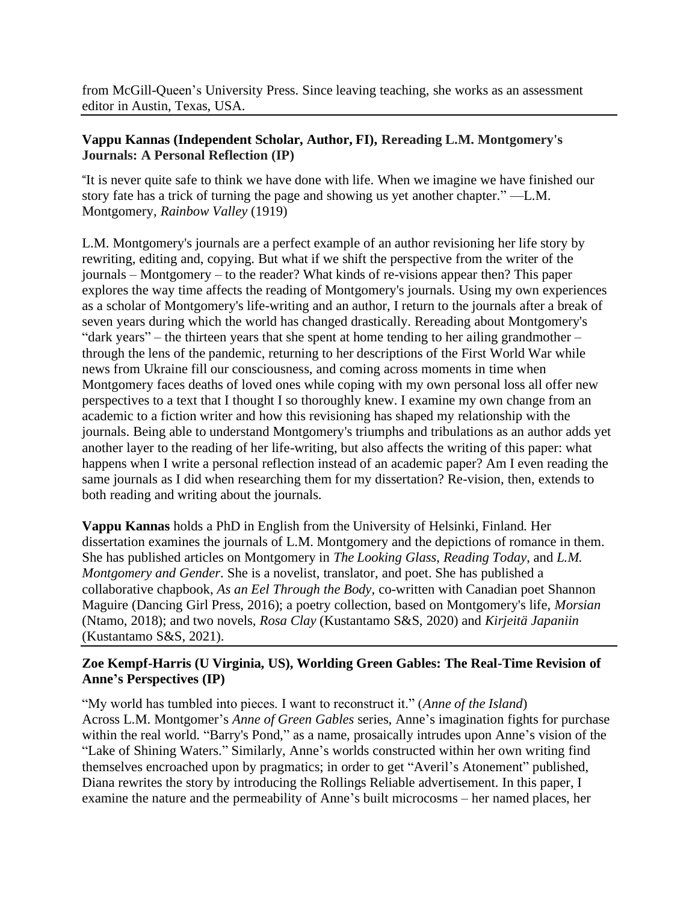from McGill-Queen's University Press. Since leaving teaching, she works as an assessment editor in Austin, Texas, USA.

---

**Vappu Kannas (Independent Scholar, Author, FI), Rereading L.M. Montgomery's Journals: A Personal Reflection (IP)**

"It is never quite safe to think we have done with life. When we imagine we have finished our story fate has a trick of turning the page and showing us yet another chapter." —L.M. Montgomery, *Rainbow Valley* (1919)

L.M. Montgomery's journals are a perfect example of an author revisioning her life story by rewriting, editing and, copying. But what if we shift the perspective from the writer of the journals – Montgomery – to the reader? What kinds of re-visions appear then? This paper explores the way time affects the reading of Montgomery's journals. Using my own experiences as a scholar of Montgomery's life-writing and an author, I return to the journals after a break of seven years during which the world has changed drastically. Rereading about Montgomery's "dark years" – the thirteen years that she spent at home tending to her ailing grandmother – through the lens of the pandemic, returning to her descriptions of the First World War while news from Ukraine fill our consciousness, and coming across moments in time when Montgomery faces deaths of loved ones while coping with my own personal loss all offer new perspectives to a text that I thought I so thoroughly knew. I examine my own change from an academic to a fiction writer and how this revisioning has shaped my relationship with the journals. Being able to understand Montgomery's triumphs and tribulations as an author adds yet another layer to the reading of her life-writing, but also affects the writing of this paper: what happens when I write a personal reflection instead of an academic paper? Am I even reading the same journals as I did when researching them for my dissertation? Re-vision, then, extends to both reading and writing about the journals.

**Vappu Kannas** holds a PhD in English from the University of Helsinki, Finland. Her dissertation examines the journals of L.M. Montgomery and the depictions of romance in them. She has published articles on Montgomery in *The Looking Glass*, *Reading Today*, and *L.M. Montgomery and Gender*. She is a novelist, translator, and poet. She has published a collaborative chapbook, *As an Eel Through the Body*, co-written with Canadian poet Shannon Maguire (Dancing Girl Press, 2016); a poetry collection, based on Montgomery's life, *Morsian* (Ntamo, 2018); and two novels, *Rosa Clay* (Kustantamo S&S, 2020) and *Kirjeitä Japaniin* (Kustantamo S&S, 2021).

---

**Zoe Kempf-Harris (U Virginia, US), Worlding Green Gables: The Real-Time Revision of Anne's Perspectives (IP)**

"My world has tumbled into pieces. I want to reconstruct it." (*Anne of the Island*)
Across L.M. Montgomer's *Anne of Green Gables* series, Anne's imagination fights for purchase within the real world. "Barry's Pond," as a name, prosaically intrudes upon Anne's vision of the "Lake of Shining Waters." Similarly, Anne's worlds constructed within her own writing find themselves encroached upon by pragmatics; in order to get "Averil's Atonement" published, Diana rewrites the story by introducing the Rollings Reliable advertisement. In this paper, I examine the nature and the permeability of Anne's built microcosms – her named places, her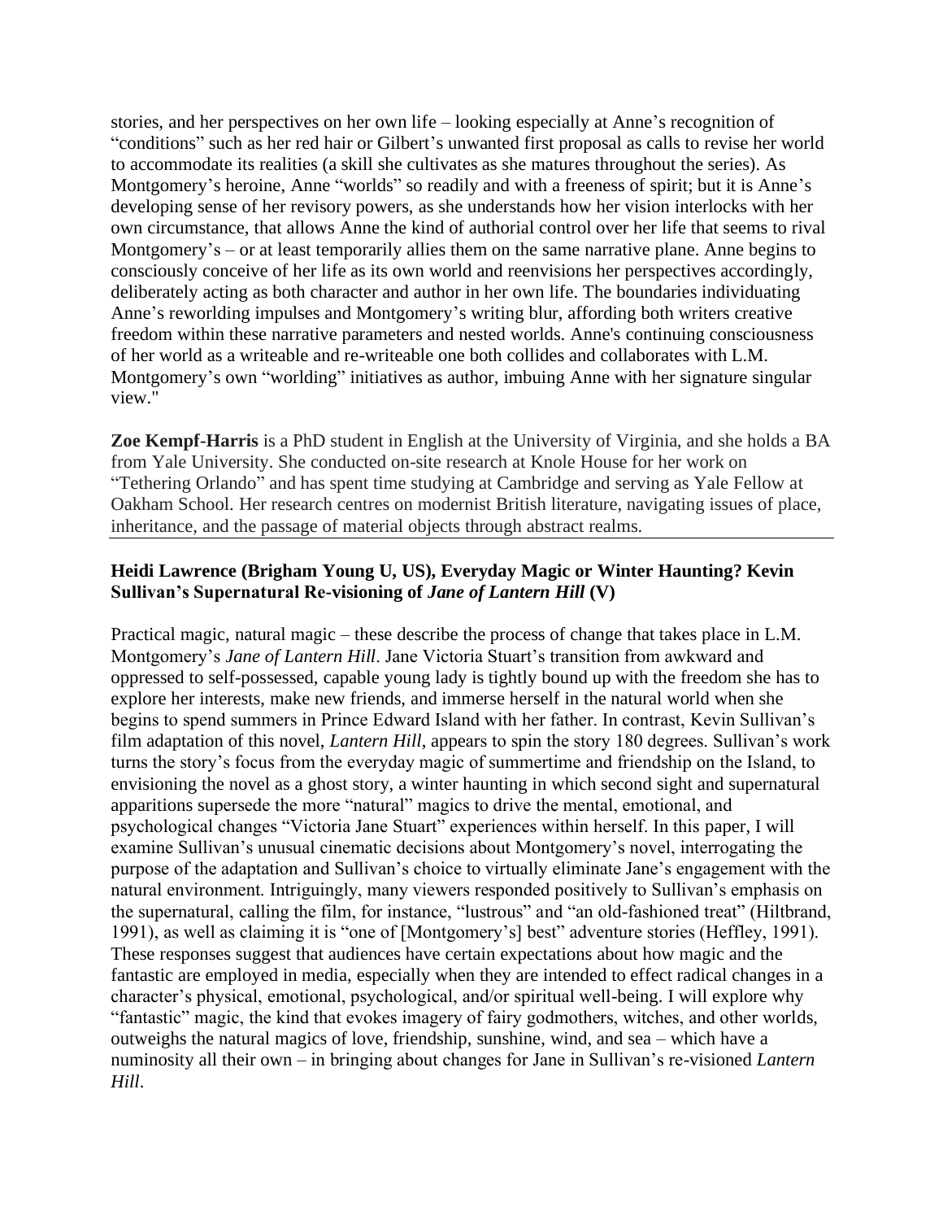stories, and her perspectives on her own life – looking especially at Anne's recognition of "conditions" such as her red hair or Gilbert's unwanted first proposal as calls to revise her world to accommodate its realities (a skill she cultivates as she matures throughout the series). As Montgomery's heroine, Anne "worlds" so readily and with a freeness of spirit; but it is Anne's developing sense of her revisory powers, as she understands how her vision interlocks with her own circumstance, that allows Anne the kind of authorial control over her life that seems to rival Montgomery's – or at least temporarily allies them on the same narrative plane. Anne begins to consciously conceive of her life as its own world and reenvisions her perspectives accordingly, deliberately acting as both character and author in her own life. The boundaries individuating Anne's reworlding impulses and Montgomery's writing blur, affording both writers creative freedom within these narrative parameters and nested worlds. Anne's continuing consciousness of her world as a writeable and re-writeable one both collides and collaborates with L.M. Montgomery's own "worlding" initiatives as author, imbuing Anne with her signature singular view."

**Zoe Kempf-Harris** is a PhD student in English at the University of Virginia, and she holds a BA from Yale University. She conducted on-site research at Knole House for her work on "Tethering Orlando" and has spent time studying at Cambridge and serving as Yale Fellow at Oakham School. Her research centres on modernist British literature, navigating issues of place, inheritance, and the passage of material objects through abstract realms.

---

**Heidi Lawrence (Brigham Young U, US), Everyday Magic or Winter Haunting? Kevin Sullivan's Supernatural Re-visioning of *Jane of Lantern Hill* (V)**

Practical magic, natural magic – these describe the process of change that takes place in L.M. Montgomery's *Jane of Lantern Hill*. Jane Victoria Stuart's transition from awkward and oppressed to self-possessed, capable young lady is tightly bound up with the freedom she has to explore her interests, make new friends, and immerse herself in the natural world when she begins to spend summers in Prince Edward Island with her father. In contrast, Kevin Sullivan's film adaptation of this novel, *Lantern Hill*, appears to spin the story 180 degrees. Sullivan's work turns the story's focus from the everyday magic of summertime and friendship on the Island, to envisioning the novel as a ghost story, a winter haunting in which second sight and supernatural apparitions supersede the more "natural" magics to drive the mental, emotional, and psychological changes "Victoria Jane Stuart" experiences within herself. In this paper, I will examine Sullivan's unusual cinematic decisions about Montgomery's novel, interrogating the purpose of the adaptation and Sullivan's choice to virtually eliminate Jane's engagement with the natural environment. Intriguingly, many viewers responded positively to Sullivan's emphasis on the supernatural, calling the film, for instance, "lustrous" and "an old-fashioned treat" (Hiltbrand, 1991), as well as claiming it is "one of [Montgomery's] best" adventure stories (Heffley, 1991). These responses suggest that audiences have certain expectations about how magic and the fantastic are employed in media, especially when they are intended to effect radical changes in a character's physical, emotional, psychological, and/or spiritual well-being. I will explore why "fantastic" magic, the kind that evokes imagery of fairy godmothers, witches, and other worlds, outweighs the natural magics of love, friendship, sunshine, wind, and sea – which have a numinosity all their own – in bringing about changes for Jane in Sullivan's re-visioned *Lantern Hill*.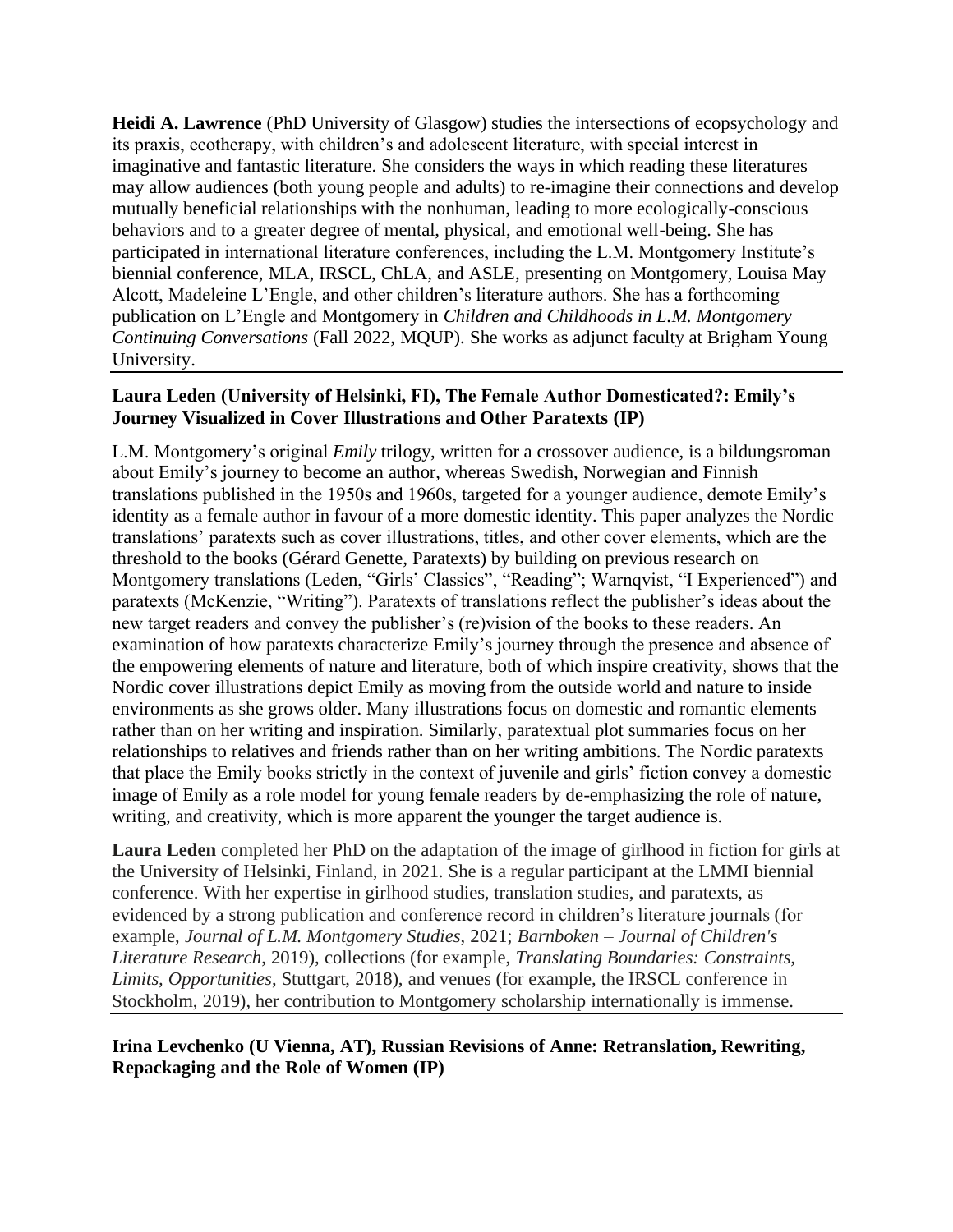**Heidi A. Lawrence** (PhD University of Glasgow) studies the intersections of ecopsychology and its praxis, ecotherapy, with children's and adolescent literature, with special interest in imaginative and fantastic literature. She considers the ways in which reading these literatures may allow audiences (both young people and adults) to re-imagine their connections and develop mutually beneficial relationships with the nonhuman, leading to more ecologically-conscious behaviors and to a greater degree of mental, physical, and emotional well-being. She has participated in international literature conferences, including the L.M. Montgomery Institute's biennial conference, MLA, IRSCL, ChLA, and ASLE, presenting on Montgomery, Louisa May Alcott, Madeleine L'Engle, and other children's literature authors. She has a forthcoming publication on L'Engle and Montgomery in *Children and Childhoods in L.M. Montgomery Continuing Conversations* (Fall 2022, MQUP). She works as adjunct faculty at Brigham Young University.

---

**Laura Leden (University of Helsinki, FI), The Female Author Domesticated?: Emily's Journey Visualized in Cover Illustrations and Other Paratexts (IP)**

L.M. Montgomery's original *Emily* trilogy, written for a crossover audience, is a bildungsroman about Emily's journey to become an author, whereas Swedish, Norwegian and Finnish translations published in the 1950s and 1960s, targeted for a younger audience, demote Emily's identity as a female author in favour of a more domestic identity. This paper analyzes the Nordic translations' paratexts such as cover illustrations, titles, and other cover elements, which are the threshold to the books (Gérard Genette, Paratexts) by building on previous research on Montgomery translations (Leden, "Girls' Classics", "Reading"; Warnqvist, "I Experienced") and paratexts (McKenzie, "Writing"). Paratexts of translations reflect the publisher's ideas about the new target readers and convey the publisher's (re)vision of the books to these readers. An examination of how paratexts characterize Emily's journey through the presence and absence of the empowering elements of nature and literature, both of which inspire creativity, shows that the Nordic cover illustrations depict Emily as moving from the outside world and nature to inside environments as she grows older. Many illustrations focus on domestic and romantic elements rather than on her writing and inspiration. Similarly, paratextual plot summaries focus on her relationships to relatives and friends rather than on her writing ambitions. The Nordic paratexts that place the Emily books strictly in the context of juvenile and girls' fiction convey a domestic image of Emily as a role model for young female readers by de-emphasizing the role of nature, writing, and creativity, which is more apparent the younger the target audience is.

**Laura Leden** completed her PhD on the adaptation of the image of girlhood in fiction for girls at the University of Helsinki, Finland, in 2021. She is a regular participant at the LMMI biennial conference. With her expertise in girlhood studies, translation studies, and paratexts, as evidenced by a strong publication and conference record in children's literature journals (for example, *Journal of L.M. Montgomery Studies*, 2021; *Barnboken – Journal of Children's Literature Research*, 2019), collections (for example, *Translating Boundaries: Constraints, Limits, Opportunities*, Stuttgart, 2018), and venues (for example, the IRSCL conference in Stockholm, 2019), her contribution to Montgomery scholarship internationally is immense.

---

**Irina Levchenko (U Vienna, AT), Russian Revisions of Anne: Retranslation, Rewriting, Repackaging and the Role of Women (IP)**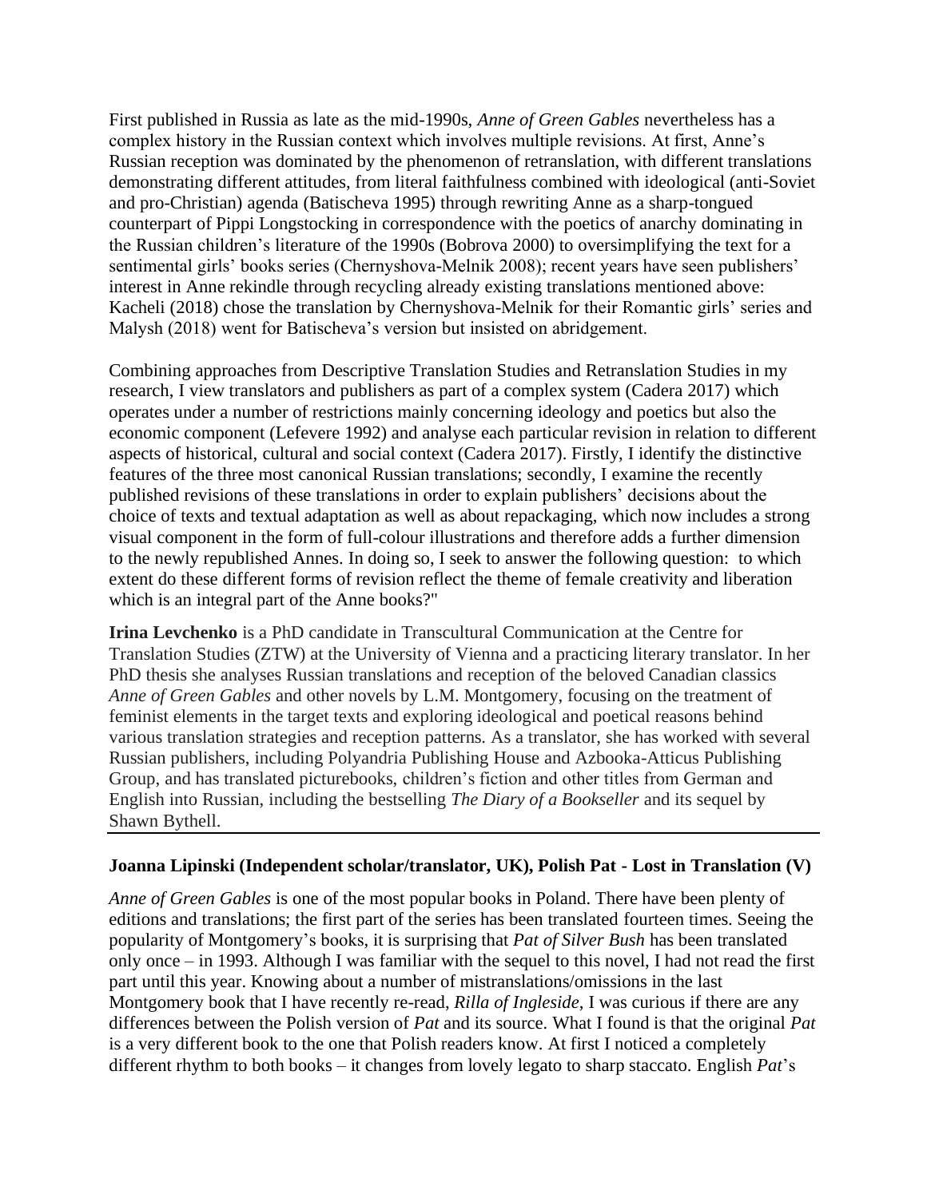First published in Russia as late as the mid-1990s, *Anne of Green Gables* nevertheless has a complex history in the Russian context which involves multiple revisions. At first, Anne's Russian reception was dominated by the phenomenon of retranslation, with different translations demonstrating different attitudes, from literal faithfulness combined with ideological (anti-Soviet and pro-Christian) agenda (Batischeva 1995) through rewriting Anne as a sharp-tongued counterpart of Pippi Longstocking in correspondence with the poetics of anarchy dominating in the Russian children's literature of the 1990s (Bobrova 2000) to oversimplifying the text for a sentimental girls' books series (Chernyshova-Melnik 2008); recent years have seen publishers' interest in Anne rekindle through recycling already existing translations mentioned above: Kacheli (2018) chose the translation by Chernyshova-Melnik for their Romantic girls' series and Malysh (2018) went for Batischeva's version but insisted on abridgement.

Combining approaches from Descriptive Translation Studies and Retranslation Studies in my research, I view translators and publishers as part of a complex system (Cadera 2017) which operates under a number of restrictions mainly concerning ideology and poetics but also the economic component (Lefevere 1992) and analyse each particular revision in relation to different aspects of historical, cultural and social context (Cadera 2017). Firstly, I identify the distinctive features of the three most canonical Russian translations; secondly, I examine the recently published revisions of these translations in order to explain publishers' decisions about the choice of texts and textual adaptation as well as about repackaging, which now includes a strong visual component in the form of full-colour illustrations and therefore adds a further dimension to the newly republished Annes. In doing so, I seek to answer the following question: to which extent do these different forms of revision reflect the theme of female creativity and liberation which is an integral part of the Anne books?"

**Irina Levchenko** is a PhD candidate in Transcultural Communication at the Centre for Translation Studies (ZTW) at the University of Vienna and a practicing literary translator. In her PhD thesis she analyses Russian translations and reception of the beloved Canadian classics *Anne of Green Gables* and other novels by L.M. Montgomery, focusing on the treatment of feminist elements in the target texts and exploring ideological and poetical reasons behind various translation strategies and reception patterns. As a translator, she has worked with several Russian publishers, including Polyandria Publishing House and Azbooka-Atticus Publishing Group, and has translated picturebooks, children's fiction and other titles from German and English into Russian, including the bestselling *The Diary of a Bookseller* and its sequel by Shawn Bythell.

---

**Joanna Lipinski (Independent scholar/translator, UK), Polish Pat - Lost in Translation (V)**

*Anne of Green Gables* is one of the most popular books in Poland. There have been plenty of editions and translations; the first part of the series has been translated fourteen times. Seeing the popularity of Montgomery's books, it is surprising that *Pat of Silver Bush* has been translated only once – in 1993. Although I was familiar with the sequel to this novel, I had not read the first part until this year. Knowing about a number of mistranslations/omissions in the last Montgomery book that I have recently re-read, *Rilla of Ingleside*, I was curious if there are any differences between the Polish version of *Pat* and its source. What I found is that the original *Pat* is a very different book to the one that Polish readers know. At first I noticed a completely different rhythm to both books – it changes from lovely legato to sharp staccato. English *Pat*'s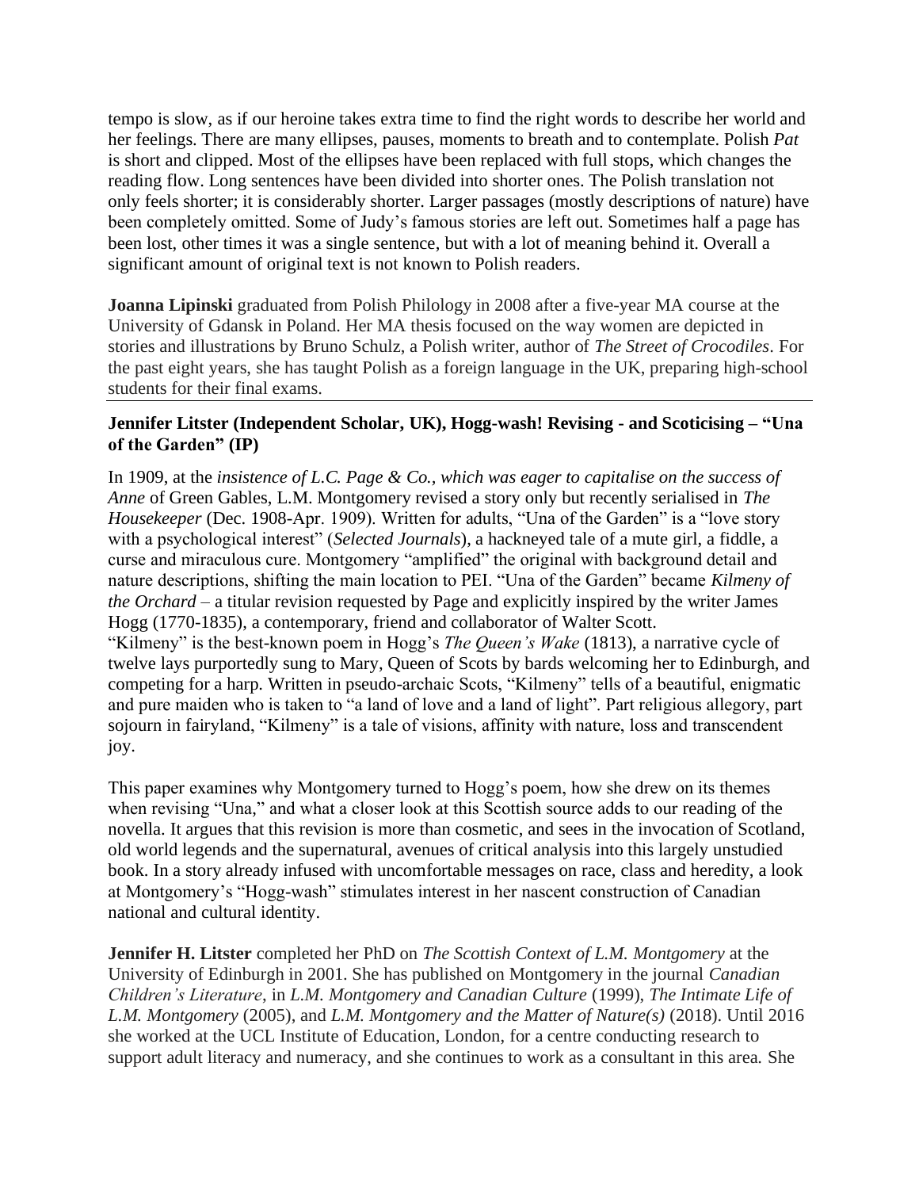tempo is slow, as if our heroine takes extra time to find the right words to describe her world and her feelings. There are many ellipses, pauses, moments to breath and to contemplate. Polish *Pat* is short and clipped. Most of the ellipses have been replaced with full stops, which changes the reading flow. Long sentences have been divided into shorter ones. The Polish translation not only feels shorter; it is considerably shorter. Larger passages (mostly descriptions of nature) have been completely omitted. Some of Judy's famous stories are left out. Sometimes half a page has been lost, other times it was a single sentence, but with a lot of meaning behind it. Overall a significant amount of original text is not known to Polish readers.

**Joanna Lipinski** graduated from Polish Philology in 2008 after a five-year MA course at the University of Gdansk in Poland. Her MA thesis focused on the way women are depicted in stories and illustrations by Bruno Schulz, a Polish writer, author of *The Street of Crocodiles*. For the past eight years, she has taught Polish as a foreign language in the UK, preparing high-school students for their final exams.

---

**Jennifer Litster (Independent Scholar, UK), Hogg-wash! Revising - and Scoticising – "Una of the Garden" (IP)**

In 1909, at the *insistence of L.C. Page & Co., which was eager to capitalise on the success of Anne* of Green Gables, L.M. Montgomery revised a story only but recently serialised in *The Housekeeper* (Dec. 1908-Apr. 1909). Written for adults, "Una of the Garden" is a "love story with a psychological interest" (*Selected Journals*), a hackneyed tale of a mute girl, a fiddle, a curse and miraculous cure. Montgomery "amplified" the original with background detail and nature descriptions, shifting the main location to PEI. "Una of the Garden" became *Kilmeny of the Orchard* – a titular revision requested by Page and explicitly inspired by the writer James Hogg (1770-1835), a contemporary, friend and collaborator of Walter Scott.
"Kilmeny" is the best-known poem in Hogg's *The Queen's Wake* (1813), a narrative cycle of twelve lays purportedly sung to Mary, Queen of Scots by bards welcoming her to Edinburgh, and competing for a harp. Written in pseudo-archaic Scots, "Kilmeny" tells of a beautiful, enigmatic and pure maiden who is taken to "a land of love and a land of light". Part religious allegory, part sojourn in fairyland, "Kilmeny" is a tale of visions, affinity with nature, loss and transcendent joy.

This paper examines why Montgomery turned to Hogg's poem, how she drew on its themes when revising "Una," and what a closer look at this Scottish source adds to our reading of the novella. It argues that this revision is more than cosmetic, and sees in the invocation of Scotland, old world legends and the supernatural, avenues of critical analysis into this largely unstudied book. In a story already infused with uncomfortable messages on race, class and heredity, a look at Montgomery's "Hogg-wash" stimulates interest in her nascent construction of Canadian national and cultural identity.

**Jennifer H. Litster** completed her PhD on *The Scottish Context of L.M. Montgomery* at the University of Edinburgh in 2001. She has published on Montgomery in the journal *Canadian Children's Literature*, in *L.M. Montgomery and Canadian Culture* (1999), *The Intimate Life of L.M. Montgomery* (2005), and *L.M. Montgomery and the Matter of Nature(s)* (2018). Until 2016 she worked at the UCL Institute of Education, London, for a centre conducting research to support adult literacy and numeracy, and she continues to work as a consultant in this area. She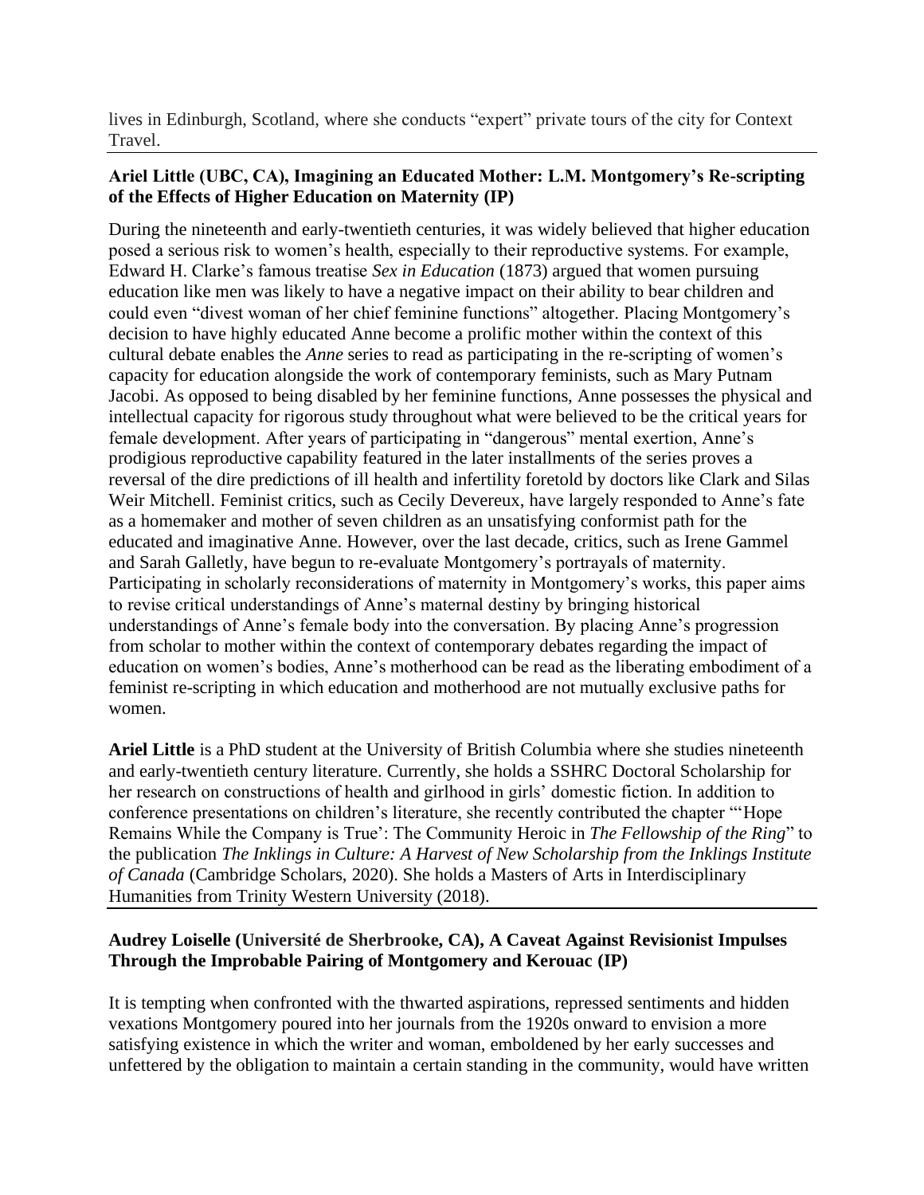lives in Edinburgh, Scotland, where she conducts "expert" private tours of the city for Context Travel.

---

**Ariel Little (UBC, CA), Imagining an Educated Mother: L.M. Montgomery's Re-scripting of the Effects of Higher Education on Maternity (IP)**

During the nineteenth and early-twentieth centuries, it was widely believed that higher education posed a serious risk to women's health, especially to their reproductive systems. For example, Edward H. Clarke's famous treatise *Sex in Education* (1873) argued that women pursuing education like men was likely to have a negative impact on their ability to bear children and could even "divest woman of her chief feminine functions" altogether. Placing Montgomery's decision to have highly educated Anne become a prolific mother within the context of this cultural debate enables the *Anne* series to read as participating in the re-scripting of women's capacity for education alongside the work of contemporary feminists, such as Mary Putnam Jacobi. As opposed to being disabled by her feminine functions, Anne possesses the physical and intellectual capacity for rigorous study throughout what were believed to be the critical years for female development. After years of participating in "dangerous" mental exertion, Anne's prodigious reproductive capability featured in the later installments of the series proves a reversal of the dire predictions of ill health and infertility foretold by doctors like Clark and Silas Weir Mitchell. Feminist critics, such as Cecily Devereux, have largely responded to Anne's fate as a homemaker and mother of seven children as an unsatisfying conformist path for the educated and imaginative Anne. However, over the last decade, critics, such as Irene Gammel and Sarah Galletly, have begun to re-evaluate Montgomery's portrayals of maternity. Participating in scholarly reconsiderations of maternity in Montgomery's works, this paper aims to revise critical understandings of Anne's maternal destiny by bringing historical understandings of Anne's female body into the conversation. By placing Anne's progression from scholar to mother within the context of contemporary debates regarding the impact of education on women's bodies, Anne's motherhood can be read as the liberating embodiment of a feminist re-scripting in which education and motherhood are not mutually exclusive paths for women.

**Ariel Little** is a PhD student at the University of British Columbia where she studies nineteenth and early-twentieth century literature. Currently, she holds a SSHRC Doctoral Scholarship for her research on constructions of health and girlhood in girls' domestic fiction. In addition to conference presentations on children's literature, she recently contributed the chapter "'Hope Remains While the Company is True': The Community Heroic in *The Fellowship of the Ring*" to the publication *The Inklings in Culture: A Harvest of New Scholarship from the Inklings Institute of Canada* (Cambridge Scholars, 2020). She holds a Masters of Arts in Interdisciplinary Humanities from Trinity Western University (2018).

---

**Audrey Loiselle (Université de Sherbrooke, CA), A Caveat Against Revisionist Impulses Through the Improbable Pairing of Montgomery and Kerouac (IP)**

It is tempting when confronted with the thwarted aspirations, repressed sentiments and hidden vexations Montgomery poured into her journals from the 1920s onward to envision a more satisfying existence in which the writer and woman, emboldened by her early successes and unfettered by the obligation to maintain a certain standing in the community, would have written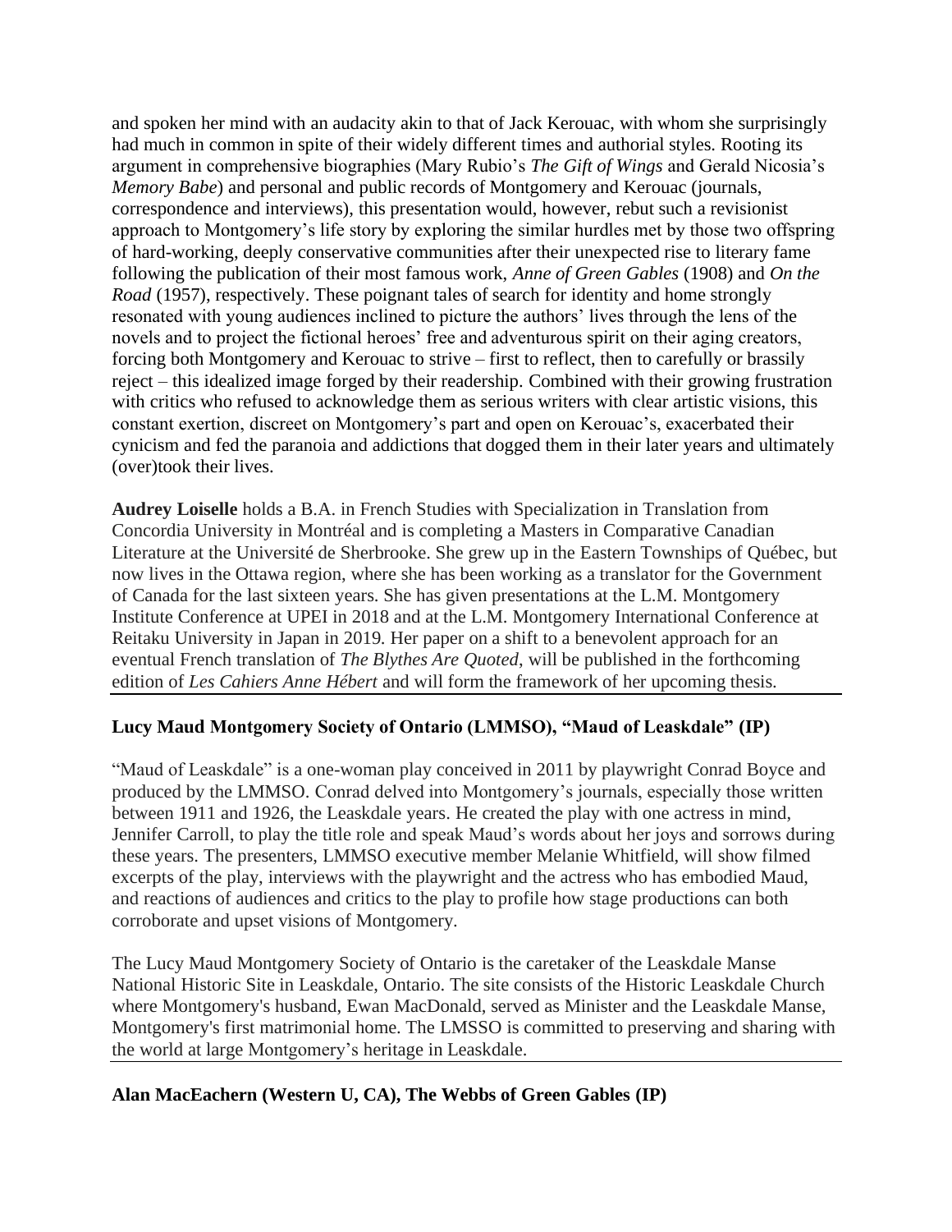and spoken her mind with an audacity akin to that of Jack Kerouac, with whom she surprisingly had much in common in spite of their widely different times and authorial styles. Rooting its argument in comprehensive biographies (Mary Rubio's *The Gift of Wings* and Gerald Nicosia's *Memory Babe*) and personal and public records of Montgomery and Kerouac (journals, correspondence and interviews), this presentation would, however, rebut such a revisionist approach to Montgomery's life story by exploring the similar hurdles met by those two offspring of hard-working, deeply conservative communities after their unexpected rise to literary fame following the publication of their most famous work, *Anne of Green Gables* (1908) and *On the Road* (1957), respectively. These poignant tales of search for identity and home strongly resonated with young audiences inclined to picture the authors' lives through the lens of the novels and to project the fictional heroes' free and adventurous spirit on their aging creators, forcing both Montgomery and Kerouac to strive – first to reflect, then to carefully or brassily reject – this idealized image forged by their readership. Combined with their growing frustration with critics who refused to acknowledge them as serious writers with clear artistic visions, this constant exertion, discreet on Montgomery's part and open on Kerouac's, exacerbated their cynicism and fed the paranoia and addictions that dogged them in their later years and ultimately (over)took their lives.

**Audrey Loiselle** holds a B.A. in French Studies with Specialization in Translation from Concordia University in Montréal and is completing a Masters in Comparative Canadian Literature at the Université de Sherbrooke. She grew up in the Eastern Townships of Québec, but now lives in the Ottawa region, where she has been working as a translator for the Government of Canada for the last sixteen years. She has given presentations at the L.M. Montgomery Institute Conference at UPEI in 2018 and at the L.M. Montgomery International Conference at Reitaku University in Japan in 2019. Her paper on a shift to a benevolent approach for an eventual French translation of *The Blythes Are Quoted*, will be published in the forthcoming edition of *Les Cahiers Anne Hébert* and will form the framework of her upcoming thesis.

---

**Lucy Maud Montgomery Society of Ontario (LMMSO), "Maud of Leaskdale" (IP)**

"Maud of Leaskdale" is a one-woman play conceived in 2011 by playwright Conrad Boyce and produced by the LMMSO. Conrad delved into Montgomery's journals, especially those written between 1911 and 1926, the Leaskdale years. He created the play with one actress in mind, Jennifer Carroll, to play the title role and speak Maud's words about her joys and sorrows during these years. The presenters, LMMSO executive member Melanie Whitfield, will show filmed excerpts of the play, interviews with the playwright and the actress who has embodied Maud, and reactions of audiences and critics to the play to profile how stage productions can both corroborate and upset visions of Montgomery.

The Lucy Maud Montgomery Society of Ontario is the caretaker of the Leaskdale Manse National Historic Site in Leaskdale, Ontario. The site consists of the Historic Leaskdale Church where Montgomery's husband, Ewan MacDonald, served as Minister and the Leaskdale Manse, Montgomery's first matrimonial home. The LMSSO is committed to preserving and sharing with the world at large Montgomery's heritage in Leaskdale.

---

**Alan MacEachern (Western U, CA), The Webbs of Green Gables (IP)**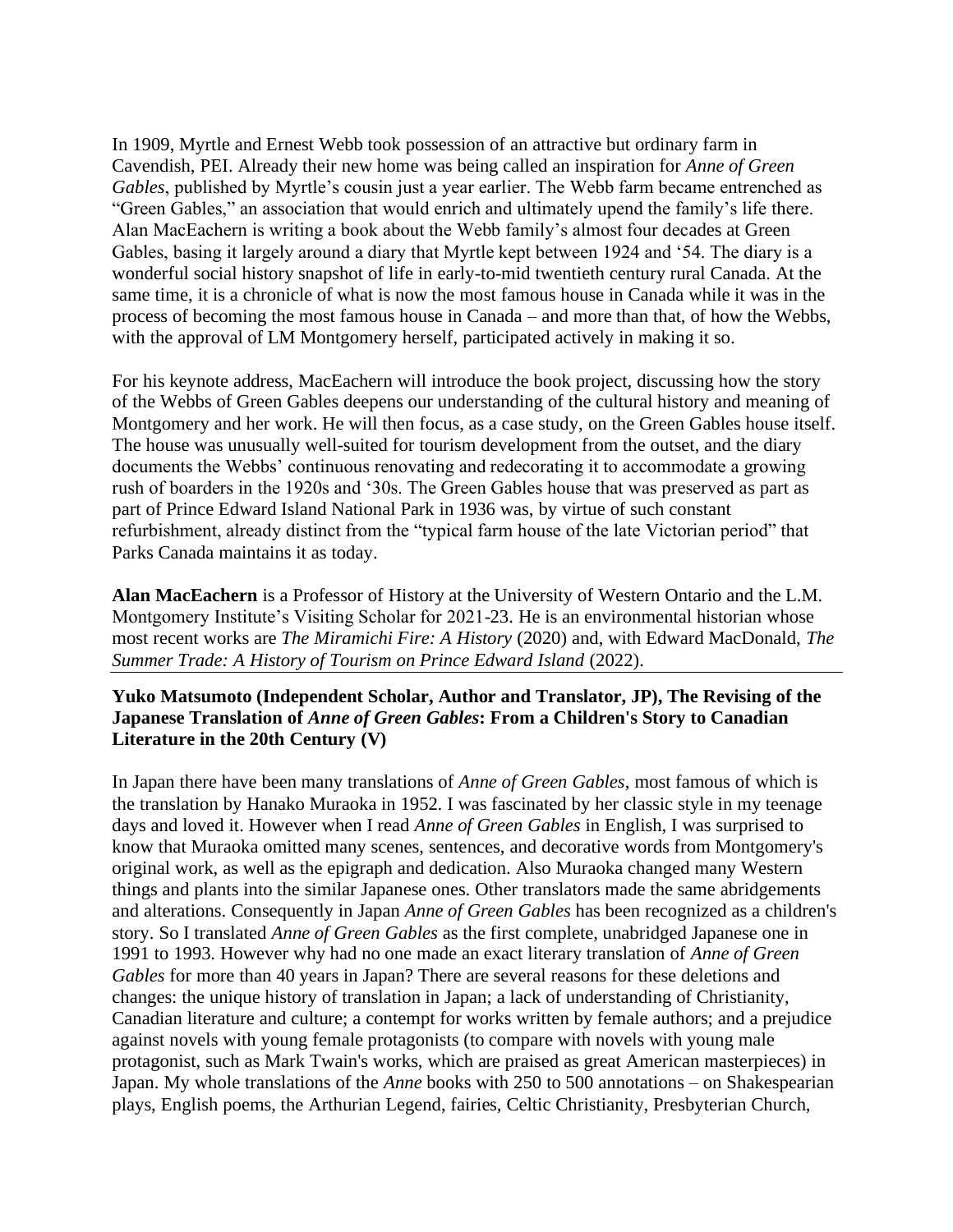In 1909, Myrtle and Ernest Webb took possession of an attractive but ordinary farm in Cavendish, PEI. Already their new home was being called an inspiration for *Anne of Green Gables*, published by Myrtle's cousin just a year earlier. The Webb farm became entrenched as "Green Gables," an association that would enrich and ultimately upend the family's life there. Alan MacEachern is writing a book about the Webb family's almost four decades at Green Gables, basing it largely around a diary that Myrtle kept between 1924 and '54. The diary is a wonderful social history snapshot of life in early-to-mid twentieth century rural Canada. At the same time, it is a chronicle of what is now the most famous house in Canada while it was in the process of becoming the most famous house in Canada – and more than that, of how the Webbs, with the approval of LM Montgomery herself, participated actively in making it so.

For his keynote address, MacEachern will introduce the book project, discussing how the story of the Webbs of Green Gables deepens our understanding of the cultural history and meaning of Montgomery and her work. He will then focus, as a case study, on the Green Gables house itself. The house was unusually well-suited for tourism development from the outset, and the diary documents the Webbs' continuous renovating and redecorating it to accommodate a growing rush of boarders in the 1920s and '30s. The Green Gables house that was preserved as part of Prince Edward Island National Park in 1936 was, by virtue of such constant refurbishment, already distinct from the "typical farm house of the late Victorian period" that Parks Canada maintains it as today.

**Alan MacEachern** is a Professor of History at the University of Western Ontario and the L.M. Montgomery Institute's Visiting Scholar for 2021-23. He is an environmental historian whose most recent works are *The Miramichi Fire: A History* (2020) and, with Edward MacDonald, *The Summer Trade: A History of Tourism on Prince Edward Island* (2022).

**Yuko Matsumoto (Independent Scholar, Author and Translator, JP), The Revising of the Japanese Translation of *Anne of Green Gables*: From a Children's Story to Canadian Literature in the 20th Century (V)**

In Japan there have been many translations of *Anne of Green Gables*, most famous of which is the translation by Hanako Muraoka in 1952. I was fascinated by her classic style in my teenage days and loved it. However when I read *Anne of Green Gables* in English, I was surprised to know that Muraoka omitted many scenes, sentences, and decorative words from Montgomery's original work, as well as the epigraph and dedication. Also Muraoka changed many Western things and plants into the similar Japanese ones. Other translators made the same abridgements and alterations. Consequently in Japan *Anne of Green Gables* has been recognized as a children's story. So I translated *Anne of Green Gables* as the first complete, unabridged Japanese one in 1991 to 1993. However why had no one made an exact literary translation of *Anne of Green Gables* for more than 40 years in Japan? There are several reasons for these deletions and changes: the unique history of translation in Japan; a lack of understanding of Christianity, Canadian literature and culture; a contempt for works written by female authors; and a prejudice against novels with young female protagonists (to compare with novels with young male protagonist, such as Mark Twain's works, which are praised as great American masterpieces) in Japan. My whole translations of the *Anne* books with 250 to 500 annotations – on Shakespearian plays, English poems, the Arthurian Legend, fairies, Celtic Christianity, Presbyterian Church,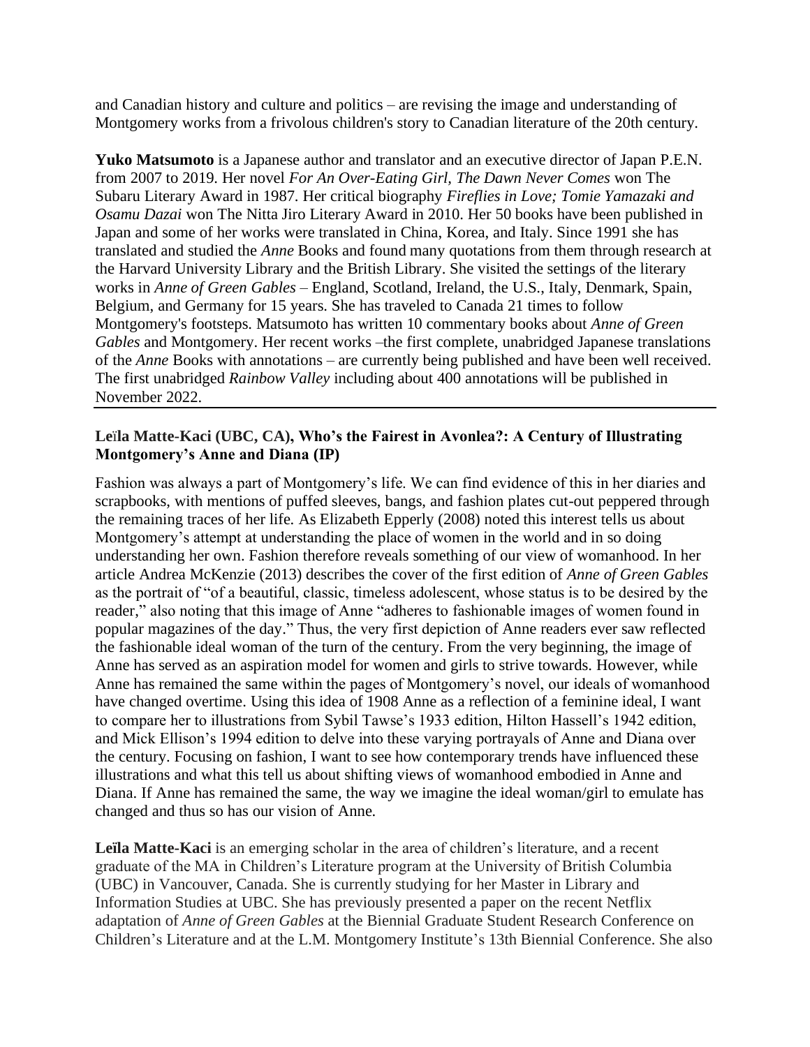and Canadian history and culture and politics – are revising the image and understanding of Montgomery works from a frivolous children's story to Canadian literature of the 20th century.

**Yuko Matsumoto** is a Japanese author and translator and an executive director of Japan P.E.N. from 2007 to 2019. Her novel *For An Over-Eating Girl, The Dawn Never Comes* won The Subaru Literary Award in 1987. Her critical biography *Fireflies in Love; Tomie Yamazaki and Osamu Dazai* won The Nitta Jiro Literary Award in 2010. Her 50 books have been published in Japan and some of her works were translated in China, Korea, and Italy. Since 1991 she has translated and studied the *Anne* Books and found many quotations from them through research at the Harvard University Library and the British Library. She visited the settings of the literary works in *Anne of Green Gables* – England, Scotland, Ireland, the U.S., Italy, Denmark, Spain, Belgium, and Germany for 15 years. She has traveled to Canada 21 times to follow Montgomery's footsteps. Matsumoto has written 10 commentary books about *Anne of Green Gables* and Montgomery. Her recent works –the first complete, unabridged Japanese translations of the *Anne* Books with annotations – are currently being published and have been well received. The first unabridged *Rainbow Valley* including about 400 annotations will be published in November 2022.

---

**Leïla Matte-Kaci (UBC, CA), Who's the Fairest in Avonlea?: A Century of Illustrating Montgomery's Anne and Diana (IP)**

Fashion was always a part of Montgomery's life. We can find evidence of this in her diaries and scrapbooks, with mentions of puffed sleeves, bangs, and fashion plates cut-out peppered through the remaining traces of her life. As Elizabeth Epperly (2008) noted this interest tells us about Montgomery's attempt at understanding the place of women in the world and in so doing understanding her own. Fashion therefore reveals something of our view of womanhood. In her article Andrea McKenzie (2013) describes the cover of the first edition of *Anne of Green Gables* as the portrait of "of a beautiful, classic, timeless adolescent, whose status is to be desired by the reader," also noting that this image of Anne "adheres to fashionable images of women found in popular magazines of the day." Thus, the very first depiction of Anne readers ever saw reflected the fashionable ideal woman of the turn of the century. From the very beginning, the image of Anne has served as an aspiration model for women and girls to strive towards. However, while Anne has remained the same within the pages of Montgomery's novel, our ideals of womanhood have changed overtime. Using this idea of 1908 Anne as a reflection of a feminine ideal, I want to compare her to illustrations from Sybil Tawse's 1933 edition, Hilton Hassell's 1942 edition, and Mick Ellison's 1994 edition to delve into these varying portrayals of Anne and Diana over the century. Focusing on fashion, I want to see how contemporary trends have influenced these illustrations and what this tell us about shifting views of womanhood embodied in Anne and Diana. If Anne has remained the same, the way we imagine the ideal woman/girl to emulate has changed and thus so has our vision of Anne.

**Leïla Matte-Kaci** is an emerging scholar in the area of children's literature, and a recent graduate of the MA in Children's Literature program at the University of British Columbia (UBC) in Vancouver, Canada. She is currently studying for her Master in Library and Information Studies at UBC. She has previously presented a paper on the recent Netflix adaptation of *Anne of Green Gables* at the Biennial Graduate Student Research Conference on Children's Literature and at the L.M. Montgomery Institute's 13th Biennial Conference. She also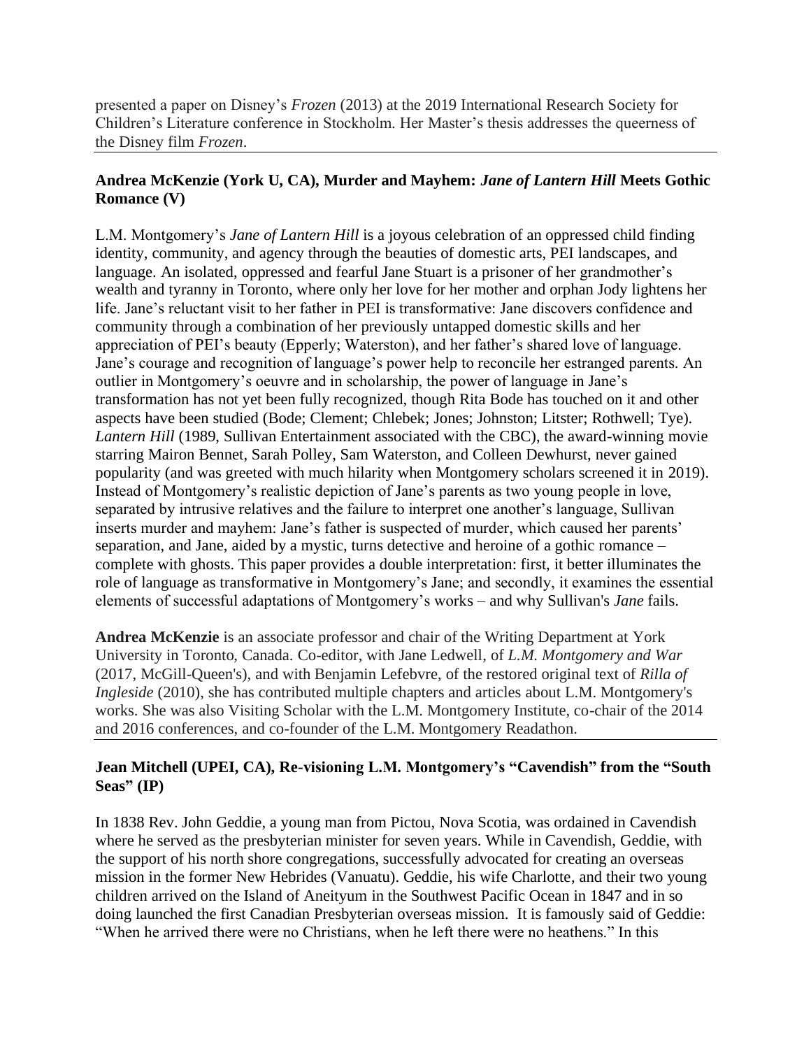presented a paper on Disney's *Frozen* (2013) at the 2019 International Research Society for Children's Literature conference in Stockholm. Her Master's thesis addresses the queerness of the Disney film *Frozen*.

---

### Andrea McKenzie (York U, CA), Murder and Mayhem: *Jane of Lantern Hill* Meets Gothic Romance (V)

L.M. Montgomery's *Jane of Lantern Hill* is a joyous celebration of an oppressed child finding identity, community, and agency through the beauties of domestic arts, PEI landscapes, and language. An isolated, oppressed and fearful Jane Stuart is a prisoner of her grandmother's wealth and tyranny in Toronto, where only her love for her mother and orphan Jody lightens her life. Jane's reluctant visit to her father in PEI is transformative: Jane discovers confidence and community through a combination of her previously untapped domestic skills and her appreciation of PEI's beauty (Epperly; Waterston), and her father's shared love of language. Jane's courage and recognition of language's power help to reconcile her estranged parents. An outlier in Montgomery's oeuvre and in scholarship, the power of language in Jane's transformation has not yet been fully recognized, though Rita Bode has touched on it and other aspects have been studied (Bode; Clement; Chlebek; Jones; Johnston; Litster; Rothwell; Tye). *Lantern Hill* (1989, Sullivan Entertainment associated with the CBC), the award-winning movie starring Mairon Bennet, Sarah Polley, Sam Waterston, and Colleen Dewhurst, never gained popularity (and was greeted with much hilarity when Montgomery scholars screened it in 2019). Instead of Montgomery's realistic depiction of Jane's parents as two young people in love, separated by intrusive relatives and the failure to interpret one another's language, Sullivan inserts murder and mayhem: Jane's father is suspected of murder, which caused her parents' separation, and Jane, aided by a mystic, turns detective and heroine of a gothic romance – complete with ghosts. This paper provides a double interpretation: first, it better illuminates the role of language as transformative in Montgomery's Jane; and secondly, it examines the essential elements of successful adaptations of Montgomery's works – and why Sullivan's *Jane* fails.

**Andrea McKenzie** is an associate professor and chair of the Writing Department at York University in Toronto, Canada. Co-editor, with Jane Ledwell, of *L.M. Montgomery and War* (2017, McGill-Queen's), and with Benjamin Lefebvre, of the restored original text of *Rilla of Ingleside* (2010), she has contributed multiple chapters and articles about L.M. Montgomery's works. She was also Visiting Scholar with the L.M. Montgomery Institute, co-chair of the 2014 and 2016 conferences, and co-founder of the L.M. Montgomery Readathon.

---

### Jean Mitchell (UPEI, CA), Re-visioning L.M. Montgomery's "Cavendish" from the "South Seas" (IP)

In 1838 Rev. John Geddie, a young man from Pictou, Nova Scotia, was ordained in Cavendish where he served as the presbyterian minister for seven years. While in Cavendish, Geddie, with the support of his north shore congregations, successfully advocated for creating an overseas mission in the former New Hebrides (Vanuatu). Geddie, his wife Charlotte, and their two young children arrived on the Island of Aneityum in the Southwest Pacific Ocean in 1847 and in so doing launched the first Canadian Presbyterian overseas mission. It is famously said of Geddie: "When he arrived there were no Christians, when he left there were no heathens." In this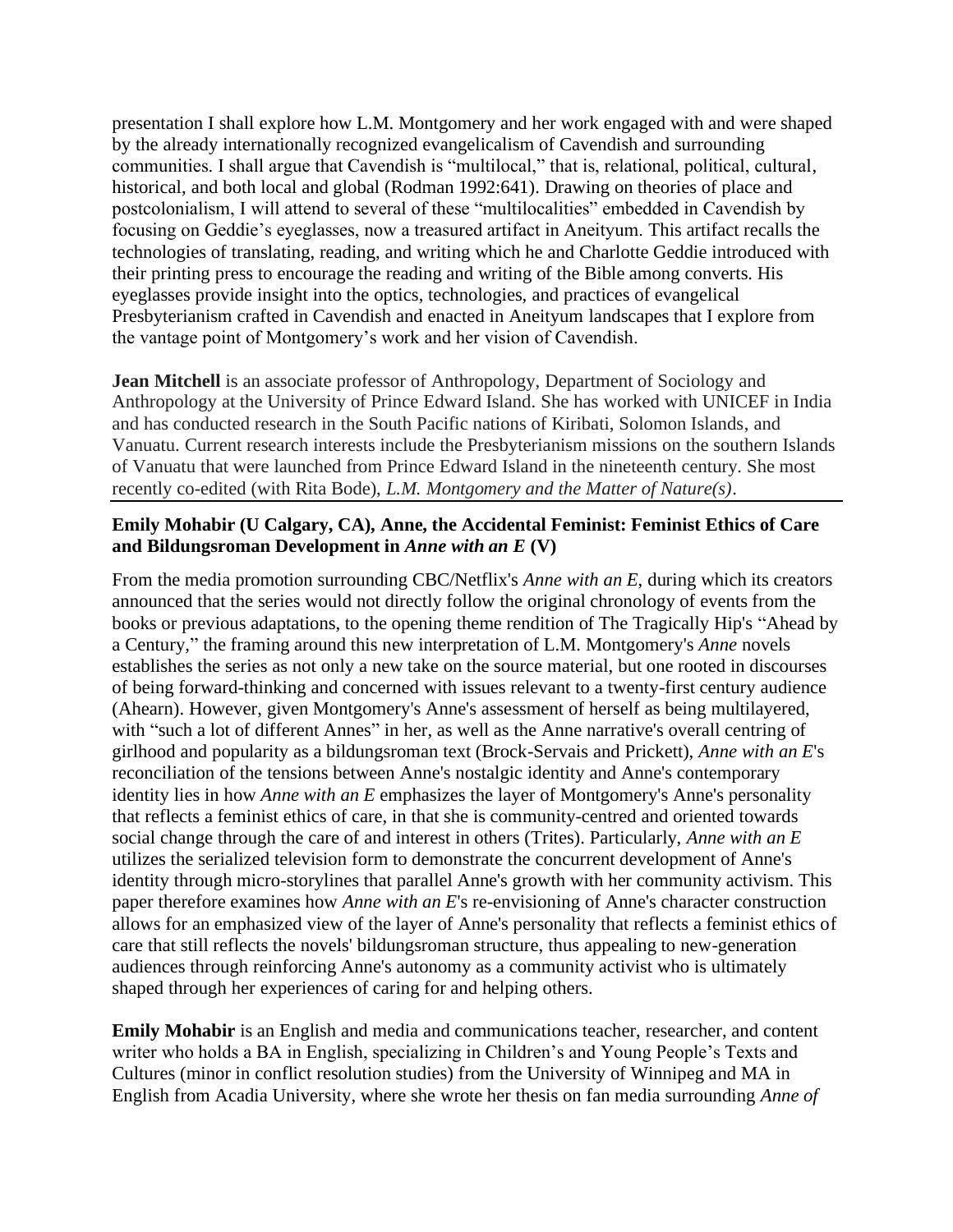presentation I shall explore how L.M. Montgomery and her work engaged with and were shaped by the already internationally recognized evangelicalism of Cavendish and surrounding communities. I shall argue that Cavendish is "multilocal," that is, relational, political, cultural, historical, and both local and global (Rodman 1992:641). Drawing on theories of place and postcolonialism, I will attend to several of these "multilocalities" embedded in Cavendish by focusing on Geddie's eyeglasses, now a treasured artifact in Aneityum. This artifact recalls the technologies of translating, reading, and writing which he and Charlotte Geddie introduced with their printing press to encourage the reading and writing of the Bible among converts. His eyeglasses provide insight into the optics, technologies, and practices of evangelical Presbyterianism crafted in Cavendish and enacted in Aneityum landscapes that I explore from the vantage point of Montgomery's work and her vision of Cavendish.

**Jean Mitchell** is an associate professor of Anthropology, Department of Sociology and Anthropology at the University of Prince Edward Island. She has worked with UNICEF in India and has conducted research in the South Pacific nations of Kiribati, Solomon Islands, and Vanuatu. Current research interests include the Presbyterianism missions on the southern Islands of Vanuatu that were launched from Prince Edward Island in the nineteenth century. She most recently co-edited (with Rita Bode), *L.M. Montgomery and the Matter of Nature(s)*.

---

**Emily Mohabir (U Calgary, CA), Anne, the Accidental Feminist: Feminist Ethics of Care and Bildungsroman Development in *Anne with an E* (V)**

From the media promotion surrounding CBC/Netflix's *Anne with an E*, during which its creators announced that the series would not directly follow the original chronology of events from the books or previous adaptations, to the opening theme rendition of The Tragically Hip's "Ahead by a Century," the framing around this new interpretation of L.M. Montgomery's *Anne* novels establishes the series as not only a new take on the source material, but one rooted in discourses of being forward-thinking and concerned with issues relevant to a twenty-first century audience (Ahearn). However, given Montgomery's Anne's assessment of herself as being multilayered, with "such a lot of different Annes" in her, as well as the Anne narrative's overall centring of girlhood and popularity as a bildungsroman text (Brock-Servais and Prickett), *Anne with an E*'s reconciliation of the tensions between Anne's nostalgic identity and Anne's contemporary identity lies in how *Anne with an E* emphasizes the layer of Montgomery's Anne's personality that reflects a feminist ethics of care, in that she is community-centred and oriented towards social change through the care of and interest in others (Trites). Particularly, *Anne with an E* utilizes the serialized television form to demonstrate the concurrent development of Anne's identity through micro-storylines that parallel Anne's growth with her community activism. This paper therefore examines how *Anne with an E*'s re-envisioning of Anne's character construction allows for an emphasized view of the layer of Anne's personality that reflects a feminist ethics of care that still reflects the novels' bildungsroman structure, thus appealing to new-generation audiences through reinforcing Anne's autonomy as a community activist who is ultimately shaped through her experiences of caring for and helping others.

**Emily Mohabir** is an English and media and communications teacher, researcher, and content writer who holds a BA in English, specializing in Children's and Young People's Texts and Cultures (minor in conflict resolution studies) from the University of Winnipeg and MA in English from Acadia University, where she wrote her thesis on fan media surrounding *Anne of*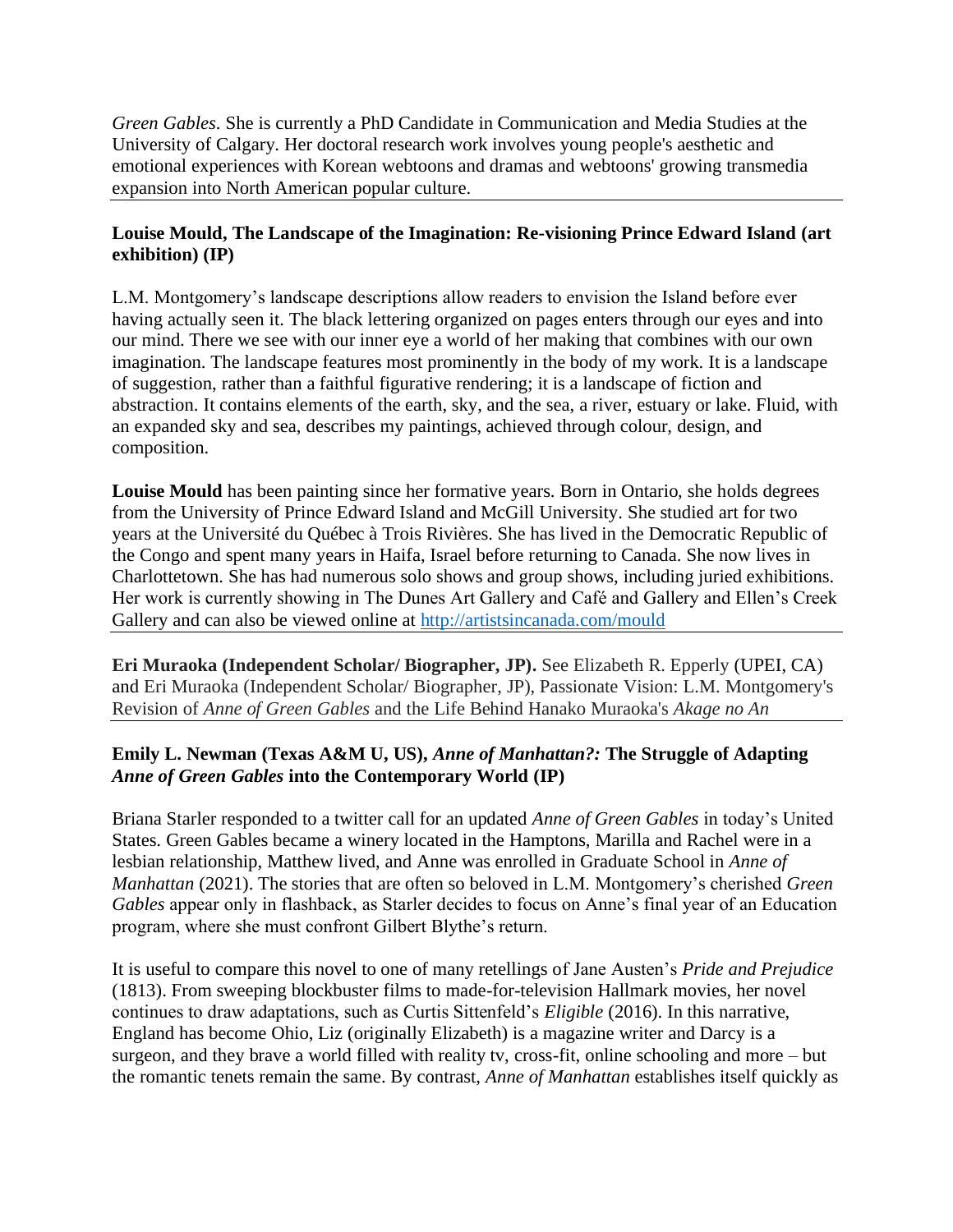*Green Gables*. She is currently a PhD Candidate in Communication and Media Studies at the University of Calgary. Her doctoral research work involves young people's aesthetic and emotional experiences with Korean webtoons and dramas and webtoons' growing transmedia expansion into North American popular culture.

---

**Louise Mould, The Landscape of the Imagination: Re-visioning Prince Edward Island (art exhibition) (IP)**

L.M. Montgomery's landscape descriptions allow readers to envision the Island before ever having actually seen it. The black lettering organized on pages enters through our eyes and into our mind. There we see with our inner eye a world of her making that combines with our own imagination. The landscape features most prominently in the body of my work. It is a landscape of suggestion, rather than a faithful figurative rendering; it is a landscape of fiction and abstraction. It contains elements of the earth, sky, and the sea, a river, estuary or lake. Fluid, with an expanded sky and sea, describes my paintings, achieved through colour, design, and composition.

**Louise Mould** has been painting since her formative years. Born in Ontario, she holds degrees from the University of Prince Edward Island and McGill University. She studied art for two years at the Université du Québec à Trois Rivières. She has lived in the Democratic Republic of the Congo and spent many years in Haifa, Israel before returning to Canada. She now lives in Charlottetown. She has had numerous solo shows and group shows, including juried exhibitions. Her work is currently showing in The Dunes Art Gallery and Café and Gallery and Ellen's Creek Gallery and can also be viewed online at http://artistsincanada.com/mould

---

**Eri Muraoka (Independent Scholar/ Biographer, JP).** See Elizabeth R. Epperly (UPEI, CA) and Eri Muraoka (Independent Scholar/ Biographer, JP), Passionate Vision: L.M. Montgomery's Revision of *Anne of Green Gables* and the Life Behind Hanako Muraoka's *Akage no An*

---

**Emily L. Newman (Texas A&M U, US), *Anne of Manhattan?:* The Struggle of Adapting *Anne of Green Gables* into the Contemporary World (IP)**

Briana Starler responded to a twitter call for an updated *Anne of Green Gables* in today's United States. Green Gables became a winery located in the Hamptons, Marilla and Rachel were in a lesbian relationship, Matthew lived, and Anne was enrolled in Graduate School in *Anne of Manhattan* (2021). The stories that are often so beloved in L.M. Montgomery's cherished *Green Gables* appear only in flashback, as Starler decides to focus on Anne's final year of an Education program, where she must confront Gilbert Blythe's return.

It is useful to compare this novel to one of many retellings of Jane Austen's *Pride and Prejudice* (1813). From sweeping blockbuster films to made-for-television Hallmark movies, her novel continues to draw adaptations, such as Curtis Sittenfeld's *Eligible* (2016). In this narrative, England has become Ohio, Liz (originally Elizabeth) is a magazine writer and Darcy is a surgeon, and they brave a world filled with reality tv, cross-fit, online schooling and more – but the romantic tenets remain the same. By contrast, *Anne of Manhattan* establishes itself quickly as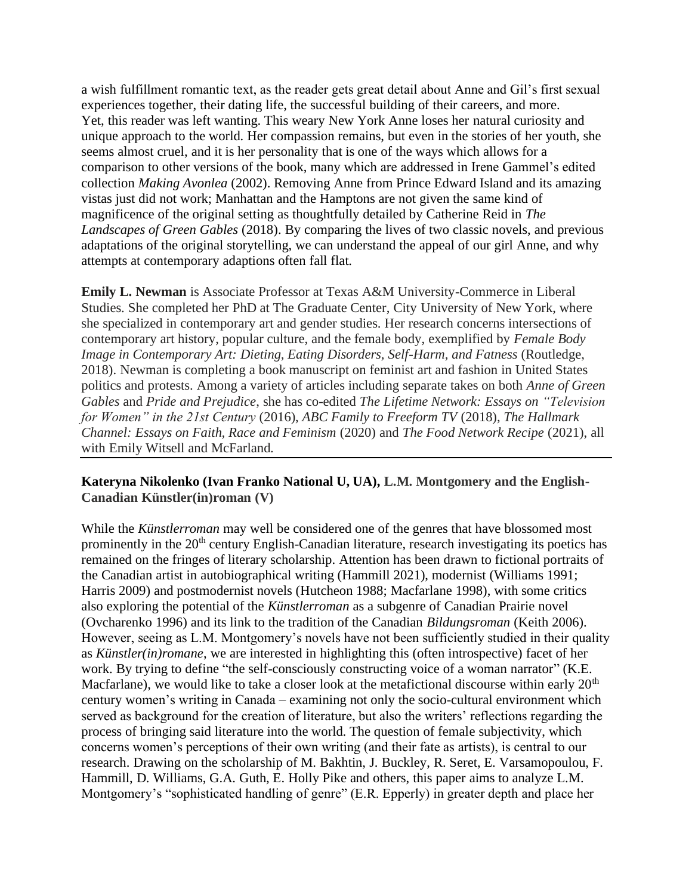a wish fulfillment romantic text, as the reader gets great detail about Anne and Gil's first sexual experiences together, their dating life, the successful building of their careers, and more. Yet, this reader was left wanting. This weary New York Anne loses her natural curiosity and unique approach to the world. Her compassion remains, but even in the stories of her youth, she seems almost cruel, and it is her personality that is one of the ways which allows for a comparison to other versions of the book, many which are addressed in Irene Gammel's edited collection *Making Avonlea* (2002). Removing Anne from Prince Edward Island and its amazing vistas just did not work; Manhattan and the Hamptons are not given the same kind of magnificence of the original setting as thoughtfully detailed by Catherine Reid in *The Landscapes of Green Gables* (2018). By comparing the lives of two classic novels, and previous adaptations of the original storytelling, we can understand the appeal of our girl Anne, and why attempts at contemporary adaptions often fall flat.

**Emily L. Newman** is Associate Professor at Texas A&M University-Commerce in Liberal Studies. She completed her PhD at The Graduate Center, City University of New York, where she specialized in contemporary art and gender studies. Her research concerns intersections of contemporary art history, popular culture, and the female body, exemplified by *Female Body Image in Contemporary Art: Dieting, Eating Disorders, Self-Harm, and Fatness* (Routledge, 2018). Newman is completing a book manuscript on feminist art and fashion in United States politics and protests. Among a variety of articles including separate takes on both *Anne of Green Gables* and *Pride and Prejudice*, she has co-edited *The Lifetime Network: Essays on "Television for Women" in the 21st Century* (2016), *ABC Family to Freeform TV* (2018), *The Hallmark Channel: Essays on Faith, Race and Feminism* (2020) and *The Food Network Recipe* (2021), all with Emily Witsell and McFarland.

---

**Kateryna Nikolenko (Ivan Franko National U, UA), L.M. Montgomery and the English-Canadian Künstler(in)roman (V)**

While the *Künstlerroman* may well be considered one of the genres that have blossomed most prominently in the 20th century English-Canadian literature, research investigating its poetics has remained on the fringes of literary scholarship. Attention has been drawn to fictional portraits of the Canadian artist in autobiographical writing (Hammill 2021), modernist (Williams 1991; Harris 2009) and postmodernist novels (Hutcheon 1988; Macfarlane 1998), with some critics also exploring the potential of the *Künstlerroman* as a subgenre of Canadian Prairie novel (Ovcharenko 1996) and its link to the tradition of the Canadian *Bildungsroman* (Keith 2006). However, seeing as L.M. Montgomery's novels have not been sufficiently studied in their quality as *Künstler(in)romane*, we are interested in highlighting this (often introspective) facet of her work. By trying to define "the self-consciously constructing voice of a woman narrator" (K.E. Macfarlane), we would like to take a closer look at the metafictional discourse within early 20th century women's writing in Canada – examining not only the socio-cultural environment which served as background for the creation of literature, but also the writers' reflections regarding the process of bringing said literature into the world. The question of female subjectivity, which concerns women's perceptions of their own writing (and their fate as artists), is central to our research. Drawing on the scholarship of M. Bakhtin, J. Buckley, R. Seret, E. Varsamopoulou, F. Hammill, D. Williams, G.A. Guth, E. Holly Pike and others, this paper aims to analyze L.M. Montgomery's "sophisticated handling of genre" (E.R. Epperly) in greater depth and place her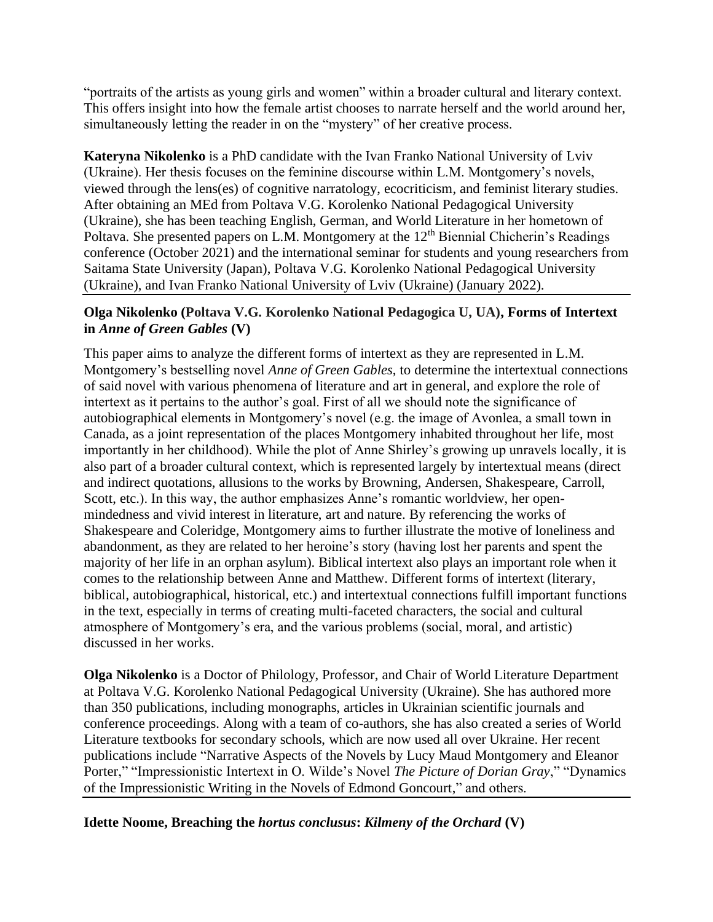"portraits of the artists as young girls and women" within a broader cultural and literary context. This offers insight into how the female artist chooses to narrate herself and the world around her, simultaneously letting the reader in on the "mystery" of her creative process.

**Kateryna Nikolenko** is a PhD candidate with the Ivan Franko National University of Lviv (Ukraine). Her thesis focuses on the feminine discourse within L.M. Montgomery's novels, viewed through the lens(es) of cognitive narratology, ecocriticism, and feminist literary studies. After obtaining an MEd from Poltava V.G. Korolenko National Pedagogical University (Ukraine), she has been teaching English, German, and World Literature in her hometown of Poltava. She presented papers on L.M. Montgomery at the 12th Biennial Chicherin's Readings conference (October 2021) and the international seminar for students and young researchers from Saitama State University (Japan), Poltava V.G. Korolenko National Pedagogical University (Ukraine), and Ivan Franko National University of Lviv (Ukraine) (January 2022).

**Olga Nikolenko (Poltava V.G. Korolenko National Pedagogica U, UA), Forms of Intertext in *Anne of Green Gables* (V)**

This paper aims to analyze the different forms of intertext as they are represented in L.M. Montgomery's bestselling novel *Anne of Green Gables*, to determine the intertextual connections of said novel with various phenomena of literature and art in general, and explore the role of intertext as it pertains to the author's goal. First of all we should note the significance of autobiographical elements in Montgomery's novel (e.g. the image of Avonlea, a small town in Canada, as a joint representation of the places Montgomery inhabited throughout her life, most importantly in her childhood). While the plot of Anne Shirley's growing up unravels locally, it is also part of a broader cultural context, which is represented largely by intertextual means (direct and indirect quotations, allusions to the works by Browning, Andersen, Shakespeare, Carroll, Scott, etc.). In this way, the author emphasizes Anne's romantic worldview, her open-mindedness and vivid interest in literature, art and nature. By referencing the works of Shakespeare and Coleridge, Montgomery aims to further illustrate the motive of loneliness and abandonment, as they are related to her heroine's story (having lost her parents and spent the majority of her life in an orphan asylum). Biblical intertext also plays an important role when it comes to the relationship between Anne and Matthew. Different forms of intertext (literary, biblical, autobiographical, historical, etc.) and intertextual connections fulfill important functions in the text, especially in terms of creating multi-faceted characters, the social and cultural atmosphere of Montgomery's era, and the various problems (social, moral, and artistic) discussed in her works.

**Olga Nikolenko** is a Doctor of Philology, Professor, and Chair of World Literature Department at Poltava V.G. Korolenko National Pedagogical University (Ukraine). She has authored more than 350 publications, including monographs, articles in Ukrainian scientific journals and conference proceedings. Along with a team of co-authors, she has also created a series of World Literature textbooks for secondary schools, which are now used all over Ukraine. Her recent publications include "Narrative Aspects of the Novels by Lucy Maud Montgomery and Eleanor Porter," "Impressionistic Intertext in O. Wilde's Novel *The Picture of Dorian Gray*," "Dynamics of the Impressionistic Writing in the Novels of Edmond Goncourt," and others.

**Idette Noome, Breaching the *hortus conclusus*: *Kilmeny of the Orchard* (V)**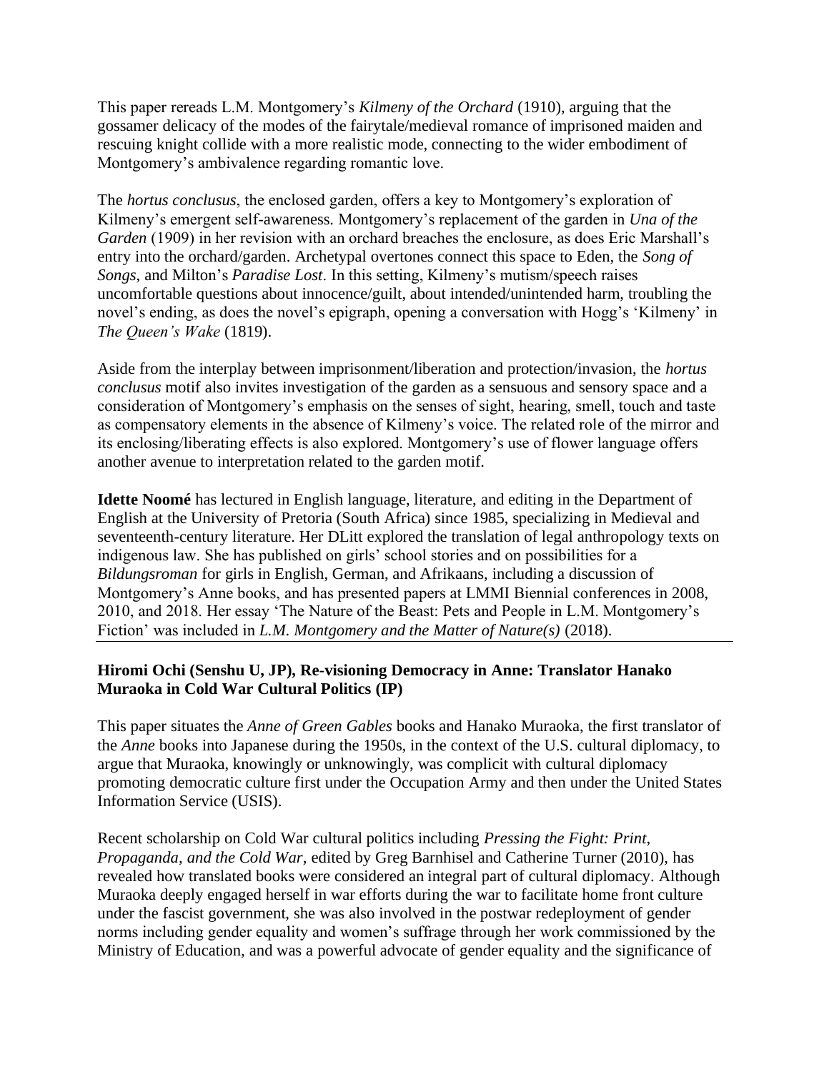This paper rereads L.M. Montgomery's *Kilmeny of the Orchard* (1910), arguing that the gossamer delicacy of the modes of the fairytale/medieval romance of imprisoned maiden and rescuing knight collide with a more realistic mode, connecting to the wider embodiment of Montgomery's ambivalence regarding romantic love.

The *hortus conclusus*, the enclosed garden, offers a key to Montgomery's exploration of Kilmeny's emergent self-awareness. Montgomery's replacement of the garden in *Una of the Garden* (1909) in her revision with an orchard breaches the enclosure, as does Eric Marshall's entry into the orchard/garden. Archetypal overtones connect this space to Eden, the *Song of Songs*, and Milton's *Paradise Lost*. In this setting, Kilmeny's mutism/speech raises uncomfortable questions about innocence/guilt, about intended/unintended harm, troubling the novel's ending, as does the novel's epigraph, opening a conversation with Hogg's 'Kilmeny' in *The Queen's Wake* (1819).

Aside from the interplay between imprisonment/liberation and protection/invasion, the *hortus conclusus* motif also invites investigation of the garden as a sensuous and sensory space and a consideration of Montgomery's emphasis on the senses of sight, hearing, smell, touch and taste as compensatory elements in the absence of Kilmeny's voice. The related role of the mirror and its enclosing/liberating effects is also explored. Montgomery's use of flower language offers another avenue to interpretation related to the garden motif.

**Idette Noomé** has lectured in English language, literature, and editing in the Department of English at the University of Pretoria (South Africa) since 1985, specializing in Medieval and seventeenth-century literature. Her DLitt explored the translation of legal anthropology texts on indigenous law. She has published on girls' school stories and on possibilities for a *Bildungsroman* for girls in English, German, and Afrikaans, including a discussion of Montgomery's Anne books, and has presented papers at LMMI Biennial conferences in 2008, 2010, and 2018. Her essay 'The Nature of the Beast: Pets and People in L.M. Montgomery's Fiction' was included in *L.M. Montgomery and the Matter of Nature(s)* (2018).

---

**Hiromi Ochi (Senshu U, JP), Re-visioning Democracy in Anne: Translator Hanako Muraoka in Cold War Cultural Politics (IP)**

This paper situates the *Anne of Green Gables* books and Hanako Muraoka, the first translator of the *Anne* books into Japanese during the 1950s, in the context of the U.S. cultural diplomacy, to argue that Muraoka, knowingly or unknowingly, was complicit with cultural diplomacy promoting democratic culture first under the Occupation Army and then under the United States Information Service (USIS).

Recent scholarship on Cold War cultural politics including *Pressing the Fight: Print, Propaganda, and the Cold War*, edited by Greg Barnhisel and Catherine Turner (2010), has revealed how translated books were considered an integral part of cultural diplomacy. Although Muraoka deeply engaged herself in war efforts during the war to facilitate home front culture under the fascist government, she was also involved in the postwar redeployment of gender norms including gender equality and women's suffrage through her work commissioned by the Ministry of Education, and was a powerful advocate of gender equality and the significance of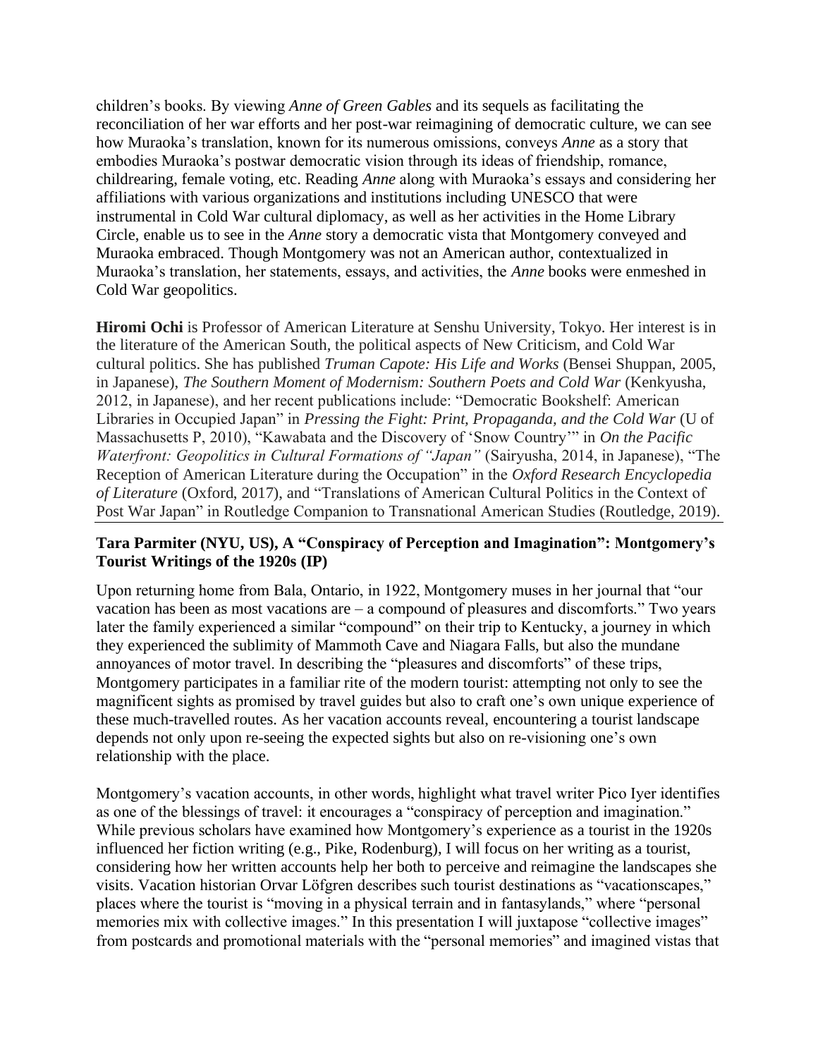children's books. By viewing *Anne of Green Gables* and its sequels as facilitating the reconciliation of her war efforts and her post-war reimagining of democratic culture, we can see how Muraoka's translation, known for its numerous omissions, conveys *Anne* as a story that embodies Muraoka's postwar democratic vision through its ideas of friendship, romance, childrearing, female voting, etc. Reading *Anne* along with Muraoka's essays and considering her affiliations with various organizations and institutions including UNESCO that were instrumental in Cold War cultural diplomacy, as well as her activities in the Home Library Circle, enable us to see in the *Anne* story a democratic vista that Montgomery conveyed and Muraoka embraced. Though Montgomery was not an American author, contextualized in Muraoka's translation, her statements, essays, and activities, the *Anne* books were enmeshed in Cold War geopolitics.

**Hiromi Ochi** is Professor of American Literature at Senshu University, Tokyo. Her interest is in the literature of the American South, the political aspects of New Criticism, and Cold War cultural politics. She has published *Truman Capote: His Life and Works* (Bensei Shuppan, 2005, in Japanese), *The Southern Moment of Modernism: Southern Poets and Cold War* (Kenkyusha, 2012, in Japanese), and her recent publications include: "Democratic Bookshelf: American Libraries in Occupied Japan" in *Pressing the Fight: Print, Propaganda, and the Cold War* (U of Massachusetts P, 2010), "Kawabata and the Discovery of 'Snow Country'" in *On the Pacific Waterfront: Geopolitics in Cultural Formations of "Japan"* (Sairyusha, 2014, in Japanese), "The Reception of American Literature during the Occupation" in the *Oxford Research Encyclopedia of Literature* (Oxford, 2017), and "Translations of American Cultural Politics in the Context of Post War Japan" in Routledge Companion to Transnational American Studies (Routledge, 2019).

### Tara Parmiter (NYU, US), A "Conspiracy of Perception and Imagination": Montgomery's Tourist Writings of the 1920s (IP)

Upon returning home from Bala, Ontario, in 1922, Montgomery muses in her journal that "our vacation has been as most vacations are – a compound of pleasures and discomforts." Two years later the family experienced a similar "compound" on their trip to Kentucky, a journey in which they experienced the sublimity of Mammoth Cave and Niagara Falls, but also the mundane annoyances of motor travel. In describing the "pleasures and discomforts" of these trips, Montgomery participates in a familiar rite of the modern tourist: attempting not only to see the magnificent sights as promised by travel guides but also to craft one's own unique experience of these much-travelled routes. As her vacation accounts reveal, encountering a tourist landscape depends not only upon re-seeing the expected sights but also on re-visioning one's own relationship with the place.

Montgomery's vacation accounts, in other words, highlight what travel writer Pico Iyer identifies as one of the blessings of travel: it encourages a "conspiracy of perception and imagination." While previous scholars have examined how Montgomery's experience as a tourist in the 1920s influenced her fiction writing (e.g., Pike, Rodenburg), I will focus on her writing as a tourist, considering how her written accounts help her both to perceive and reimagine the landscapes she visits. Vacation historian Orvar Löfgren describes such tourist destinations as "vacationscapes," places where the tourist is "moving in a physical terrain and in fantasylands," where "personal memories mix with collective images." In this presentation I will juxtapose "collective images" from postcards and promotional materials with the "personal memories" and imagined vistas that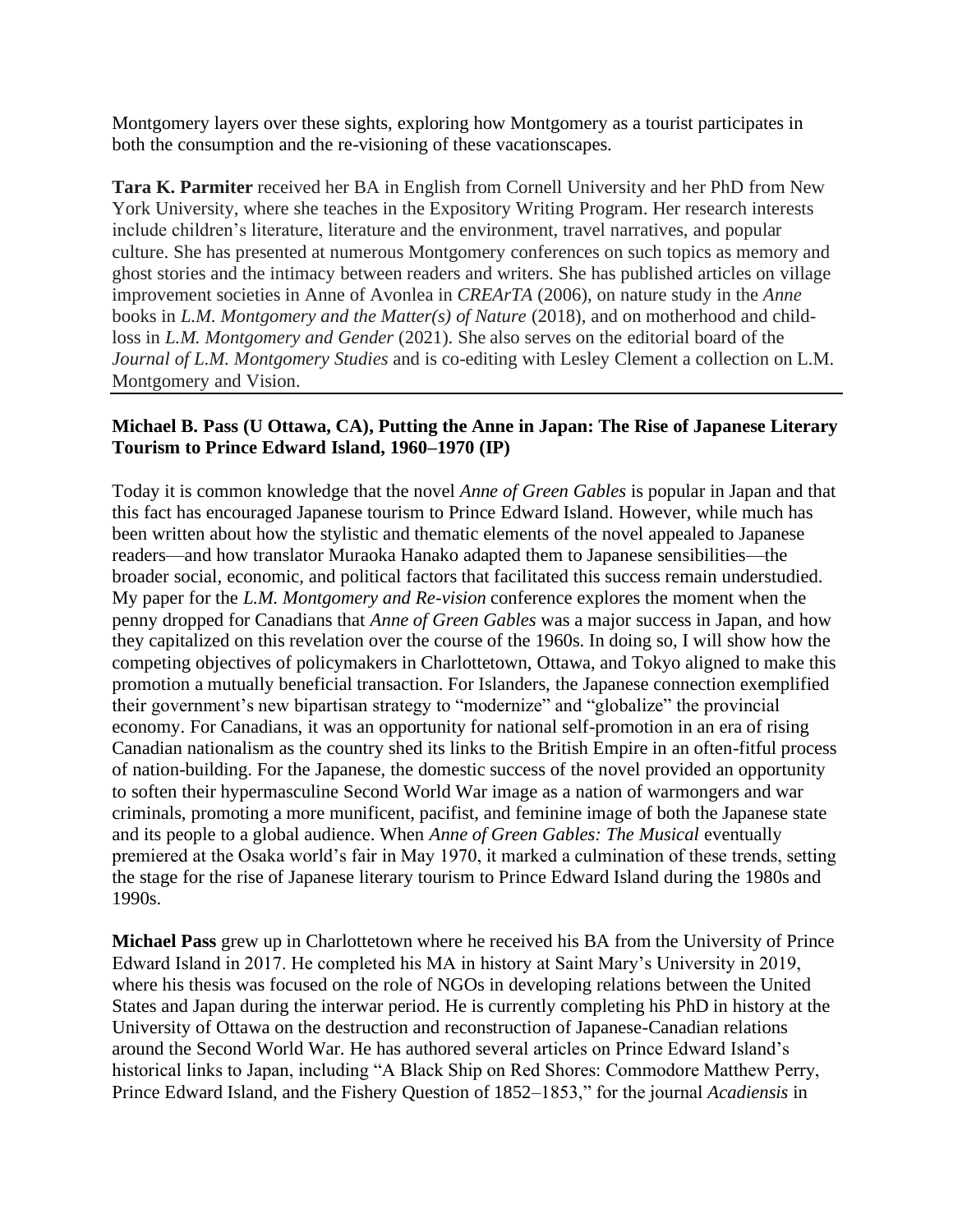Montgomery layers over these sights, exploring how Montgomery as a tourist participates in both the consumption and the re-visioning of these vacationscapes.

**Tara K. Parmiter** received her BA in English from Cornell University and her PhD from New York University, where she teaches in the Expository Writing Program. Her research interests include children's literature, literature and the environment, travel narratives, and popular culture. She has presented at numerous Montgomery conferences on such topics as memory and ghost stories and the intimacy between readers and writers. She has published articles on village improvement societies in Anne of Avonlea in *CREArTA* (2006), on nature study in the *Anne* books in *L.M. Montgomery and the Matter(s) of Nature* (2018), and on motherhood and child-loss in *L.M. Montgomery and Gender* (2021). She also serves on the editorial board of the *Journal of L.M. Montgomery Studies* and is co-editing with Lesley Clement a collection on L.M. Montgomery and Vision.

---

**Michael B. Pass (U Ottawa, CA), Putting the Anne in Japan: The Rise of Japanese Literary Tourism to Prince Edward Island, 1960–1970 (IP)**

Today it is common knowledge that the novel *Anne of Green Gables* is popular in Japan and that this fact has encouraged Japanese tourism to Prince Edward Island. However, while much has been written about how the stylistic and thematic elements of the novel appealed to Japanese readers—and how translator Muraoka Hanako adapted them to Japanese sensibilities—the broader social, economic, and political factors that facilitated this success remain understudied. My paper for the *L.M. Montgomery and Re-vision* conference explores the moment when the penny dropped for Canadians that *Anne of Green Gables* was a major success in Japan, and how they capitalized on this revelation over the course of the 1960s. In doing so, I will show how the competing objectives of policymakers in Charlottetown, Ottawa, and Tokyo aligned to make this promotion a mutually beneficial transaction. For Islanders, the Japanese connection exemplified their government's new bipartisan strategy to "modernize" and "globalize" the provincial economy. For Canadians, it was an opportunity for national self-promotion in an era of rising Canadian nationalism as the country shed its links to the British Empire in an often-fitful process of nation-building. For the Japanese, the domestic success of the novel provided an opportunity to soften their hypermasculine Second World War image as a nation of warmongers and war criminals, promoting a more munificent, pacifist, and feminine image of both the Japanese state and its people to a global audience. When *Anne of Green Gables: The Musical* eventually premiered at the Osaka world's fair in May 1970, it marked a culmination of these trends, setting the stage for the rise of Japanese literary tourism to Prince Edward Island during the 1980s and 1990s.

**Michael Pass** grew up in Charlottetown where he received his BA from the University of Prince Edward Island in 2017. He completed his MA in history at Saint Mary's University in 2019, where his thesis was focused on the role of NGOs in developing relations between the United States and Japan during the interwar period. He is currently completing his PhD in history at the University of Ottawa on the destruction and reconstruction of Japanese-Canadian relations around the Second World War. He has authored several articles on Prince Edward Island's historical links to Japan, including "A Black Ship on Red Shores: Commodore Matthew Perry, Prince Edward Island, and the Fishery Question of 1852–1853," for the journal *Acadiensis* in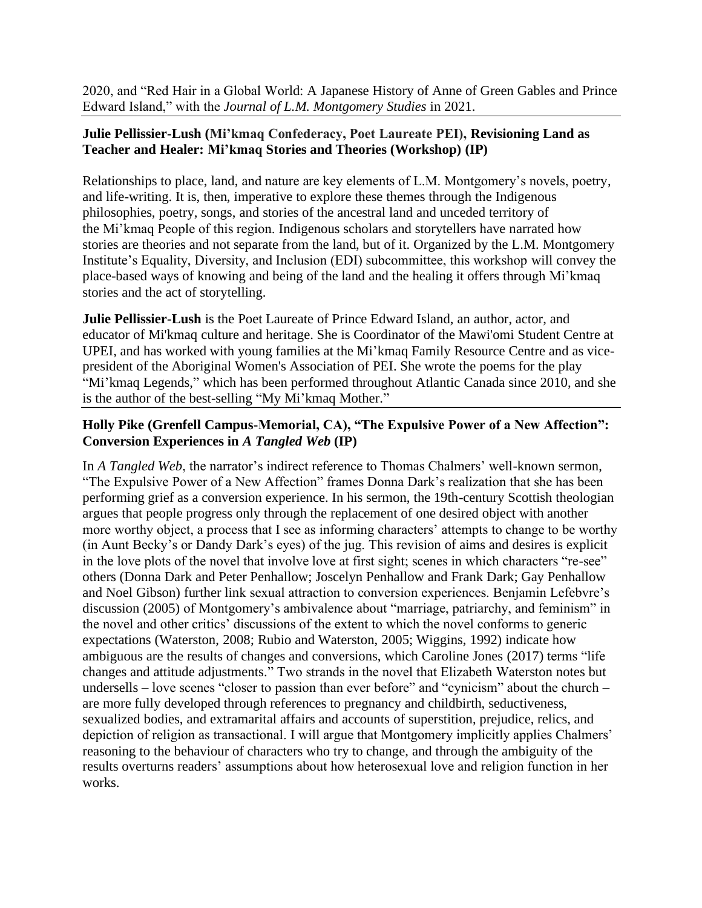2020, and "Red Hair in a Global World: A Japanese History of Anne of Green Gables and Prince Edward Island," with the *Journal of L.M. Montgomery Studies* in 2021.

---

**Julie Pellissier-Lush (Mi'kmaq Confederacy, Poet Laureate PEI), Revisioning Land as Teacher and Healer: Mi'kmaq Stories and Theories (Workshop) (IP)**

Relationships to place, land, and nature are key elements of L.M. Montgomery's novels, poetry, and life-writing. It is, then, imperative to explore these themes through the Indigenous philosophies, poetry, songs, and stories of the ancestral land and unceded territory of the Mi'kmaq People of this region. Indigenous scholars and storytellers have narrated how stories are theories and not separate from the land, but of it. Organized by the L.M. Montgomery Institute's Equality, Diversity, and Inclusion (EDI) subcommittee, this workshop will convey the place-based ways of knowing and being of the land and the healing it offers through Mi'kmaq stories and the act of storytelling.

**Julie Pellissier-Lush** is the Poet Laureate of Prince Edward Island, an author, actor, and educator of Mi'kmaq culture and heritage. She is Coordinator of the Mawi'omi Student Centre at UPEI, and has worked with young families at the Mi'kmaq Family Resource Centre and as vice-president of the Aboriginal Women's Association of PEI. She wrote the poems for the play "Mi'kmaq Legends," which has been performed throughout Atlantic Canada since 2010, and she is the author of the best-selling "My Mi'kmaq Mother."

---

**Holly Pike (Grenfell Campus-Memorial, CA), "The Expulsive Power of a New Affection": Conversion Experiences in *A Tangled Web* (IP)**

In *A Tangled Web*, the narrator's indirect reference to Thomas Chalmers' well-known sermon, "The Expulsive Power of a New Affection" frames Donna Dark's realization that she has been performing grief as a conversion experience. In his sermon, the 19th-century Scottish theologian argues that people progress only through the replacement of one desired object with another more worthy object, a process that I see as informing characters' attempts to change to be worthy (in Aunt Becky's or Dandy Dark's eyes) of the jug. This revision of aims and desires is explicit in the love plots of the novel that involve love at first sight; scenes in which characters "re-see" others (Donna Dark and Peter Penhallow; Joscelyn Penhallow and Frank Dark; Gay Penhallow and Noel Gibson) further link sexual attraction to conversion experiences. Benjamin Lefebvre's discussion (2005) of Montgomery's ambivalence about "marriage, patriarchy, and feminism" in the novel and other critics' discussions of the extent to which the novel conforms to generic expectations (Waterston, 2008; Rubio and Waterston, 2005; Wiggins, 1992) indicate how ambiguous are the results of changes and conversions, which Caroline Jones (2017) terms "life changes and attitude adjustments." Two strands in the novel that Elizabeth Waterston notes but undersells – love scenes "closer to passion than ever before" and "cynicism" about the church – are more fully developed through references to pregnancy and childbirth, seductiveness, sexualized bodies, and extramarital affairs and accounts of superstition, prejudice, relics, and depiction of religion as transactional. I will argue that Montgomery implicitly applies Chalmers' reasoning to the behaviour of characters who try to change, and through the ambiguity of the results overturns readers' assumptions about how heterosexual love and religion function in her works.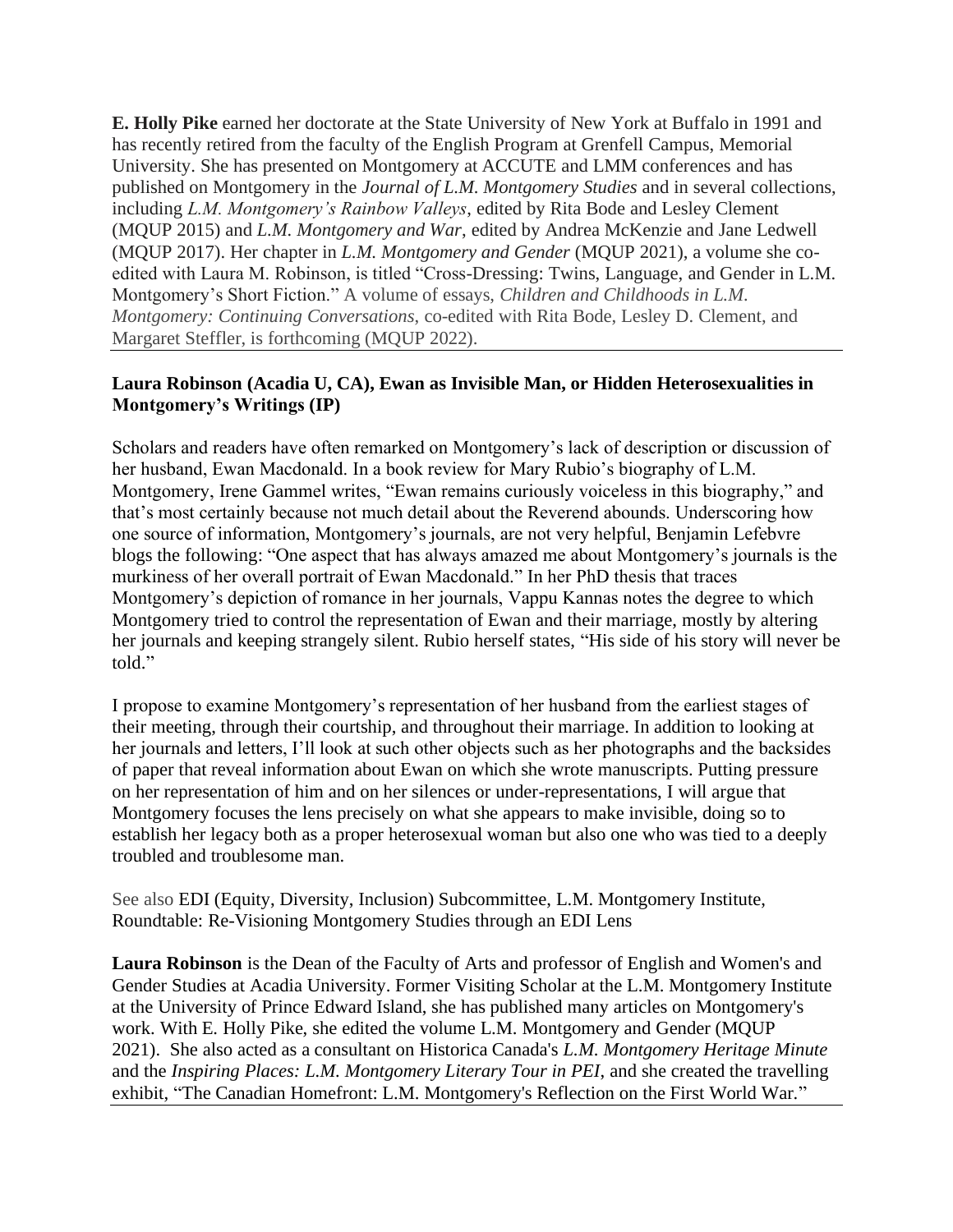**E. Holly Pike** earned her doctorate at the State University of New York at Buffalo in 1991 and has recently retired from the faculty of the English Program at Grenfell Campus, Memorial University. She has presented on Montgomery at ACCUTE and LMM conferences and has published on Montgomery in the *Journal of L.M. Montgomery Studies* and in several collections, including *L.M. Montgomery's Rainbow Valleys*, edited by Rita Bode and Lesley Clement (MQUP 2015) and *L.M. Montgomery and War*, edited by Andrea McKenzie and Jane Ledwell (MQUP 2017). Her chapter in *L.M. Montgomery and Gender* (MQUP 2021), a volume she co-edited with Laura M. Robinson, is titled "Cross-Dressing: Twins, Language, and Gender in L.M. Montgomery's Short Fiction." A volume of essays, *Children and Childhoods in L.M. Montgomery: Continuing Conversations*, co-edited with Rita Bode, Lesley D. Clement, and Margaret Steffler, is forthcoming (MQUP 2022).

---

**Laura Robinson (Acadia U, CA), Ewan as Invisible Man, or Hidden Heterosexualities in Montgomery's Writings (IP)**

Scholars and readers have often remarked on Montgomery's lack of description or discussion of her husband, Ewan Macdonald. In a book review for Mary Rubio's biography of L.M. Montgomery, Irene Gammel writes, "Ewan remains curiously voiceless in this biography," and that's most certainly because not much detail about the Reverend abounds. Underscoring how one source of information, Montgomery's journals, are not very helpful, Benjamin Lefebvre blogs the following: "One aspect that has always amazed me about Montgomery's journals is the murkiness of her overall portrait of Ewan Macdonald." In her PhD thesis that traces Montgomery's depiction of romance in her journals, Vappu Kannas notes the degree to which Montgomery tried to control the representation of Ewan and their marriage, mostly by altering her journals and keeping strangely silent. Rubio herself states, "His side of his story will never be told."

I propose to examine Montgomery's representation of her husband from the earliest stages of their meeting, through their courtship, and throughout their marriage. In addition to looking at her journals and letters, I'll look at such other objects such as her photographs and the backsides of paper that reveal information about Ewan on which she wrote manuscripts. Putting pressure on her representation of him and on her silences or under-representations, I will argue that Montgomery focuses the lens precisely on what she appears to make invisible, doing so to establish her legacy both as a proper heterosexual woman but also one who was tied to a deeply troubled and troublesome man.

See also EDI (Equity, Diversity, Inclusion) Subcommittee, L.M. Montgomery Institute, Roundtable: Re-Visioning Montgomery Studies through an EDI Lens

**Laura Robinson** is the Dean of the Faculty of Arts and professor of English and Women's and Gender Studies at Acadia University. Former Visiting Scholar at the L.M. Montgomery Institute at the University of Prince Edward Island, she has published many articles on Montgomery's work. With E. Holly Pike, she edited the volume L.M. Montgomery and Gender (MQUP 2021). She also acted as a consultant on Historica Canada's *L.M. Montgomery Heritage Minute* and the *Inspiring Places: L.M. Montgomery Literary Tour in PEI*, and she created the travelling exhibit, "The Canadian Homefront: L.M. Montgomery's Reflection on the First World War."

---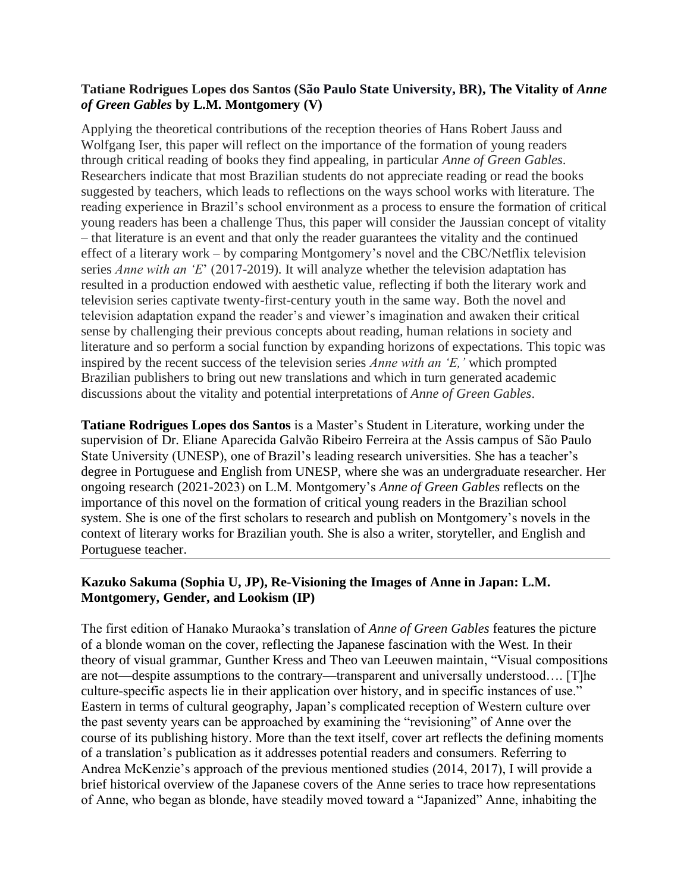**Tatiane Rodrigues Lopes dos Santos (São Paulo State University, BR), The Vitality of *Anne of Green Gables* by L.M. Montgomery (V)**

Applying the theoretical contributions of the reception theories of Hans Robert Jauss and Wolfgang Iser, this paper will reflect on the importance of the formation of young readers through critical reading of books they find appealing, in particular *Anne of Green Gables*. Researchers indicate that most Brazilian students do not appreciate reading or read the books suggested by teachers, which leads to reflections on the ways school works with literature. The reading experience in Brazil's school environment as a process to ensure the formation of critical young readers has been a challenge Thus, this paper will consider the Jaussian concept of vitality – that literature is an event and that only the reader guarantees the vitality and the continued effect of a literary work – by comparing Montgomery's novel and the CBC/Netflix television series *Anne with an 'E*' (2017-2019). It will analyze whether the television adaptation has resulted in a production endowed with aesthetic value, reflecting if both the literary work and television series captivate twenty-first-century youth in the same way. Both the novel and television adaptation expand the reader's and viewer's imagination and awaken their critical sense by challenging their previous concepts about reading, human relations in society and literature and so perform a social function by expanding horizons of expectations. This topic was inspired by the recent success of the television series *Anne with an 'E,'* which prompted Brazilian publishers to bring out new translations and which in turn generated academic discussions about the vitality and potential interpretations of *Anne of Green Gables*.

**Tatiane Rodrigues Lopes dos Santos** is a Master's Student in Literature, working under the supervision of Dr. Eliane Aparecida Galvão Ribeiro Ferreira at the Assis campus of São Paulo State University (UNESP), one of Brazil's leading research universities. She has a teacher's degree in Portuguese and English from UNESP, where she was an undergraduate researcher. Her ongoing research (2021-2023) on L.M. Montgomery's *Anne of Green Gables* reflects on the importance of this novel on the formation of critical young readers in the Brazilian school system. She is one of the first scholars to research and publish on Montgomery's novels in the context of literary works for Brazilian youth. She is also a writer, storyteller, and English and Portuguese teacher.

---

**Kazuko Sakuma (Sophia U, JP), Re-Visioning the Images of Anne in Japan: L.M. Montgomery, Gender, and Lookism (IP)**

The first edition of Hanako Muraoka's translation of *Anne of Green Gables* features the picture of a blonde woman on the cover, reflecting the Japanese fascination with the West. In their theory of visual grammar, Gunther Kress and Theo van Leeuwen maintain, "Visual compositions are not—despite assumptions to the contrary—transparent and universally understood…. [T]he culture-specific aspects lie in their application over history, and in specific instances of use." Eastern in terms of cultural geography, Japan's complicated reception of Western culture over the past seventy years can be approached by examining the "revisioning" of Anne over the course of its publishing history. More than the text itself, cover art reflects the defining moments of a translation's publication as it addresses potential readers and consumers. Referring to Andrea McKenzie's approach of the previous mentioned studies (2014, 2017), I will provide a brief historical overview of the Japanese covers of the Anne series to trace how representations of Anne, who began as blonde, have steadily moved toward a "Japanized" Anne, inhabiting the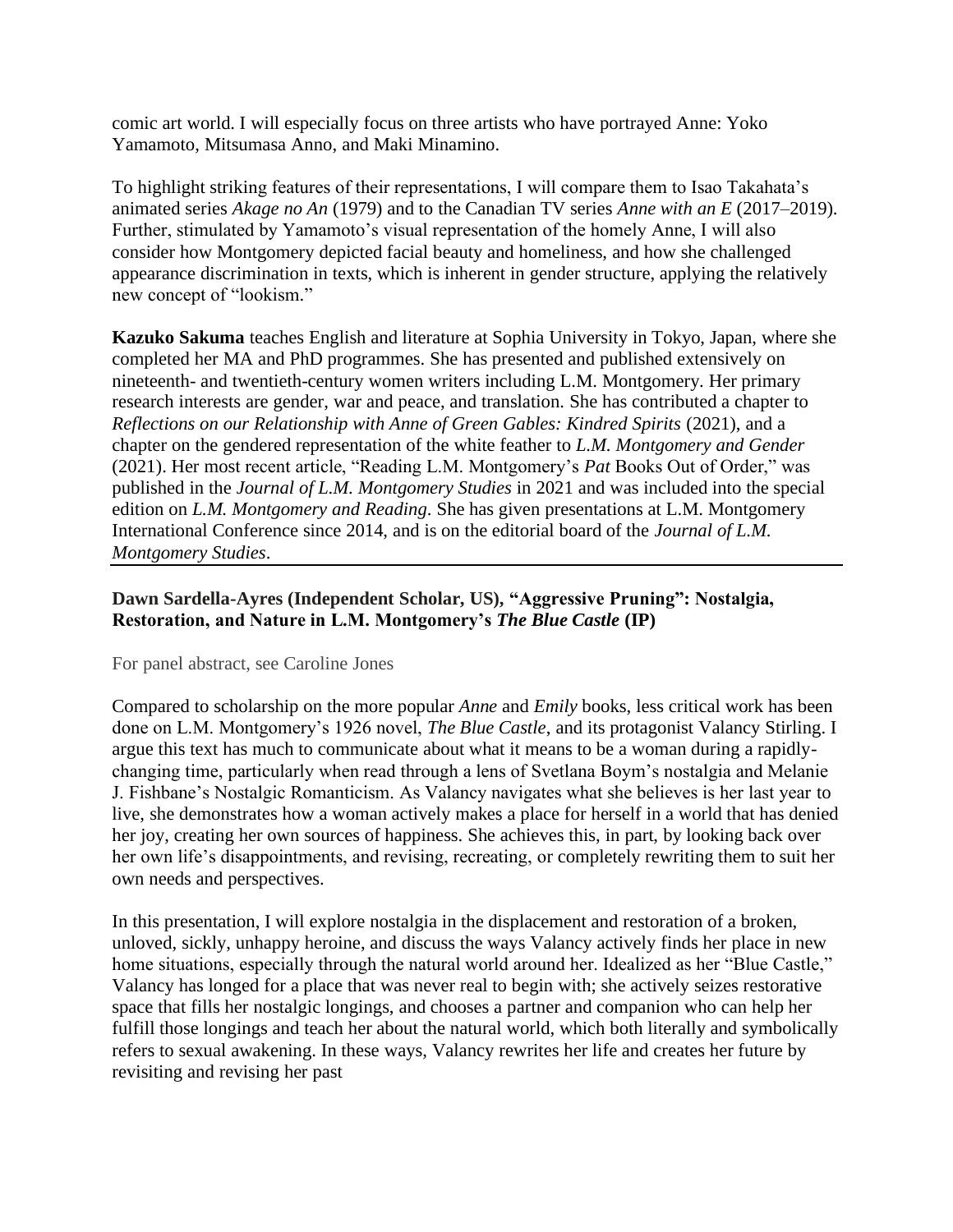comic art world. I will especially focus on three artists who have portrayed Anne: Yoko Yamamoto, Mitsumasa Anno, and Maki Minamino.

To highlight striking features of their representations, I will compare them to Isao Takahata's animated series *Akage no An* (1979) and to the Canadian TV series *Anne with an E* (2017–2019). Further, stimulated by Yamamoto's visual representation of the homely Anne, I will also consider how Montgomery depicted facial beauty and homeliness, and how she challenged appearance discrimination in texts, which is inherent in gender structure, applying the relatively new concept of "lookism."

**Kazuko Sakuma** teaches English and literature at Sophia University in Tokyo, Japan, where she completed her MA and PhD programmes. She has presented and published extensively on nineteenth- and twentieth-century women writers including L.M. Montgomery. Her primary research interests are gender, war and peace, and translation. She has contributed a chapter to *Reflections on our Relationship with Anne of Green Gables: Kindred Spirits* (2021), and a chapter on the gendered representation of the white feather to *L.M. Montgomery and Gender* (2021). Her most recent article, "Reading L.M. Montgomery's *Pat* Books Out of Order," was published in the *Journal of L.M. Montgomery Studies* in 2021 and was included into the special edition on *L.M. Montgomery and Reading*. She has given presentations at L.M. Montgomery International Conference since 2014, and is on the editorial board of the *Journal of L.M. Montgomery Studies*.

**Dawn Sardella-Ayres (Independent Scholar, US), "Aggressive Pruning": Nostalgia, Restoration, and Nature in L.M. Montgomery's *The Blue Castle* (IP)**

For panel abstract, see Caroline Jones

Compared to scholarship on the more popular *Anne* and *Emily* books, less critical work has been done on L.M. Montgomery's 1926 novel, *The Blue Castle*, and its protagonist Valancy Stirling. I argue this text has much to communicate about what it means to be a woman during a rapidly-changing time, particularly when read through a lens of Svetlana Boym's nostalgia and Melanie J. Fishbane's Nostalgic Romanticism. As Valancy navigates what she believes is her last year to live, she demonstrates how a woman actively makes a place for herself in a world that has denied her joy, creating her own sources of happiness. She achieves this, in part, by looking back over her own life's disappointments, and revising, recreating, or completely rewriting them to suit her own needs and perspectives.

In this presentation, I will explore nostalgia in the displacement and restoration of a broken, unloved, sickly, unhappy heroine, and discuss the ways Valancy actively finds her place in new home situations, especially through the natural world around her. Idealized as her "Blue Castle," Valancy has longed for a place that was never real to begin with; she actively seizes restorative space that fills her nostalgic longings, and chooses a partner and companion who can help her fulfill those longings and teach her about the natural world, which both literally and symbolically refers to sexual awakening. In these ways, Valancy rewrites her life and creates her future by revisiting and revising her past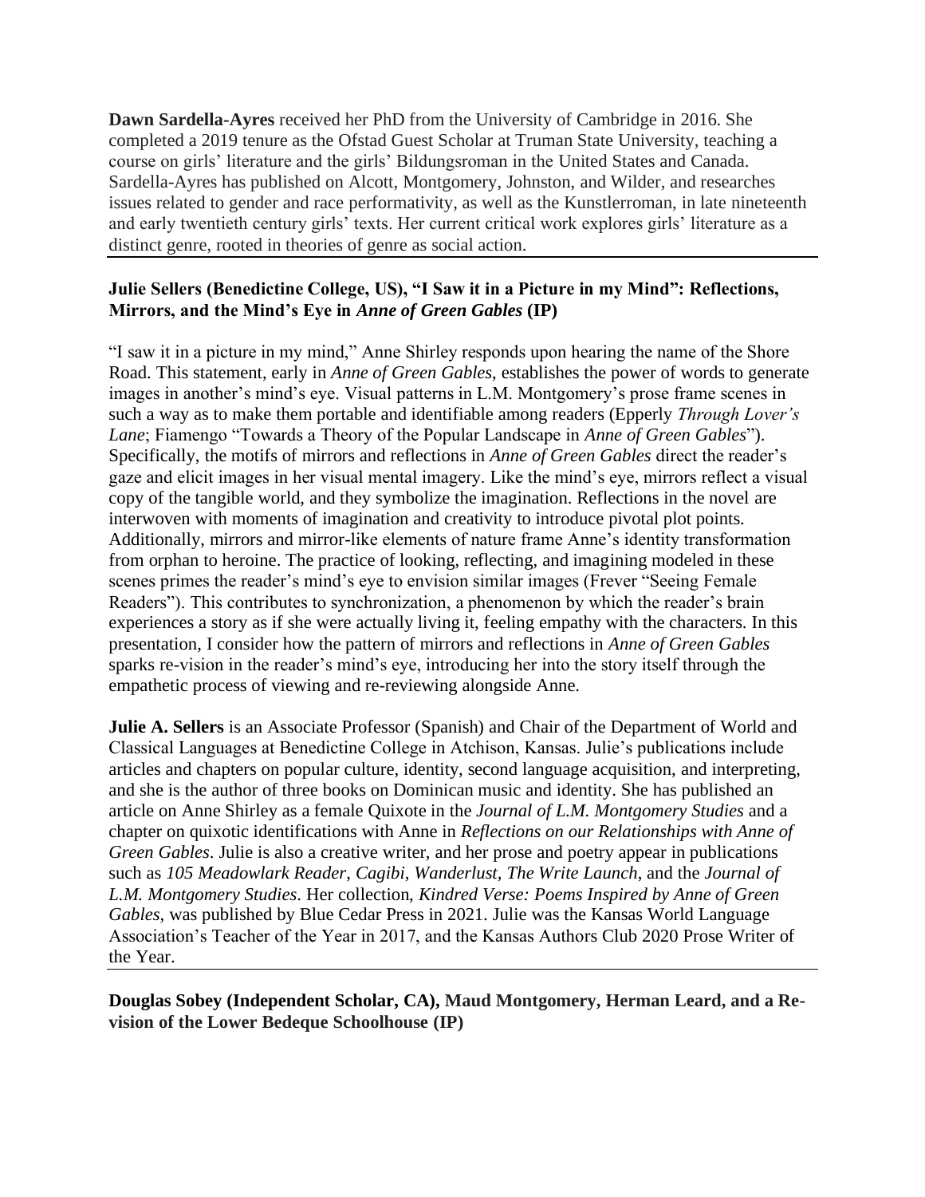**Dawn Sardella-Ayres** received her PhD from the University of Cambridge in 2016. She completed a 2019 tenure as the Ofstad Guest Scholar at Truman State University, teaching a course on girls' literature and the girls' Bildungsroman in the United States and Canada. Sardella-Ayres has published on Alcott, Montgomery, Johnston, and Wilder, and researches issues related to gender and race performativity, as well as the Kunstlerroman, in late nineteenth and early twentieth century girls' texts. Her current critical work explores girls' literature as a distinct genre, rooted in theories of genre as social action.

---

**Julie Sellers (Benedictine College, US), "I Saw it in a Picture in my Mind": Reflections, Mirrors, and the Mind's Eye in *Anne of Green Gables* (IP)**

"I saw it in a picture in my mind," Anne Shirley responds upon hearing the name of the Shore Road. This statement, early in *Anne of Green Gables*, establishes the power of words to generate images in another's mind's eye. Visual patterns in L.M. Montgomery's prose frame scenes in such a way as to make them portable and identifiable among readers (Epperly *Through Lover's Lane*; Fiamengo "Towards a Theory of the Popular Landscape in *Anne of Green Gables*"). Specifically, the motifs of mirrors and reflections in *Anne of Green Gables* direct the reader's gaze and elicit images in her visual mental imagery. Like the mind's eye, mirrors reflect a visual copy of the tangible world, and they symbolize the imagination. Reflections in the novel are interwoven with moments of imagination and creativity to introduce pivotal plot points. Additionally, mirrors and mirror-like elements of nature frame Anne's identity transformation from orphan to heroine. The practice of looking, reflecting, and imagining modeled in these scenes primes the reader's mind's eye to envision similar images (Frever "Seeing Female Readers"). This contributes to synchronization, a phenomenon by which the reader's brain experiences a story as if she were actually living it, feeling empathy with the characters. In this presentation, I consider how the pattern of mirrors and reflections in *Anne of Green Gables* sparks re-vision in the reader's mind's eye, introducing her into the story itself through the empathetic process of viewing and re-reviewing alongside Anne.

**Julie A. Sellers** is an Associate Professor (Spanish) and Chair of the Department of World and Classical Languages at Benedictine College in Atchison, Kansas. Julie's publications include articles and chapters on popular culture, identity, second language acquisition, and interpreting, and she is the author of three books on Dominican music and identity. She has published an article on Anne Shirley as a female Quixote in the *Journal of L.M. Montgomery Studies* and a chapter on quixotic identifications with Anne in *Reflections on our Relationships with Anne of Green Gables*. Julie is also a creative writer, and her prose and poetry appear in publications such as *105 Meadowlark Reader*, *Cagibi*, *Wanderlust*, *The Write Launch*, and the *Journal of L.M. Montgomery Studies*. Her collection, *Kindred Verse: Poems Inspired by Anne of Green Gables*, was published by Blue Cedar Press in 2021. Julie was the Kansas World Language Association's Teacher of the Year in 2017, and the Kansas Authors Club 2020 Prose Writer of the Year.

---

**Douglas Sobey (Independent Scholar, CA), Maud Montgomery, Herman Leard, and a Re-vision of the Lower Bedeque Schoolhouse (IP)**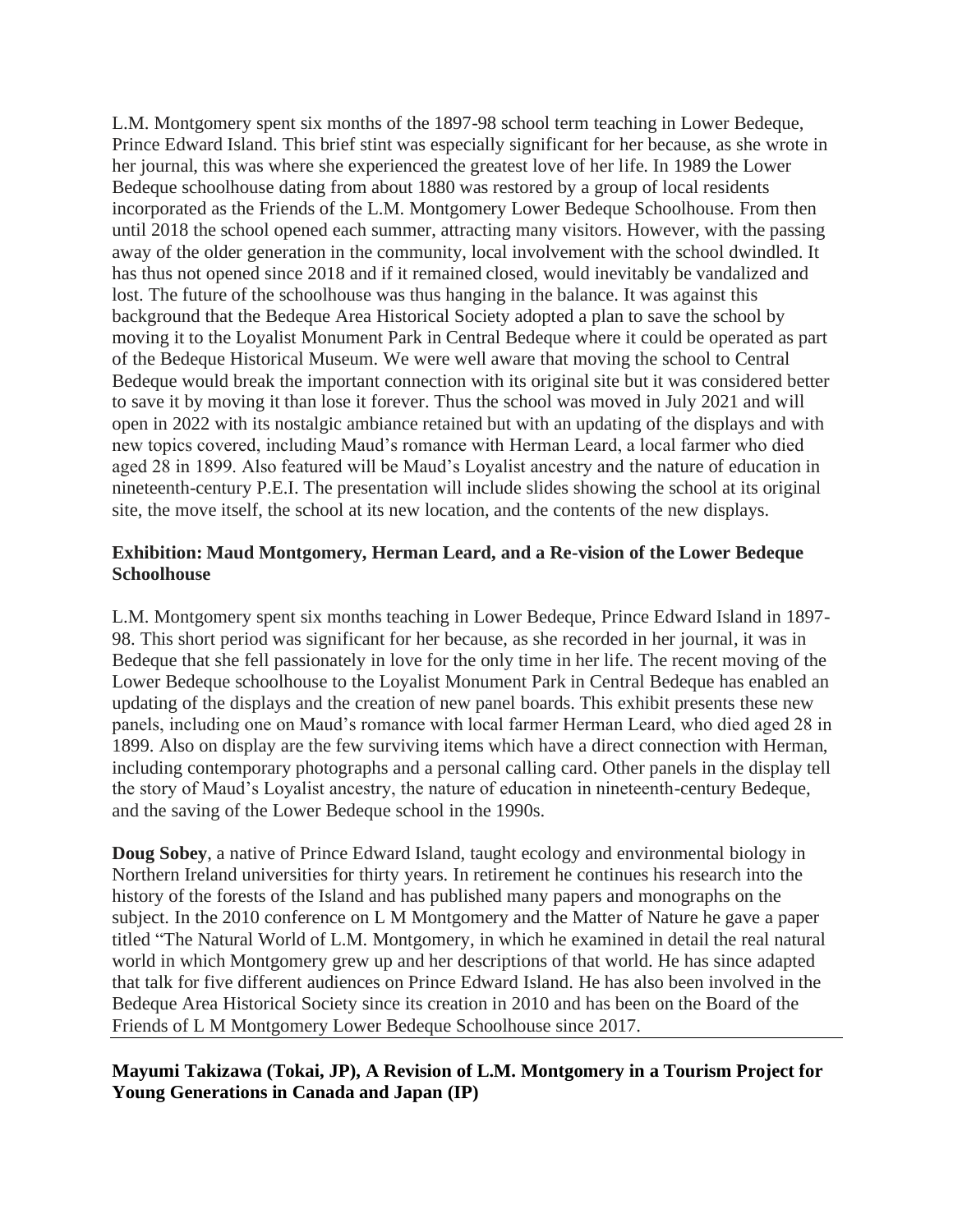L.M. Montgomery spent six months of the 1897-98 school term teaching in Lower Bedeque, Prince Edward Island. This brief stint was especially significant for her because, as she wrote in her journal, this was where she experienced the greatest love of her life. In 1989 the Lower Bedeque schoolhouse dating from about 1880 was restored by a group of local residents incorporated as the Friends of the L.M. Montgomery Lower Bedeque Schoolhouse. From then until 2018 the school opened each summer, attracting many visitors. However, with the passing away of the older generation in the community, local involvement with the school dwindled. It has thus not opened since 2018 and if it remained closed, would inevitably be vandalized and lost. The future of the schoolhouse was thus hanging in the balance. It was against this background that the Bedeque Area Historical Society adopted a plan to save the school by moving it to the Loyalist Monument Park in Central Bedeque where it could be operated as part of the Bedeque Historical Museum. We were well aware that moving the school to Central Bedeque would break the important connection with its original site but it was considered better to save it by moving it than lose it forever. Thus the school was moved in July 2021 and will open in 2022 with its nostalgic ambiance retained but with an updating of the displays and with new topics covered, including Maud's romance with Herman Leard, a local farmer who died aged 28 in 1899. Also featured will be Maud's Loyalist ancestry and the nature of education in nineteenth-century P.E.I. The presentation will include slides showing the school at its original site, the move itself, the school at its new location, and the contents of the new displays.

**Exhibition: Maud Montgomery, Herman Leard, and a Re-vision of the Lower Bedeque Schoolhouse**

L.M. Montgomery spent six months teaching in Lower Bedeque, Prince Edward Island in 1897-98. This short period was significant for her because, as she recorded in her journal, it was in Bedeque that she fell passionately in love for the only time in her life. The recent moving of the Lower Bedeque schoolhouse to the Loyalist Monument Park in Central Bedeque has enabled an updating of the displays and the creation of new panel boards. This exhibit presents these new panels, including one on Maud's romance with local farmer Herman Leard, who died aged 28 in 1899. Also on display are the few surviving items which have a direct connection with Herman, including contemporary photographs and a personal calling card. Other panels in the display tell the story of Maud's Loyalist ancestry, the nature of education in nineteenth-century Bedeque, and the saving of the Lower Bedeque school in the 1990s.

**Doug Sobey**, a native of Prince Edward Island, taught ecology and environmental biology in Northern Ireland universities for thirty years. In retirement he continues his research into the history of the forests of the Island and has published many papers and monographs on the subject. In the 2010 conference on L M Montgomery and the Matter of Nature he gave a paper titled "The Natural World of L.M. Montgomery, in which he examined in detail the real natural world in which Montgomery grew up and her descriptions of that world. He has since adapted that talk for five different audiences on Prince Edward Island. He has also been involved in the Bedeque Area Historical Society since its creation in 2010 and has been on the Board of the Friends of L M Montgomery Lower Bedeque Schoolhouse since 2017.

---

**Mayumi Takizawa (Tokai, JP), A Revision of L.M. Montgomery in a Tourism Project for Young Generations in Canada and Japan (IP)**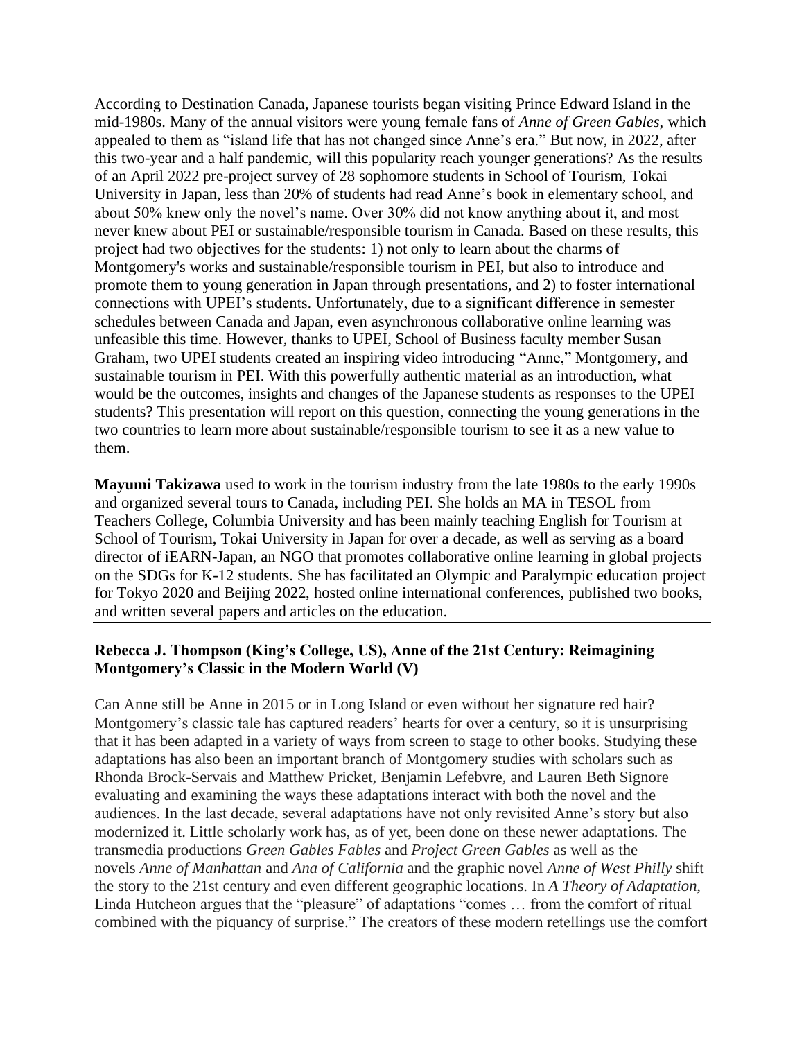According to Destination Canada, Japanese tourists began visiting Prince Edward Island in the mid-1980s. Many of the annual visitors were young female fans of *Anne of Green Gables*, which appealed to them as "island life that has not changed since Anne's era." But now, in 2022, after this two-year and a half pandemic, will this popularity reach younger generations? As the results of an April 2022 pre-project survey of 28 sophomore students in School of Tourism, Tokai University in Japan, less than 20% of students had read Anne's book in elementary school, and about 50% knew only the novel's name. Over 30% did not know anything about it, and most never knew about PEI or sustainable/responsible tourism in Canada. Based on these results, this project had two objectives for the students: 1) not only to learn about the charms of Montgomery's works and sustainable/responsible tourism in PEI, but also to introduce and promote them to young generation in Japan through presentations, and 2) to foster international connections with UPEI's students. Unfortunately, due to a significant difference in semester schedules between Canada and Japan, even asynchronous collaborative online learning was unfeasible this time. However, thanks to UPEI, School of Business faculty member Susan Graham, two UPEI students created an inspiring video introducing "Anne," Montgomery, and sustainable tourism in PEI. With this powerfully authentic material as an introduction, what would be the outcomes, insights and changes of the Japanese students as responses to the UPEI students? This presentation will report on this question, connecting the young generations in the two countries to learn more about sustainable/responsible tourism to see it as a new value to them.

**Mayumi Takizawa** used to work in the tourism industry from the late 1980s to the early 1990s and organized several tours to Canada, including PEI. She holds an MA in TESOL from Teachers College, Columbia University and has been mainly teaching English for Tourism at School of Tourism, Tokai University in Japan for over a decade, as well as serving as a board director of iEARN-Japan, an NGO that promotes collaborative online learning in global projects on the SDGs for K-12 students. She has facilitated an Olympic and Paralympic education project for Tokyo 2020 and Beijing 2022, hosted online international conferences, published two books, and written several papers and articles on the education.

---

**Rebecca J. Thompson (King's College, US), Anne of the 21st Century: Reimagining Montgomery's Classic in the Modern World (V)**

Can Anne still be Anne in 2015 or in Long Island or even without her signature red hair? Montgomery's classic tale has captured readers' hearts for over a century, so it is unsurprising that it has been adapted in a variety of ways from screen to stage to other books. Studying these adaptations has also been an important branch of Montgomery studies with scholars such as Rhonda Brock-Servais and Matthew Pricket, Benjamin Lefebvre, and Lauren Beth Signore evaluating and examining the ways these adaptations interact with both the novel and the audiences. In the last decade, several adaptations have not only revisited Anne's story but also modernized it. Little scholarly work has, as of yet, been done on these newer adaptations. The transmedia productions *Green Gables Fables* and *Project Green Gables* as well as the novels *Anne of Manhattan* and *Ana of California* and the graphic novel *Anne of West Philly* shift the story to the 21st century and even different geographic locations. In *A Theory of Adaptation*, Linda Hutcheon argues that the "pleasure" of adaptations "comes … from the comfort of ritual combined with the piquancy of surprise." The creators of these modern retellings use the comfort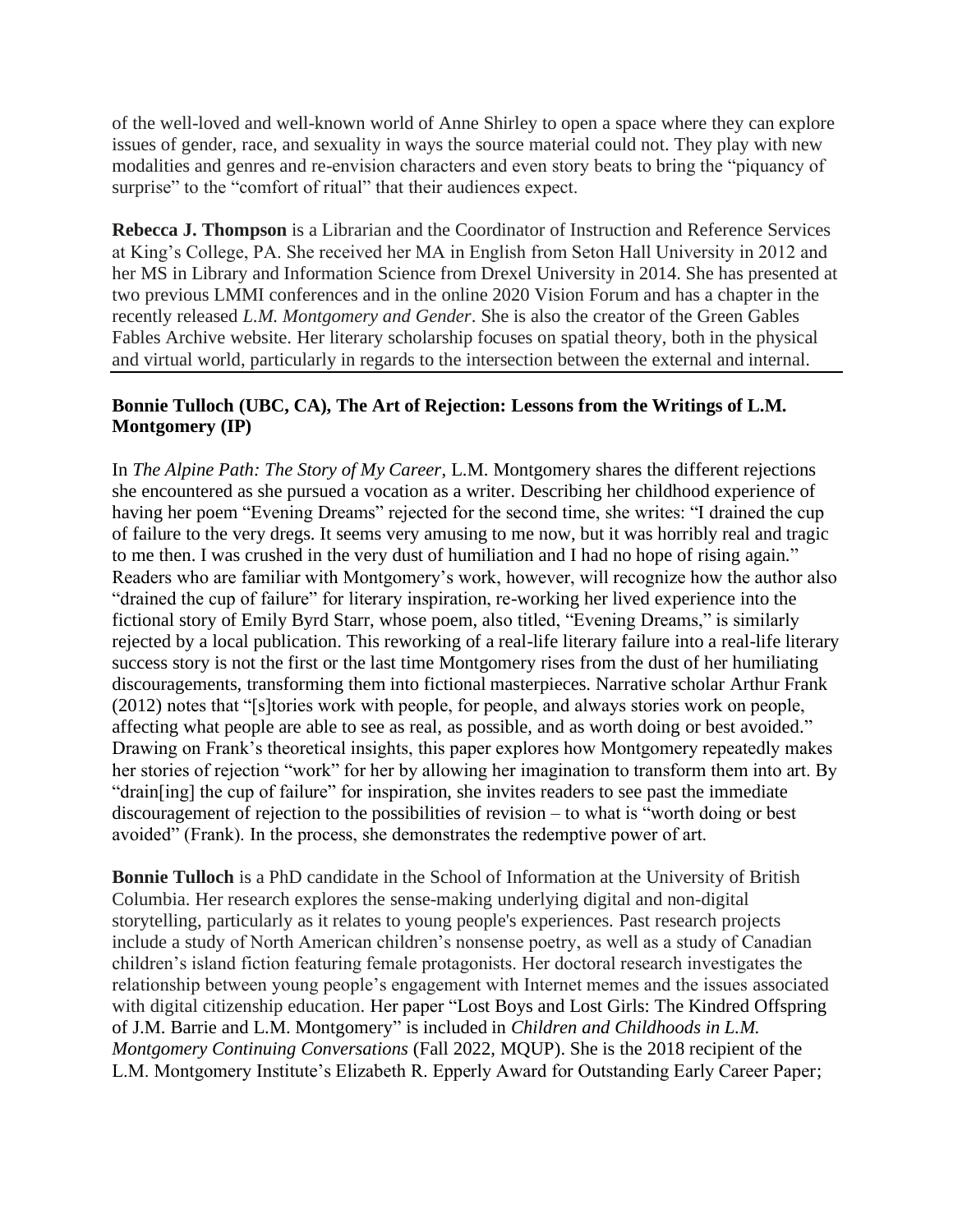of the well-loved and well-known world of Anne Shirley to open a space where they can explore issues of gender, race, and sexuality in ways the source material could not. They play with new modalities and genres and re-envision characters and even story beats to bring the "piquancy of surprise" to the "comfort of ritual" that their audiences expect.

**Rebecca J. Thompson** is a Librarian and the Coordinator of Instruction and Reference Services at King's College, PA. She received her MA in English from Seton Hall University in 2012 and her MS in Library and Information Science from Drexel University in 2014. She has presented at two previous LMMI conferences and in the online 2020 Vision Forum and has a chapter in the recently released *L.M. Montgomery and Gender*. She is also the creator of the Green Gables Fables Archive website. Her literary scholarship focuses on spatial theory, both in the physical and virtual world, particularly in regards to the intersection between the external and internal.

---

**Bonnie Tulloch (UBC, CA), The Art of Rejection: Lessons from the Writings of L.M. Montgomery (IP)**

In *The Alpine Path: The Story of My Career*, L.M. Montgomery shares the different rejections she encountered as she pursued a vocation as a writer. Describing her childhood experience of having her poem "Evening Dreams" rejected for the second time, she writes: "I drained the cup of failure to the very dregs. It seems very amusing to me now, but it was horribly real and tragic to me then. I was crushed in the very dust of humiliation and I had no hope of rising again." Readers who are familiar with Montgomery's work, however, will recognize how the author also "drained the cup of failure" for literary inspiration, re-working her lived experience into the fictional story of Emily Byrd Starr, whose poem, also titled, "Evening Dreams," is similarly rejected by a local publication. This reworking of a real-life literary failure into a real-life literary success story is not the first or the last time Montgomery rises from the dust of her humiliating discouragements, transforming them into fictional masterpieces. Narrative scholar Arthur Frank (2012) notes that "[s]tories work with people, for people, and always stories work on people, affecting what people are able to see as real, as possible, and as worth doing or best avoided." Drawing on Frank's theoretical insights, this paper explores how Montgomery repeatedly makes her stories of rejection "work" for her by allowing her imagination to transform them into art. By "drain[ing] the cup of failure" for inspiration, she invites readers to see past the immediate discouragement of rejection to the possibilities of revision – to what is "worth doing or best avoided" (Frank). In the process, she demonstrates the redemptive power of art.

**Bonnie Tulloch** is a PhD candidate in the School of Information at the University of British Columbia. Her research explores the sense-making underlying digital and non-digital storytelling, particularly as it relates to young people's experiences. Past research projects include a study of North American children's nonsense poetry, as well as a study of Canadian children's island fiction featuring female protagonists. Her doctoral research investigates the relationship between young people's engagement with Internet memes and the issues associated with digital citizenship education. Her paper "Lost Boys and Lost Girls: The Kindred Offspring of J.M. Barrie and L.M. Montgomery" is included in *Children and Childhoods in L.M. Montgomery Continuing Conversations* (Fall 2022, MQUP). She is the 2018 recipient of the L.M. Montgomery Institute's Elizabeth R. Epperly Award for Outstanding Early Career Paper;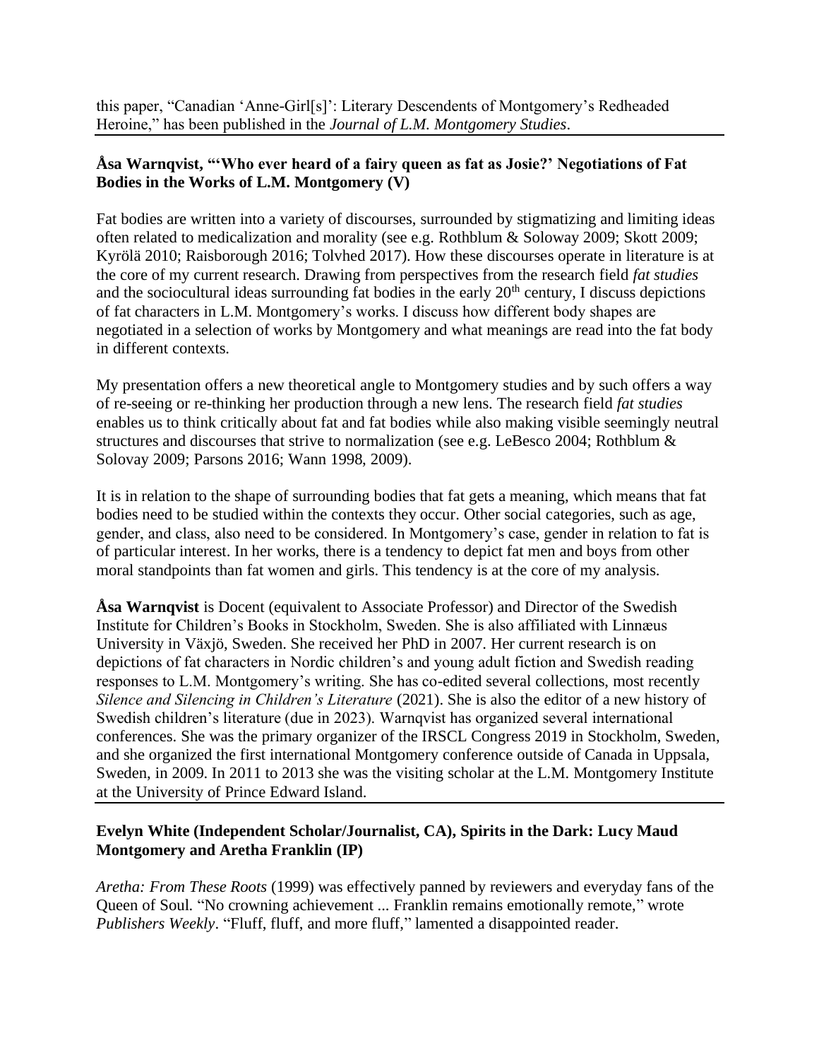this paper, "Canadian 'Anne-Girl[s]': Literary Descendents of Montgomery's Redheaded Heroine," has been published in the *Journal of L.M. Montgomery Studies*.

---

**Åsa Warnqvist, "'Who ever heard of a fairy queen as fat as Josie?' Negotiations of Fat Bodies in the Works of L.M. Montgomery (V)**

Fat bodies are written into a variety of discourses, surrounded by stigmatizing and limiting ideas often related to medicalization and morality (see e.g. Rothblum & Soloway 2009; Skott 2009; Kyrölä 2010; Raisborough 2016; Tolvhed 2017). How these discourses operate in literature is at the core of my current research. Drawing from perspectives from the research field *fat studies* and the sociocultural ideas surrounding fat bodies in the early 20th century, I discuss depictions of fat characters in L.M. Montgomery's works. I discuss how different body shapes are negotiated in a selection of works by Montgomery and what meanings are read into the fat body in different contexts.

My presentation offers a new theoretical angle to Montgomery studies and by such offers a way of re-seeing or re-thinking her production through a new lens. The research field *fat studies* enables us to think critically about fat and fat bodies while also making visible seemingly neutral structures and discourses that strive to normalization (see e.g. LeBesco 2004; Rothblum & Solovay 2009; Parsons 2016; Wann 1998, 2009).

It is in relation to the shape of surrounding bodies that fat gets a meaning, which means that fat bodies need to be studied within the contexts they occur. Other social categories, such as age, gender, and class, also need to be considered. In Montgomery's case, gender in relation to fat is of particular interest. In her works, there is a tendency to depict fat men and boys from other moral standpoints than fat women and girls. This tendency is at the core of my analysis.

**Åsa Warnqvist** is Docent (equivalent to Associate Professor) and Director of the Swedish Institute for Children's Books in Stockholm, Sweden. She is also affiliated with Linnæus University in Växjö, Sweden. She received her PhD in 2007. Her current research is on depictions of fat characters in Nordic children's and young adult fiction and Swedish reading responses to L.M. Montgomery's writing. She has co-edited several collections, most recently *Silence and Silencing in Children's Literature* (2021). She is also the editor of a new history of Swedish children's literature (due in 2023). Warnqvist has organized several international conferences. She was the primary organizer of the IRSCL Congress 2019 in Stockholm, Sweden, and she organized the first international Montgomery conference outside of Canada in Uppsala, Sweden, in 2009. In 2011 to 2013 she was the visiting scholar at the L.M. Montgomery Institute at the University of Prince Edward Island.

---

**Evelyn White (Independent Scholar/Journalist, CA), Spirits in the Dark: Lucy Maud Montgomery and Aretha Franklin (IP)**

*Aretha: From These Roots* (1999) was effectively panned by reviewers and everyday fans of the Queen of Soul. "No crowning achievement ... Franklin remains emotionally remote," wrote *Publishers Weekly*. "Fluff, fluff, and more fluff," lamented a disappointed reader.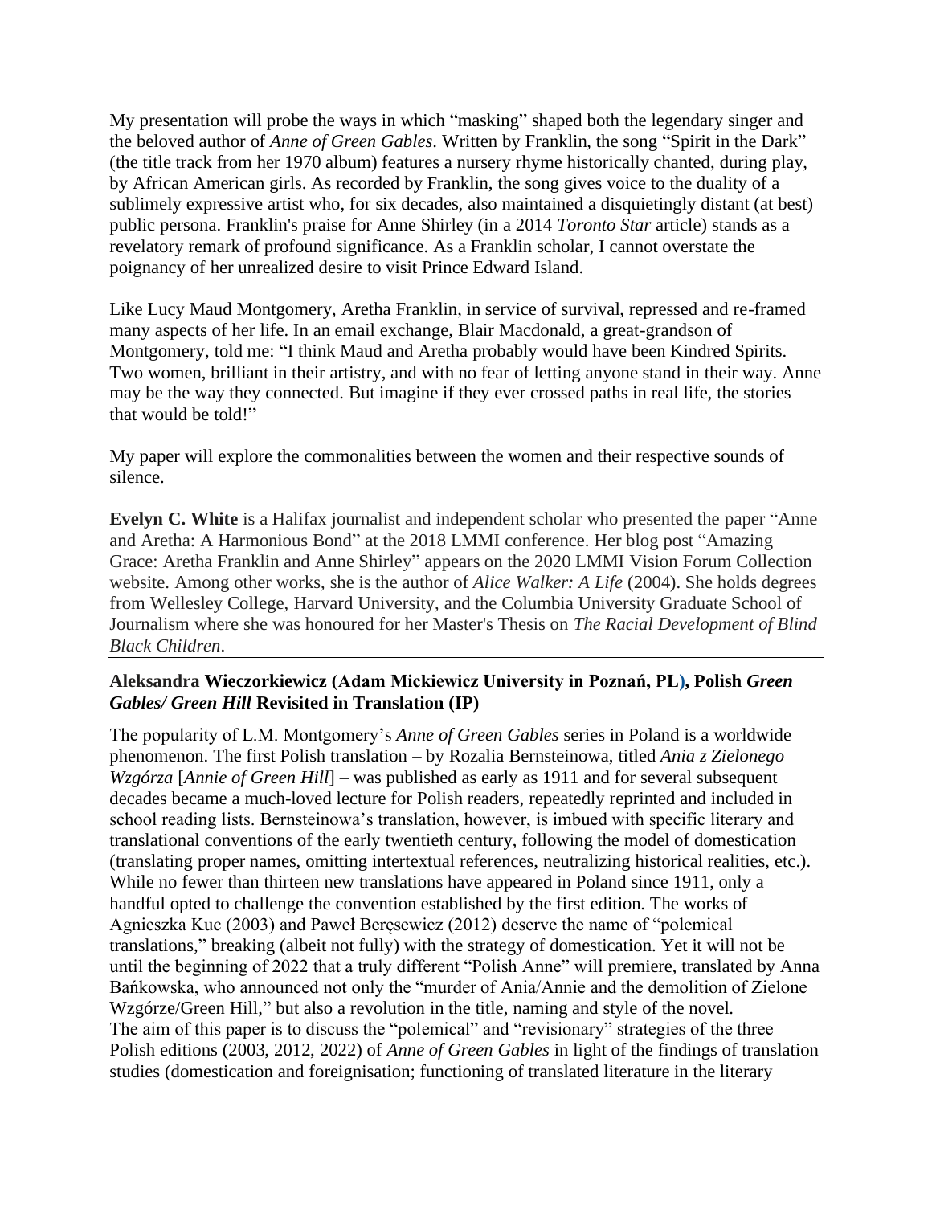My presentation will probe the ways in which "masking" shaped both the legendary singer and the beloved author of *Anne of Green Gables*. Written by Franklin, the song "Spirit in the Dark" (the title track from her 1970 album) features a nursery rhyme historically chanted, during play, by African American girls. As recorded by Franklin, the song gives voice to the duality of a sublimely expressive artist who, for six decades, also maintained a disquietingly distant (at best) public persona. Franklin's praise for Anne Shirley (in a 2014 *Toronto Star* article) stands as a revelatory remark of profound significance. As a Franklin scholar, I cannot overstate the poignancy of her unrealized desire to visit Prince Edward Island.

Like Lucy Maud Montgomery, Aretha Franklin, in service of survival, repressed and re-framed many aspects of her life. In an email exchange, Blair Macdonald, a great-grandson of Montgomery, told me: "I think Maud and Aretha probably would have been Kindred Spirits. Two women, brilliant in their artistry, and with no fear of letting anyone stand in their way. Anne may be the way they connected. But imagine if they ever crossed paths in real life, the stories that would be told!"

My paper will explore the commonalities between the women and their respective sounds of silence.

**Evelyn C. White** is a Halifax journalist and independent scholar who presented the paper "Anne and Aretha: A Harmonious Bond" at the 2018 LMMI conference. Her blog post "Amazing Grace: Aretha Franklin and Anne Shirley" appears on the 2020 LMMI Vision Forum Collection website. Among other works, she is the author of *Alice Walker: A Life* (2004). She holds degrees from Wellesley College, Harvard University, and the Columbia University Graduate School of Journalism where she was honoured for her Master's Thesis on *The Racial Development of Blind Black Children*.

---

**Aleksandra Wieczorkiewicz (Adam Mickiewicz University in Poznań, PL), Polish *Green Gables/ Green Hill* Revisited in Translation (IP)**

The popularity of L.M. Montgomery's *Anne of Green Gables* series in Poland is a worldwide phenomenon. The first Polish translation – by Rozalia Bernsteinowa, titled *Ania z Zielonego Wzgórza* [*Annie of Green Hill*] – was published as early as 1911 and for several subsequent decades became a much-loved lecture for Polish readers, repeatedly reprinted and included in school reading lists. Bernsteinowa's translation, however, is imbued with specific literary and translational conventions of the early twentieth century, following the model of domestication (translating proper names, omitting intertextual references, neutralizing historical realities, etc.). While no fewer than thirteen new translations have appeared in Poland since 1911, only a handful opted to challenge the convention established by the first edition. The works of Agnieszka Kuc (2003) and Paweł Beręsewicz (2012) deserve the name of "polemical translations," breaking (albeit not fully) with the strategy of domestication. Yet it will not be until the beginning of 2022 that a truly different "Polish Anne" will premiere, translated by Anna Bańkowska, who announced not only the "murder of Ania/Annie and the demolition of Zielone Wzgórze/Green Hill," but also a revolution in the title, naming and style of the novel.
The aim of this paper is to discuss the "polemical" and "revisionary" strategies of the three Polish editions (2003, 2012, 2022) of *Anne of Green Gables* in light of the findings of translation studies (domestication and foreignisation; functioning of translated literature in the literary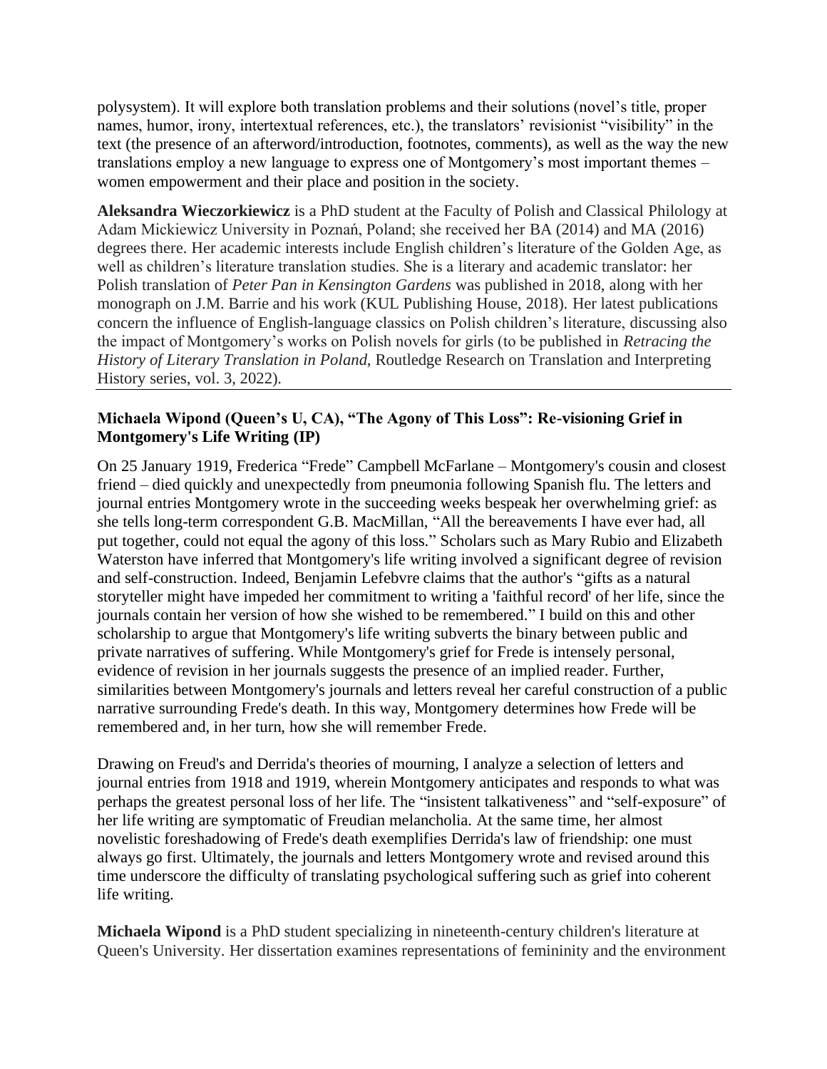polysystem). It will explore both translation problems and their solutions (novel's title, proper names, humor, irony, intertextual references, etc.), the translators' revisionist "visibility" in the text (the presence of an afterword/introduction, footnotes, comments), as well as the way the new translations employ a new language to express one of Montgomery's most important themes – women empowerment and their place and position in the society.

**Aleksandra Wieczorkiewicz** is a PhD student at the Faculty of Polish and Classical Philology at Adam Mickiewicz University in Poznań, Poland; she received her BA (2014) and MA (2016) degrees there. Her academic interests include English children's literature of the Golden Age, as well as children's literature translation studies. She is a literary and academic translator: her Polish translation of *Peter Pan in Kensington Gardens* was published in 2018, along with her monograph on J.M. Barrie and his work (KUL Publishing House, 2018). Her latest publications concern the influence of English-language classics on Polish children's literature, discussing also the impact of Montgomery's works on Polish novels for girls (to be published in *Retracing the History of Literary Translation in Poland*, Routledge Research on Translation and Interpreting History series, vol. 3, 2022).

---

**Michaela Wipond (Queen's U, CA), "The Agony of This Loss": Re-visioning Grief in Montgomery's Life Writing (IP)**

On 25 January 1919, Frederica "Frede" Campbell McFarlane – Montgomery's cousin and closest friend – died quickly and unexpectedly from pneumonia following Spanish flu. The letters and journal entries Montgomery wrote in the succeeding weeks bespeak her overwhelming grief: as she tells long-term correspondent G.B. MacMillan, "All the bereavements I have ever had, all put together, could not equal the agony of this loss." Scholars such as Mary Rubio and Elizabeth Waterston have inferred that Montgomery's life writing involved a significant degree of revision and self-construction. Indeed, Benjamin Lefebvre claims that the author's "gifts as a natural storyteller might have impeded her commitment to writing a 'faithful record' of her life, since the journals contain her version of how she wished to be remembered." I build on this and other scholarship to argue that Montgomery's life writing subverts the binary between public and private narratives of suffering. While Montgomery's grief for Frede is intensely personal, evidence of revision in her journals suggests the presence of an implied reader. Further, similarities between Montgomery's journals and letters reveal her careful construction of a public narrative surrounding Frede's death. In this way, Montgomery determines how Frede will be remembered and, in her turn, how she will remember Frede.

Drawing on Freud's and Derrida's theories of mourning, I analyze a selection of letters and journal entries from 1918 and 1919, wherein Montgomery anticipates and responds to what was perhaps the greatest personal loss of her life. The "insistent talkativeness" and "self-exposure" of her life writing are symptomatic of Freudian melancholia. At the same time, her almost novelistic foreshadowing of Frede's death exemplifies Derrida's law of friendship: one must always go first. Ultimately, the journals and letters Montgomery wrote and revised around this time underscore the difficulty of translating psychological suffering such as grief into coherent life writing.

**Michaela Wipond** is a PhD student specializing in nineteenth-century children's literature at Queen's University. Her dissertation examines representations of femininity and the environment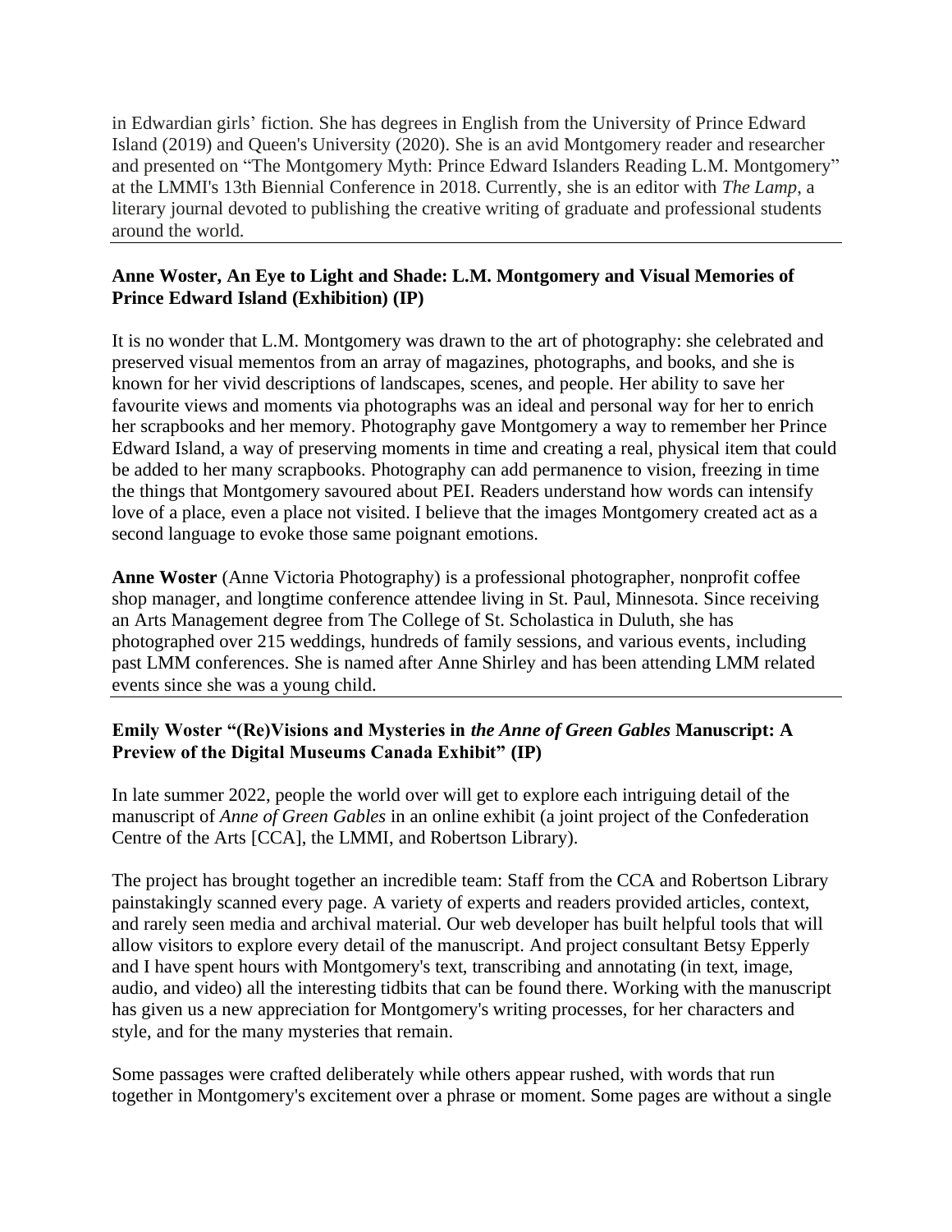in Edwardian girls' fiction. She has degrees in English from the University of Prince Edward Island (2019) and Queen's University (2020). She is an avid Montgomery reader and researcher and presented on "The Montgomery Myth: Prince Edward Islanders Reading L.M. Montgomery" at the LMMI's 13th Biennial Conference in 2018. Currently, she is an editor with *The Lamp*, a literary journal devoted to publishing the creative writing of graduate and professional students around the world.

---

**Anne Woster, An Eye to Light and Shade: L.M. Montgomery and Visual Memories of Prince Edward Island (Exhibition) (IP)**

It is no wonder that L.M. Montgomery was drawn to the art of photography: she celebrated and preserved visual mementos from an array of magazines, photographs, and books, and she is known for her vivid descriptions of landscapes, scenes, and people. Her ability to save her favourite views and moments via photographs was an ideal and personal way for her to enrich her scrapbooks and her memory. Photography gave Montgomery a way to remember her Prince Edward Island, a way of preserving moments in time and creating a real, physical item that could be added to her many scrapbooks. Photography can add permanence to vision, freezing in time the things that Montgomery savoured about PEI. Readers understand how words can intensify love of a place, even a place not visited. I believe that the images Montgomery created act as a second language to evoke those same poignant emotions.

**Anne Woster** (Anne Victoria Photography) is a professional photographer, nonprofit coffee shop manager, and longtime conference attendee living in St. Paul, Minnesota. Since receiving an Arts Management degree from The College of St. Scholastica in Duluth, she has photographed over 215 weddings, hundreds of family sessions, and various events, including past LMM conferences. She is named after Anne Shirley and has been attending LMM related events since she was a young child.

---

**Emily Woster "(Re)Visions and Mysteries in *the Anne of Green Gables* Manuscript: A Preview of the Digital Museums Canada Exhibit" (IP)**

In late summer 2022, people the world over will get to explore each intriguing detail of the manuscript of *Anne of Green Gables* in an online exhibit (a joint project of the Confederation Centre of the Arts [CCA], the LMMI, and Robertson Library).

The project has brought together an incredible team: Staff from the CCA and Robertson Library painstakingly scanned every page. A variety of experts and readers provided articles, context, and rarely seen media and archival material. Our web developer has built helpful tools that will allow visitors to explore every detail of the manuscript. And project consultant Betsy Epperly and I have spent hours with Montgomery's text, transcribing and annotating (in text, image, audio, and video) all the interesting tidbits that can be found there. Working with the manuscript has given us a new appreciation for Montgomery's writing processes, for her characters and style, and for the many mysteries that remain.

Some passages were crafted deliberately while others appear rushed, with words that run together in Montgomery's excitement over a phrase or moment. Some pages are without a single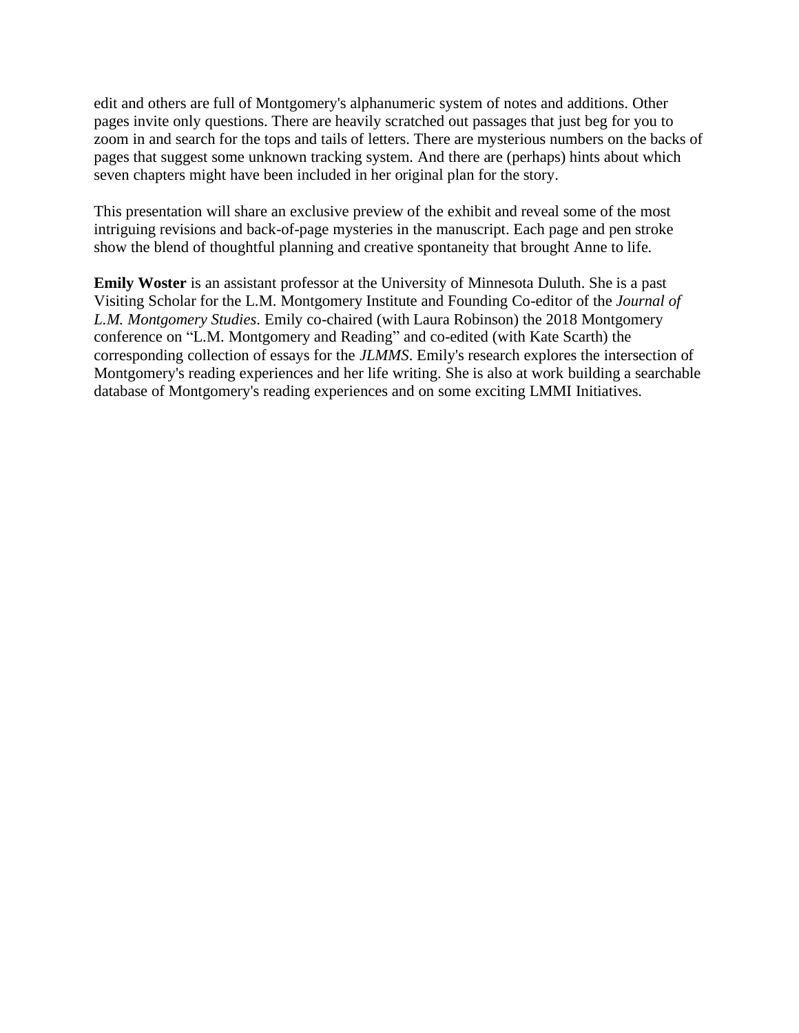edit and others are full of Montgomery's alphanumeric system of notes and additions. Other pages invite only questions. There are heavily scratched out passages that just beg for you to zoom in and search for the tops and tails of letters. There are mysterious numbers on the backs of pages that suggest some unknown tracking system. And there are (perhaps) hints about which seven chapters might have been included in her original plan for the story.

This presentation will share an exclusive preview of the exhibit and reveal some of the most intriguing revisions and back-of-page mysteries in the manuscript. Each page and pen stroke show the blend of thoughtful planning and creative spontaneity that brought Anne to life.

**Emily Woster** is an assistant professor at the University of Minnesota Duluth. She is a past Visiting Scholar for the L.M. Montgomery Institute and Founding Co-editor of the *Journal of L.M. Montgomery Studies*. Emily co-chaired (with Laura Robinson) the 2018 Montgomery conference on "L.M. Montgomery and Reading" and co-edited (with Kate Scarth) the corresponding collection of essays for the *JLMMS*. Emily's research explores the intersection of Montgomery's reading experiences and her life writing. She is also at work building a searchable database of Montgomery's reading experiences and on some exciting LMMI Initiatives.